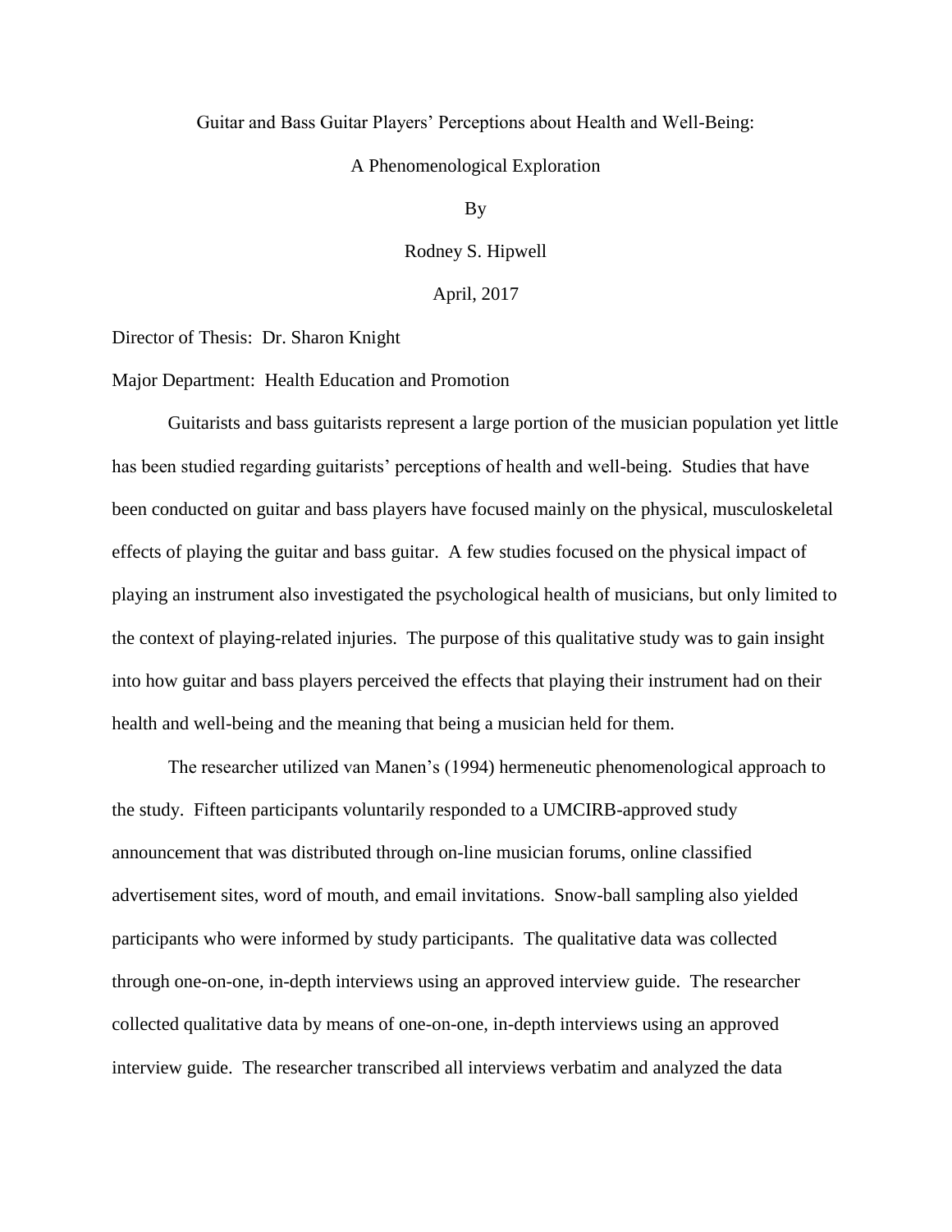Guitar and Bass Guitar Players' Perceptions about Health and Well-Being:

A Phenomenological Exploration

By

Rodney S. Hipwell

April, 2017

Director of Thesis: Dr. Sharon Knight

Major Department: Health Education and Promotion

Guitarists and bass guitarists represent a large portion of the musician population yet little has been studied regarding guitarists' perceptions of health and well-being. Studies that have been conducted on guitar and bass players have focused mainly on the physical, musculoskeletal effects of playing the guitar and bass guitar. A few studies focused on the physical impact of playing an instrument also investigated the psychological health of musicians, but only limited to the context of playing-related injuries. The purpose of this qualitative study was to gain insight into how guitar and bass players perceived the effects that playing their instrument had on their health and well-being and the meaning that being a musician held for them.

The researcher utilized van Manen's (1994) hermeneutic phenomenological approach to the study. Fifteen participants voluntarily responded to a UMCIRB-approved study announcement that was distributed through on-line musician forums, online classified advertisement sites, word of mouth, and email invitations. Snow-ball sampling also yielded participants who were informed by study participants. The qualitative data was collected through one-on-one, in-depth interviews using an approved interview guide. The researcher collected qualitative data by means of one-on-one, in-depth interviews using an approved interview guide. The researcher transcribed all interviews verbatim and analyzed the data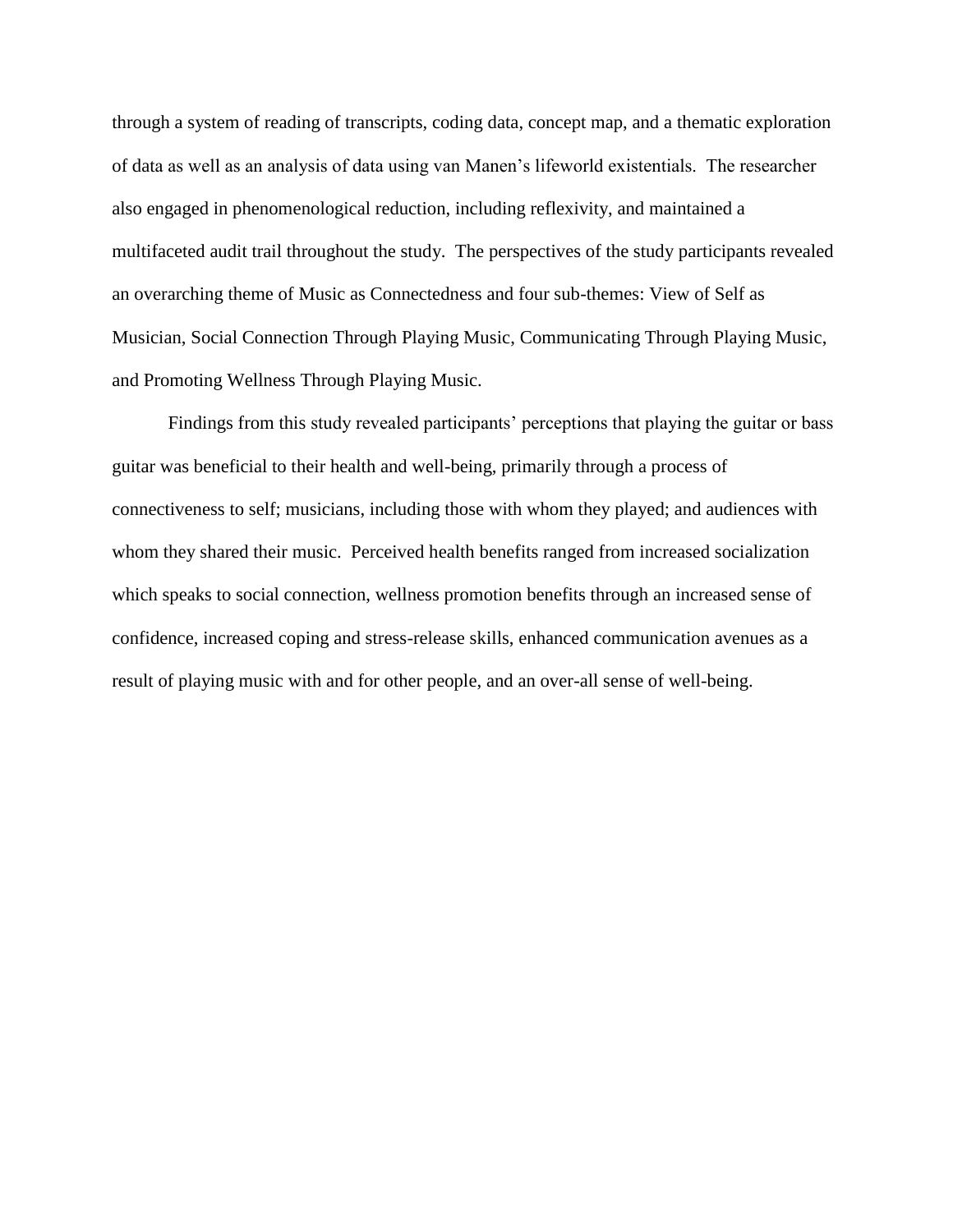through a system of reading of transcripts, coding data, concept map, and a thematic exploration of data as well as an analysis of data using van Manen's lifeworld existentials. The researcher also engaged in phenomenological reduction, including reflexivity, and maintained a multifaceted audit trail throughout the study. The perspectives of the study participants revealed an overarching theme of Music as Connectedness and four sub-themes: View of Self as Musician, Social Connection Through Playing Music, Communicating Through Playing Music, and Promoting Wellness Through Playing Music.

Findings from this study revealed participants' perceptions that playing the guitar or bass guitar was beneficial to their health and well-being, primarily through a process of connectiveness to self; musicians, including those with whom they played; and audiences with whom they shared their music. Perceived health benefits ranged from increased socialization which speaks to social connection, wellness promotion benefits through an increased sense of confidence, increased coping and stress-release skills, enhanced communication avenues as a result of playing music with and for other people, and an over-all sense of well-being.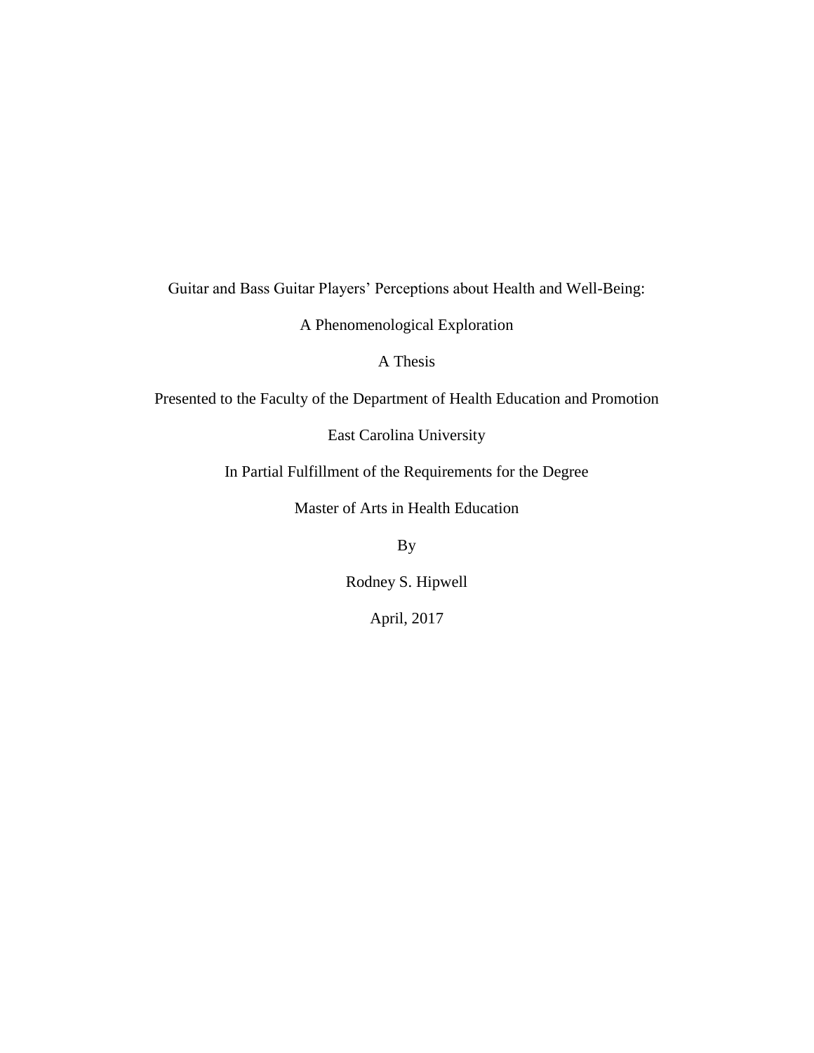Guitar and Bass Guitar Players' Perceptions about Health and Well-Being:

A Phenomenological Exploration

A Thesis

Presented to the Faculty of the Department of Health Education and Promotion

East Carolina University

In Partial Fulfillment of the Requirements for the Degree

Master of Arts in Health Education

By

Rodney S. Hipwell

April, 2017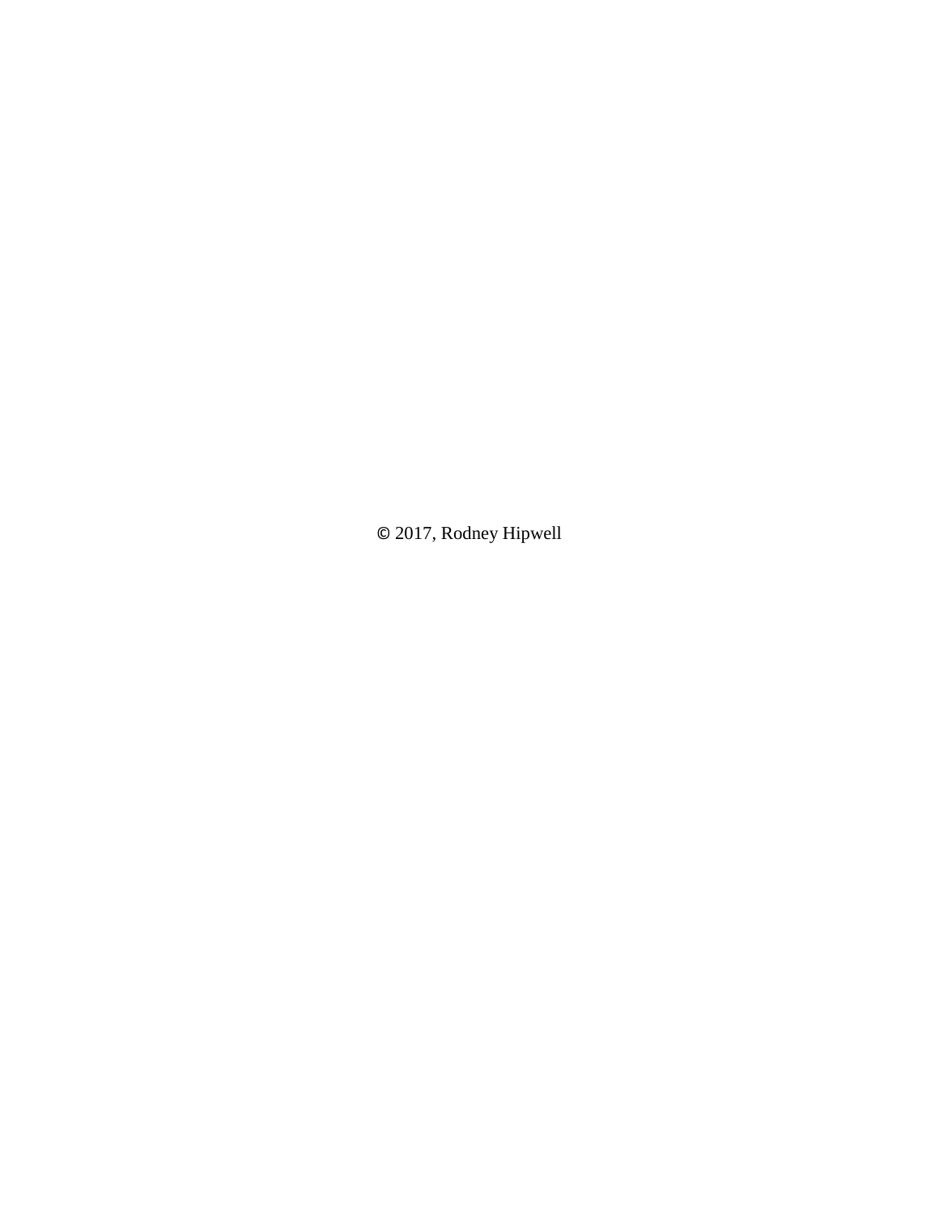© 2017, Rodney Hipwell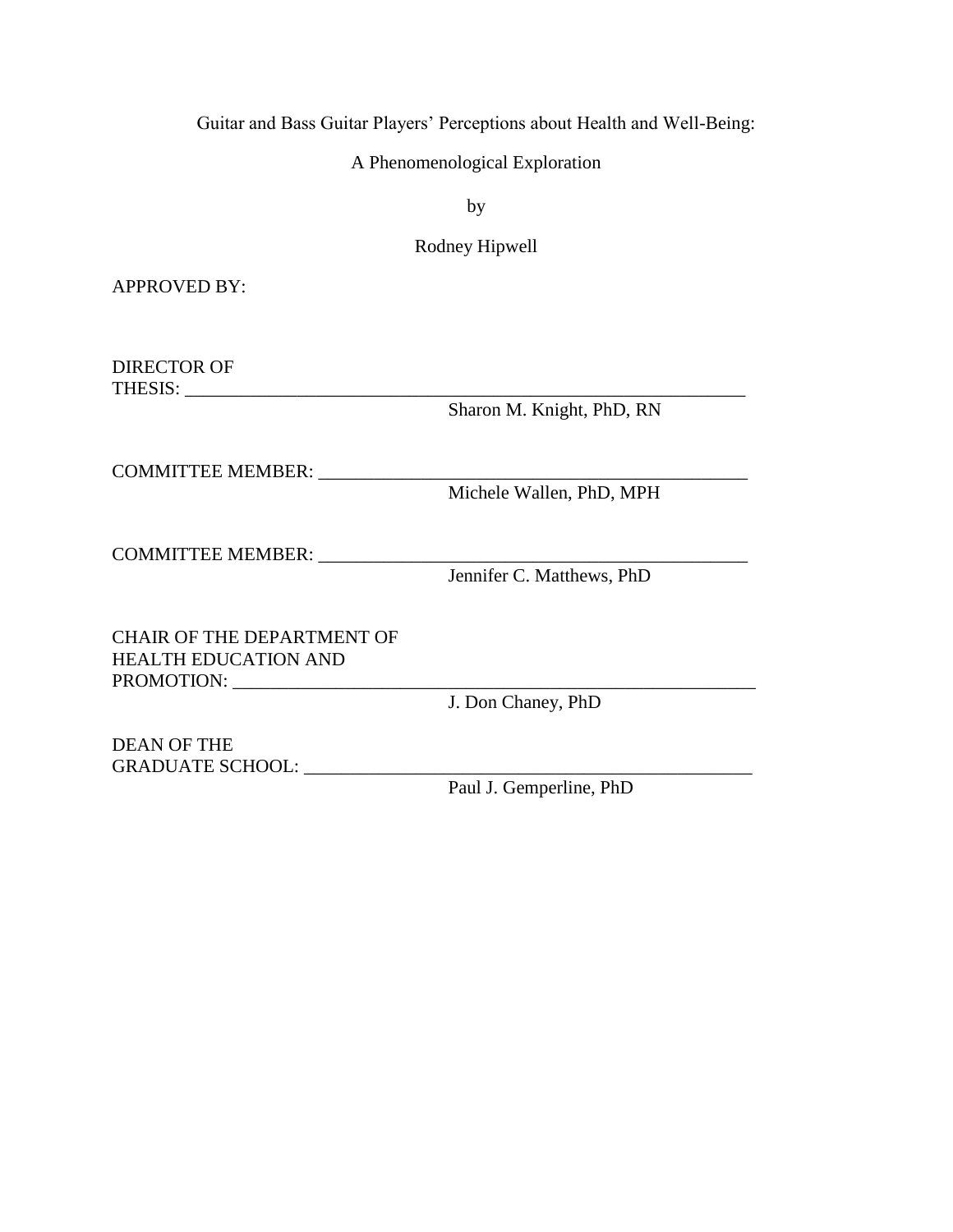Guitar and Bass Guitar Players' Perceptions about Health and Well-Being:

A Phenomenological Exploration

by

Rodney Hipwell

APPROVED BY:

DIRECTOR OF
THESIS: _______________________________________________________________
Sharon M. Knight, PhD, RN

COMMITTEE MEMBER: _______________________________________________
Michele Wallen, PhD, MPH

COMMITTEE MEMBER: _______________________________________________
Jennifer C. Matthews, PhD

CHAIR OF THE DEPARTMENT OF
HEALTH EDUCATION AND
PROMOTION: ________________________________________________________
J. Don Chaney, PhD

DEAN OF THE
GRADUATE SCHOOL: _________________________________________________
Paul J. Gemperline, PhD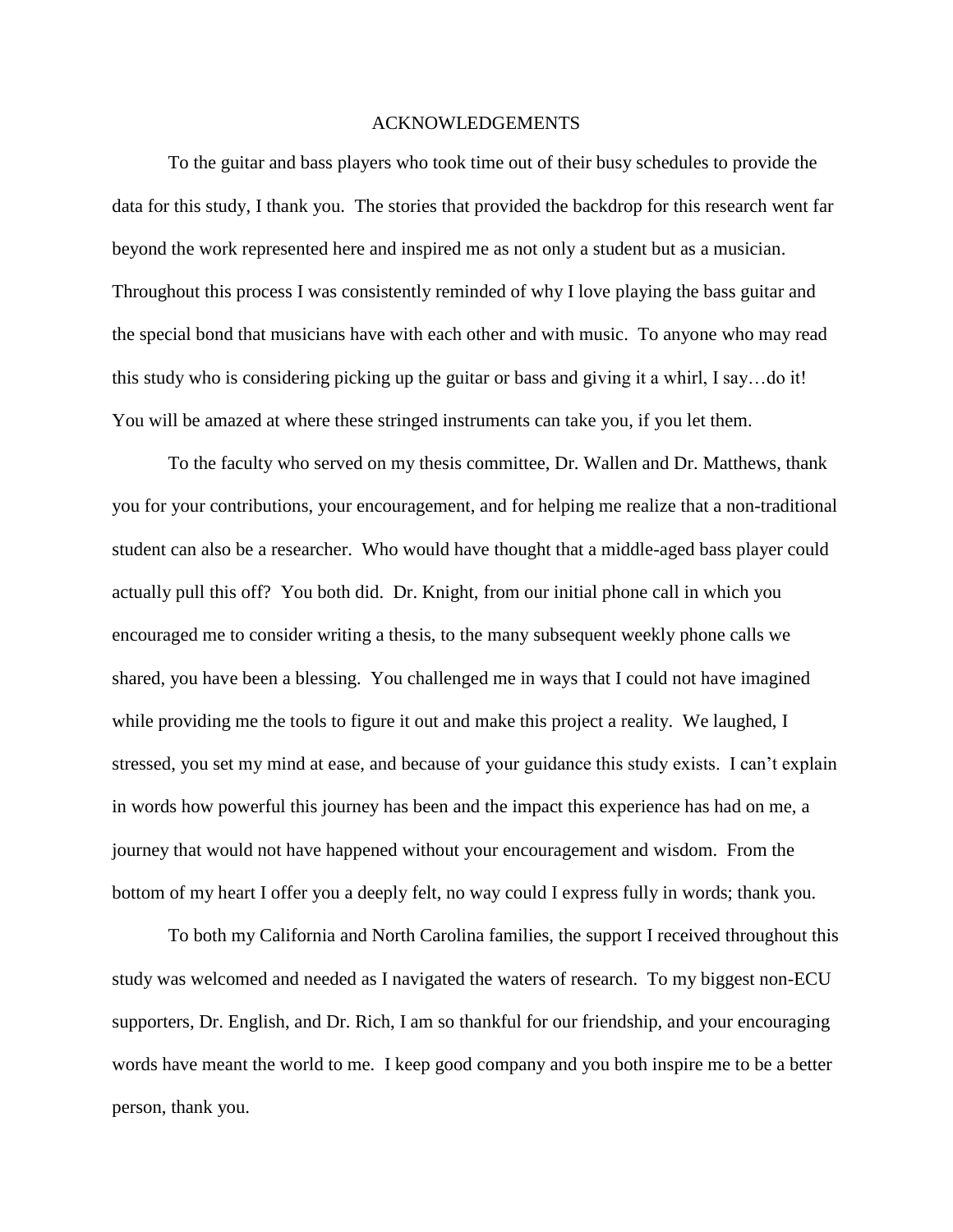# ACKNOWLEDGEMENTS

To the guitar and bass players who took time out of their busy schedules to provide the data for this study, I thank you. The stories that provided the backdrop for this research went far beyond the work represented here and inspired me as not only a student but as a musician. Throughout this process I was consistently reminded of why I love playing the bass guitar and the special bond that musicians have with each other and with music. To anyone who may read this study who is considering picking up the guitar or bass and giving it a whirl, I say…do it! You will be amazed at where these stringed instruments can take you, if you let them.

To the faculty who served on my thesis committee, Dr. Wallen and Dr. Matthews, thank you for your contributions, your encouragement, and for helping me realize that a non-traditional student can also be a researcher. Who would have thought that a middle-aged bass player could actually pull this off? You both did. Dr. Knight, from our initial phone call in which you encouraged me to consider writing a thesis, to the many subsequent weekly phone calls we shared, you have been a blessing. You challenged me in ways that I could not have imagined while providing me the tools to figure it out and make this project a reality. We laughed, I stressed, you set my mind at ease, and because of your guidance this study exists. I can't explain in words how powerful this journey has been and the impact this experience has had on me, a journey that would not have happened without your encouragement and wisdom. From the bottom of my heart I offer you a deeply felt, no way could I express fully in words; thank you.

To both my California and North Carolina families, the support I received throughout this study was welcomed and needed as I navigated the waters of research. To my biggest non-ECU supporters, Dr. English, and Dr. Rich, I am so thankful for our friendship, and your encouraging words have meant the world to me. I keep good company and you both inspire me to be a better person, thank you.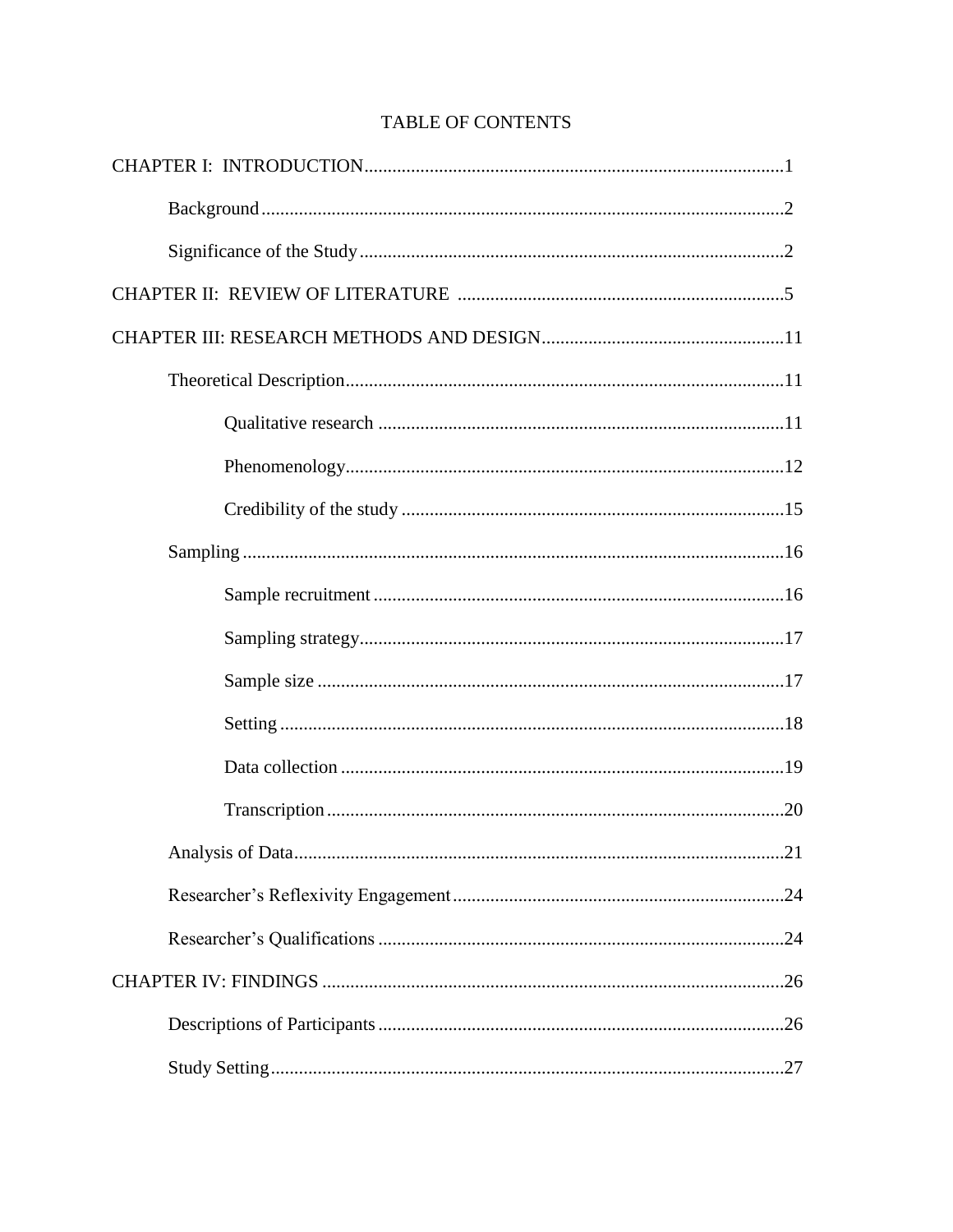# TABLE OF CONTENTS

CHAPTER I: INTRODUCTION.........................................................................................1

- Background...............................................................................................................2
- Significance of the Study..........................................................................................2

CHAPTER II: REVIEW OF LITERATURE .....................................................................5

CHAPTER III: RESEARCH METHODS AND DESIGN...................................................11

- Theoretical Description.............................................................................................11
  - Qualitative research .....................................................................................11
  - Phenomenology.............................................................................................12
  - Credibility of the study .................................................................................15
- Sampling ..................................................................................................................16
  - Sample recruitment .......................................................................................16
  - Sampling strategy..........................................................................................17
  - Sample size ...................................................................................................17
  - Setting ..........................................................................................................18
  - Data collection ..............................................................................................19
  - Transcription .................................................................................................20
- Analysis of Data........................................................................................................21
- Researcher's Reflexivity Engagement......................................................................24
- Researcher's Qualifications ......................................................................................24

CHAPTER IV: FINDINGS ..................................................................................................26

- Descriptions of Participants......................................................................................26
- Study Setting.............................................................................................................27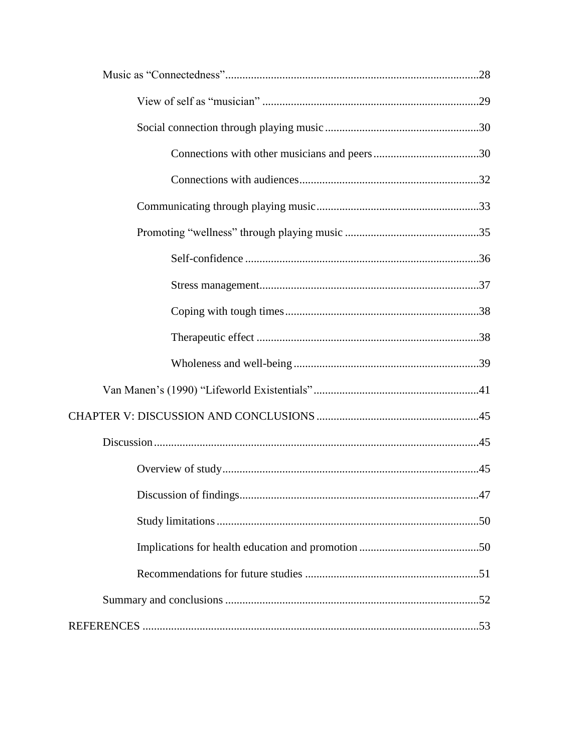Music as "Connectedness" ........................................................................................ 28

View of self as "musician" ........................................................................... 29

Social connection through playing music ..................................................... 30

Connections with other musicians and peers ..................................... 30

Connections with audiences ............................................................... 32

Communicating through playing music ......................................................... 33

Promoting "wellness" through playing music ............................................... 35

Self-confidence ................................................................................. 36

Stress management ............................................................................. 37

Coping with tough times .................................................................... 38

Therapeutic effect .............................................................................. 38

Wholeness and well-being ................................................................. 39

Van Manen's (1990) "Lifeworld Existentials" .......................................................... 41

CHAPTER V: DISCUSSION AND CONCLUSIONS ......................................................... 45

Discussion ................................................................................................................. 45

Overview of study ......................................................................................... 45

Discussion of findings ................................................................................... 47

Study limitations ........................................................................................... 50

Implications for health education and promotion .......................................... 50

Recommendations for future studies ............................................................. 51

Summary and conclusions ......................................................................................... 52

REFERENCES ..................................................................................................................... 53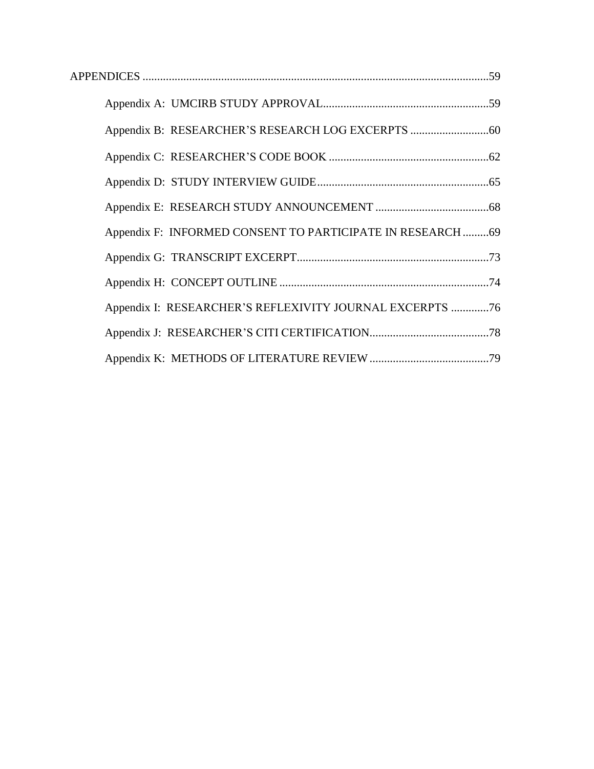APPENDICES ....................................................................................................................59

Appendix A: UMCIRB STUDY APPROVAL.........................................................59

Appendix B: RESEARCHER'S RESEARCH LOG EXCERPTS ...........................60

Appendix C: RESEARCHER'S CODE BOOK .......................................................62

Appendix D: STUDY INTERVIEW GUIDE...........................................................65

Appendix E: RESEARCH STUDY ANNOUNCEMENT .......................................68

Appendix F: INFORMED CONSENT TO PARTICIPATE IN RESEARCH .........69

Appendix G: TRANSCRIPT EXCERPT..................................................................73

Appendix H: CONCEPT OUTLINE ........................................................................74

Appendix I: RESEARCHER'S REFLEXIVITY JOURNAL EXCERPTS .............76

Appendix J: RESEARCHER'S CITI CERTIFICATION.........................................78

Appendix K: METHODS OF LITERATURE REVIEW.........................................79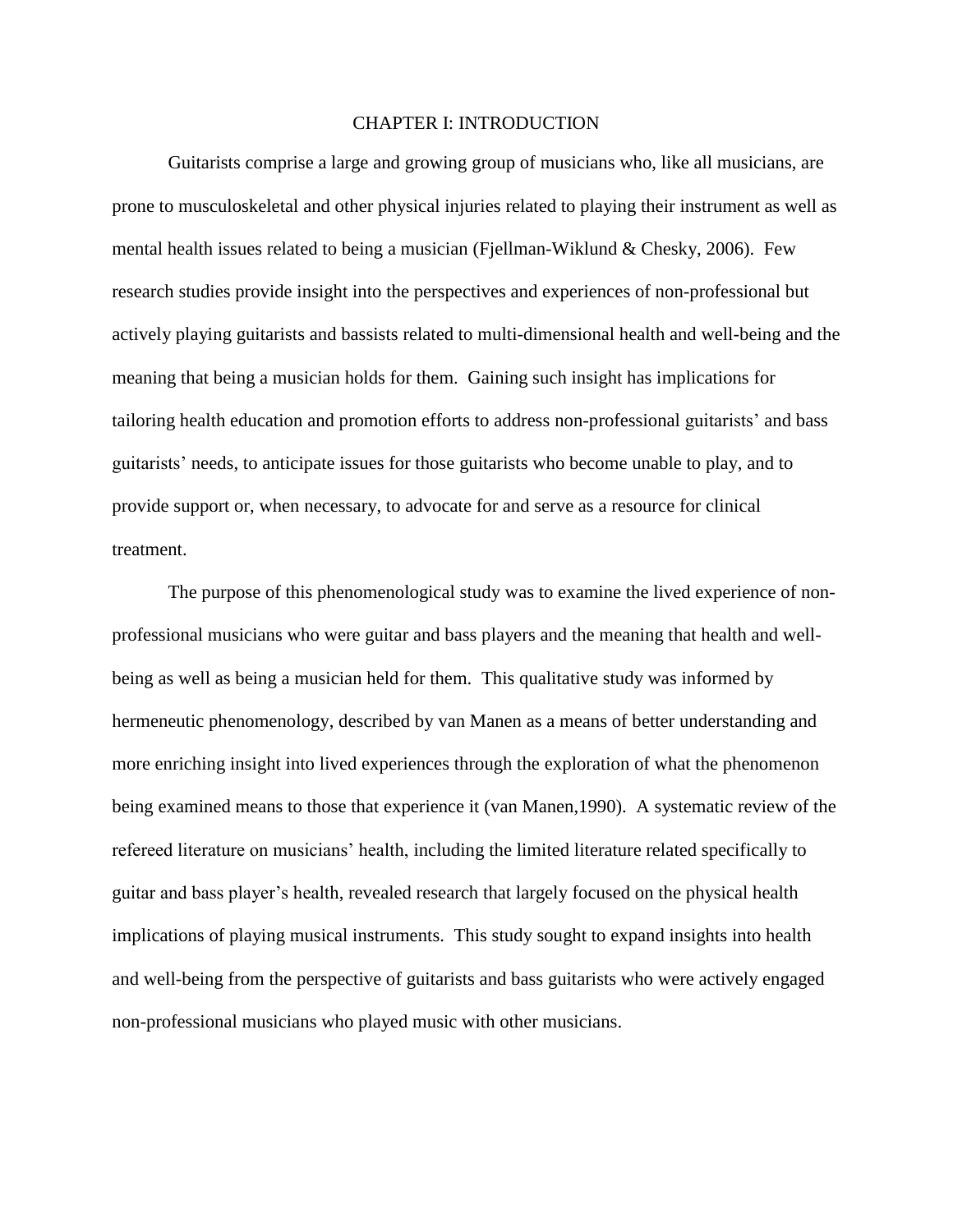# CHAPTER I: INTRODUCTION

Guitarists comprise a large and growing group of musicians who, like all musicians, are prone to musculoskeletal and other physical injuries related to playing their instrument as well as mental health issues related to being a musician (Fjellman-Wiklund & Chesky, 2006). Few research studies provide insight into the perspectives and experiences of non-professional but actively playing guitarists and bassists related to multi-dimensional health and well-being and the meaning that being a musician holds for them. Gaining such insight has implications for tailoring health education and promotion efforts to address non-professional guitarists' and bass guitarists' needs, to anticipate issues for those guitarists who become unable to play, and to provide support or, when necessary, to advocate for and serve as a resource for clinical treatment.

The purpose of this phenomenological study was to examine the lived experience of non-professional musicians who were guitar and bass players and the meaning that health and well-being as well as being a musician held for them. This qualitative study was informed by hermeneutic phenomenology, described by van Manen as a means of better understanding and more enriching insight into lived experiences through the exploration of what the phenomenon being examined means to those that experience it (van Manen,1990). A systematic review of the refereed literature on musicians' health, including the limited literature related specifically to guitar and bass player's health, revealed research that largely focused on the physical health implications of playing musical instruments. This study sought to expand insights into health and well-being from the perspective of guitarists and bass guitarists who were actively engaged non-professional musicians who played music with other musicians.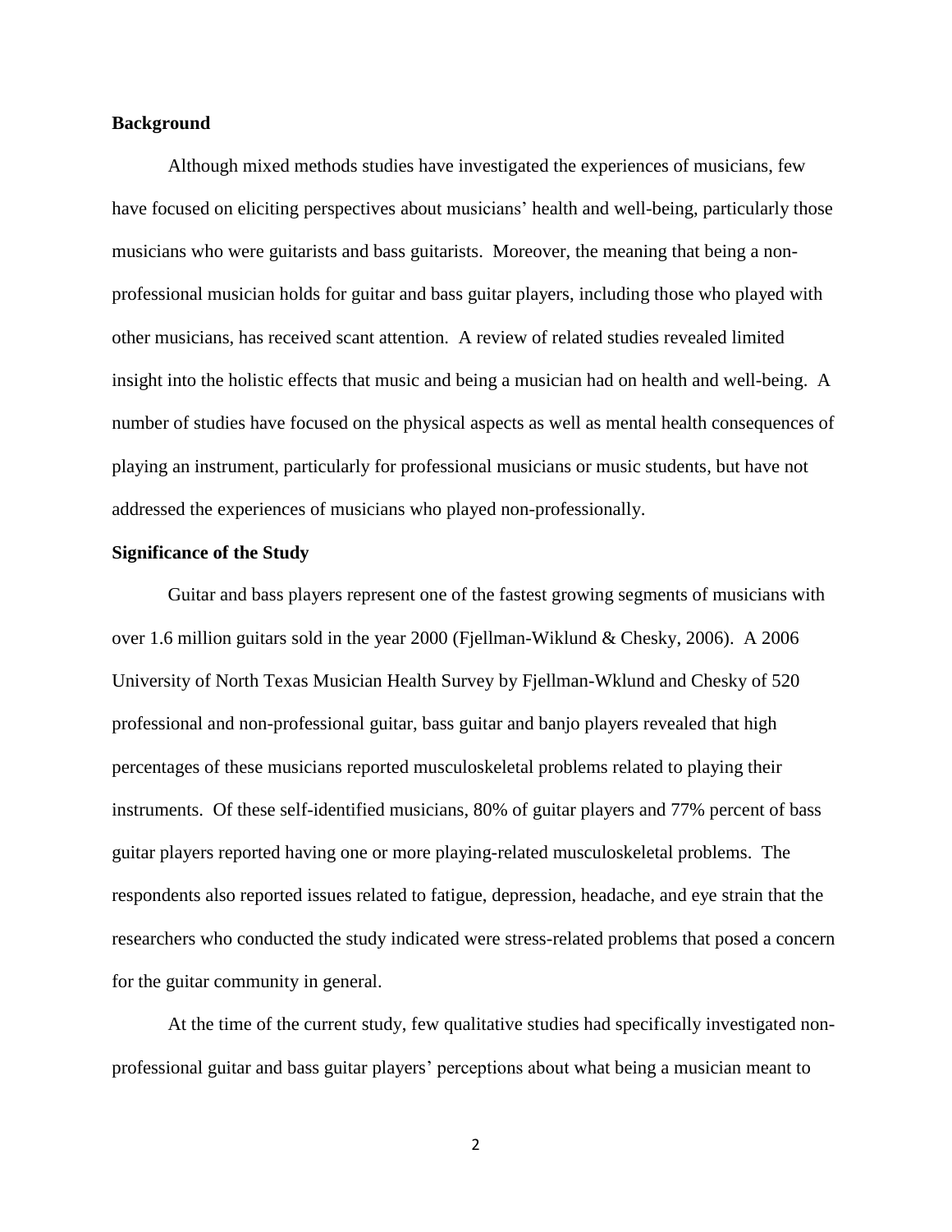**Background**

Although mixed methods studies have investigated the experiences of musicians, few have focused on eliciting perspectives about musicians' health and well-being, particularly those musicians who were guitarists and bass guitarists. Moreover, the meaning that being a non-professional musician holds for guitar and bass guitar players, including those who played with other musicians, has received scant attention. A review of related studies revealed limited insight into the holistic effects that music and being a musician had on health and well-being. A number of studies have focused on the physical aspects as well as mental health consequences of playing an instrument, particularly for professional musicians or music students, but have not addressed the experiences of musicians who played non-professionally.

**Significance of the Study**

Guitar and bass players represent one of the fastest growing segments of musicians with over 1.6 million guitars sold in the year 2000 (Fjellman-Wiklund & Chesky, 2006). A 2006 University of North Texas Musician Health Survey by Fjellman-Wklund and Chesky of 520 professional and non-professional guitar, bass guitar and banjo players revealed that high percentages of these musicians reported musculoskeletal problems related to playing their instruments. Of these self-identified musicians, 80% of guitar players and 77% percent of bass guitar players reported having one or more playing-related musculoskeletal problems. The respondents also reported issues related to fatigue, depression, headache, and eye strain that the researchers who conducted the study indicated were stress-related problems that posed a concern for the guitar community in general.

At the time of the current study, few qualitative studies had specifically investigated non-professional guitar and bass guitar players' perceptions about what being a musician meant to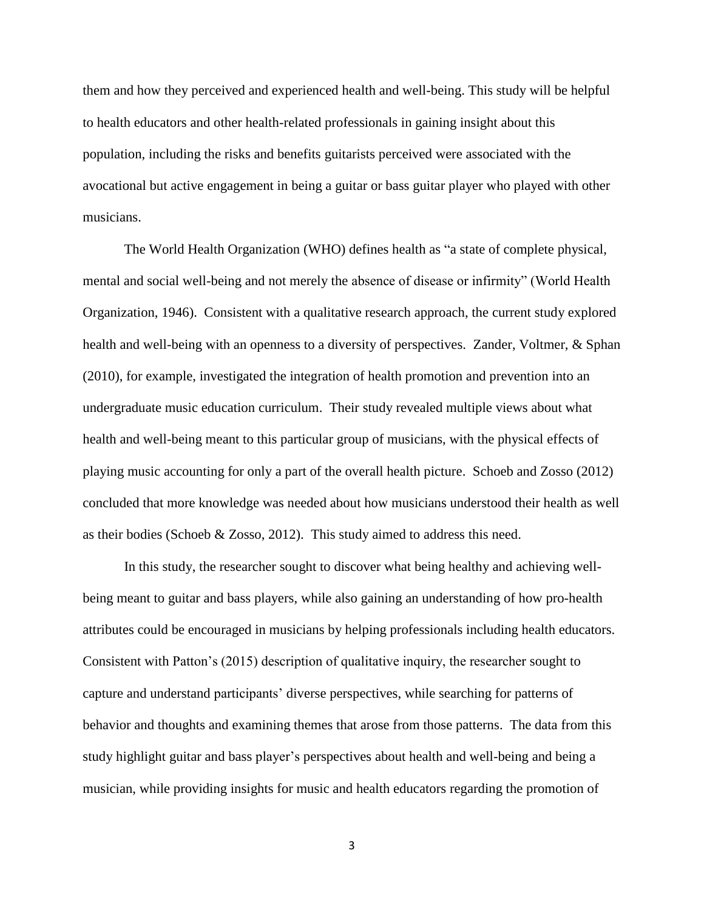them and how they perceived and experienced health and well-being. This study will be helpful to health educators and other health-related professionals in gaining insight about this population, including the risks and benefits guitarists perceived were associated with the avocational but active engagement in being a guitar or bass guitar player who played with other musicians.

The World Health Organization (WHO) defines health as "a state of complete physical, mental and social well-being and not merely the absence of disease or infirmity" (World Health Organization, 1946). Consistent with a qualitative research approach, the current study explored health and well-being with an openness to a diversity of perspectives. Zander, Voltmer, & Sphan (2010), for example, investigated the integration of health promotion and prevention into an undergraduate music education curriculum. Their study revealed multiple views about what health and well-being meant to this particular group of musicians, with the physical effects of playing music accounting for only a part of the overall health picture. Schoeb and Zosso (2012) concluded that more knowledge was needed about how musicians understood their health as well as their bodies (Schoeb & Zosso, 2012). This study aimed to address this need.

In this study, the researcher sought to discover what being healthy and achieving well-being meant to guitar and bass players, while also gaining an understanding of how pro-health attributes could be encouraged in musicians by helping professionals including health educators. Consistent with Patton's (2015) description of qualitative inquiry, the researcher sought to capture and understand participants' diverse perspectives, while searching for patterns of behavior and thoughts and examining themes that arose from those patterns. The data from this study highlight guitar and bass player's perspectives about health and well-being and being a musician, while providing insights for music and health educators regarding the promotion of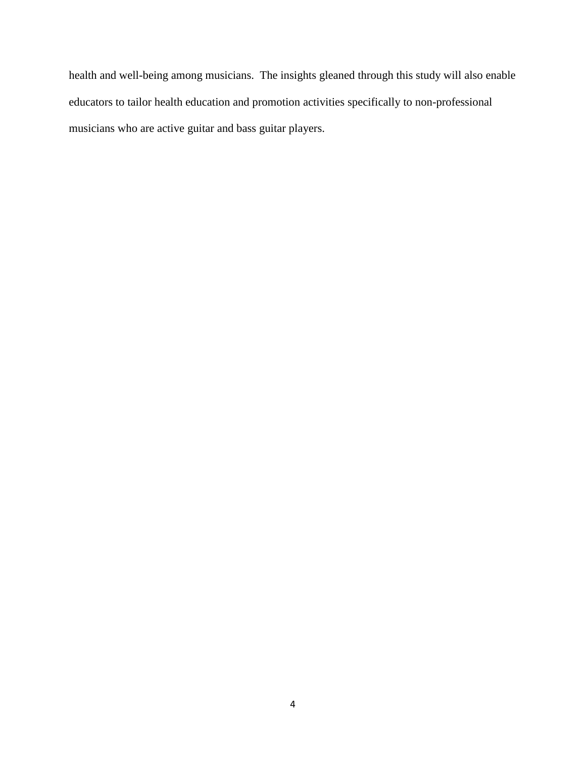health and well-being among musicians.  The insights gleaned through this study will also enable educators to tailor health education and promotion activities specifically to non-professional musicians who are active guitar and bass guitar players.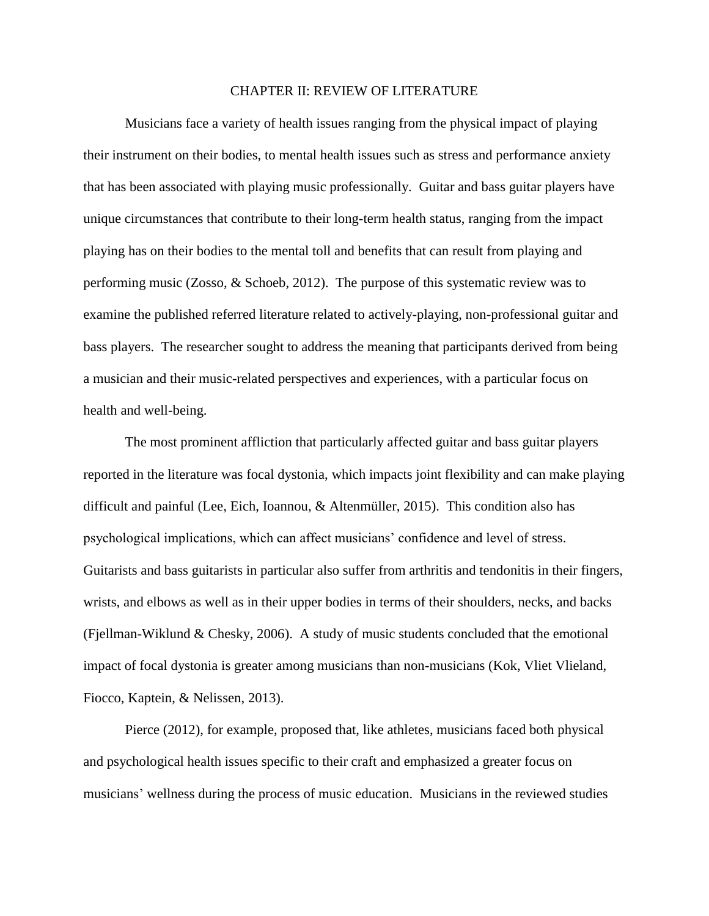# CHAPTER II: REVIEW OF LITERATURE

Musicians face a variety of health issues ranging from the physical impact of playing their instrument on their bodies, to mental health issues such as stress and performance anxiety that has been associated with playing music professionally. Guitar and bass guitar players have unique circumstances that contribute to their long-term health status, ranging from the impact playing has on their bodies to the mental toll and benefits that can result from playing and performing music (Zosso, & Schoeb, 2012). The purpose of this systematic review was to examine the published referred literature related to actively-playing, non-professional guitar and bass players. The researcher sought to address the meaning that participants derived from being a musician and their music-related perspectives and experiences, with a particular focus on health and well-being.

The most prominent affliction that particularly affected guitar and bass guitar players reported in the literature was focal dystonia, which impacts joint flexibility and can make playing difficult and painful (Lee, Eich, Ioannou, & Altenmüller, 2015). This condition also has psychological implications, which can affect musicians' confidence and level of stress. Guitarists and bass guitarists in particular also suffer from arthritis and tendonitis in their fingers, wrists, and elbows as well as in their upper bodies in terms of their shoulders, necks, and backs (Fjellman-Wiklund & Chesky, 2006). A study of music students concluded that the emotional impact of focal dystonia is greater among musicians than non-musicians (Kok, Vliet Vlieland, Fiocco, Kaptein, & Nelissen, 2013).

Pierce (2012), for example, proposed that, like athletes, musicians faced both physical and psychological health issues specific to their craft and emphasized a greater focus on musicians' wellness during the process of music education. Musicians in the reviewed studies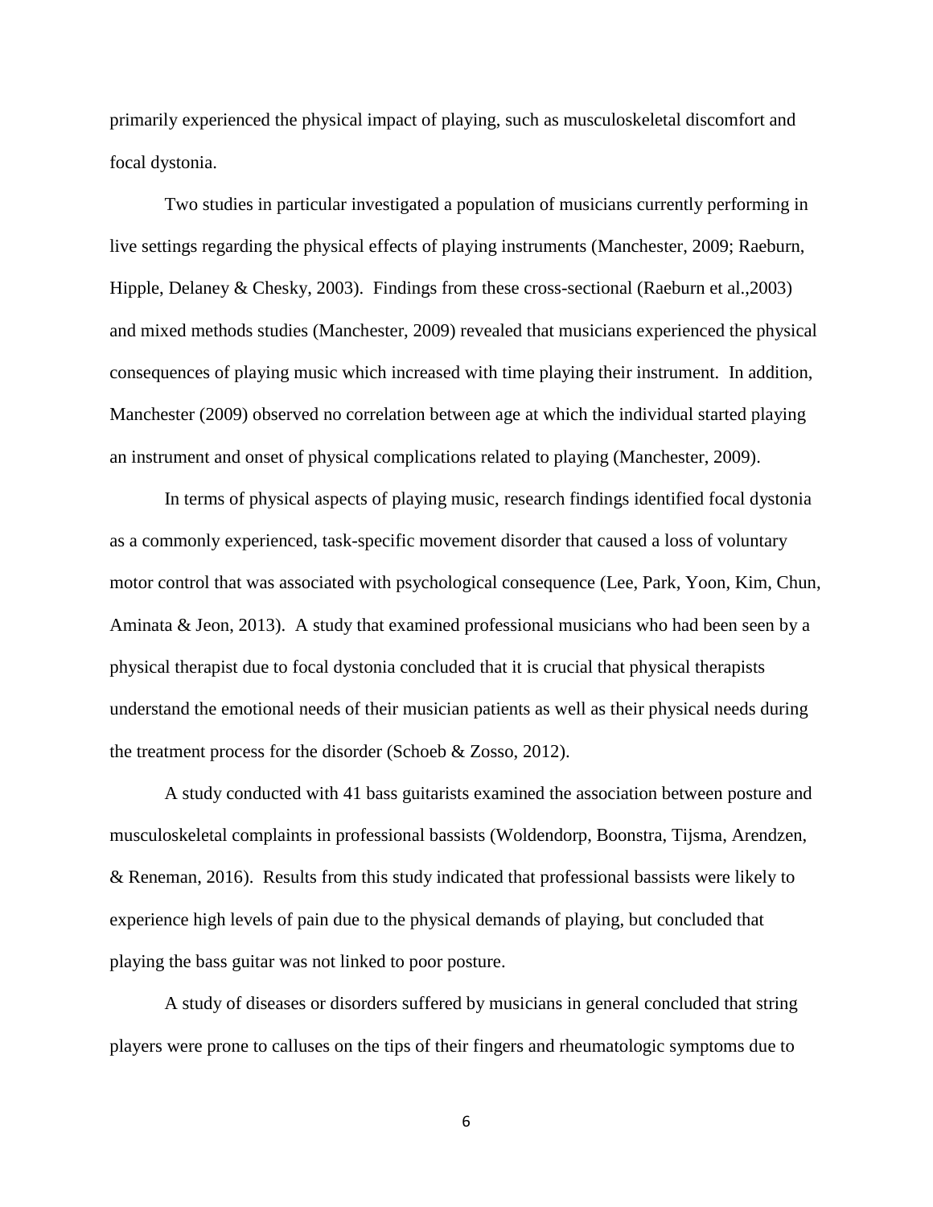primarily experienced the physical impact of playing, such as musculoskeletal discomfort and focal dystonia.

Two studies in particular investigated a population of musicians currently performing in live settings regarding the physical effects of playing instruments (Manchester, 2009; Raeburn, Hipple, Delaney & Chesky, 2003). Findings from these cross-sectional (Raeburn et al.,2003) and mixed methods studies (Manchester, 2009) revealed that musicians experienced the physical consequences of playing music which increased with time playing their instrument. In addition, Manchester (2009) observed no correlation between age at which the individual started playing an instrument and onset of physical complications related to playing (Manchester, 2009).

In terms of physical aspects of playing music, research findings identified focal dystonia as a commonly experienced, task-specific movement disorder that caused a loss of voluntary motor control that was associated with psychological consequence (Lee, Park, Yoon, Kim, Chun, Aminata & Jeon, 2013). A study that examined professional musicians who had been seen by a physical therapist due to focal dystonia concluded that it is crucial that physical therapists understand the emotional needs of their musician patients as well as their physical needs during the treatment process for the disorder (Schoeb & Zosso, 2012).

A study conducted with 41 bass guitarists examined the association between posture and musculoskeletal complaints in professional bassists (Woldendorp, Boonstra, Tijsma, Arendzen, & Reneman, 2016). Results from this study indicated that professional bassists were likely to experience high levels of pain due to the physical demands of playing, but concluded that playing the bass guitar was not linked to poor posture.

A study of diseases or disorders suffered by musicians in general concluded that string players were prone to calluses on the tips of their fingers and rheumatologic symptoms due to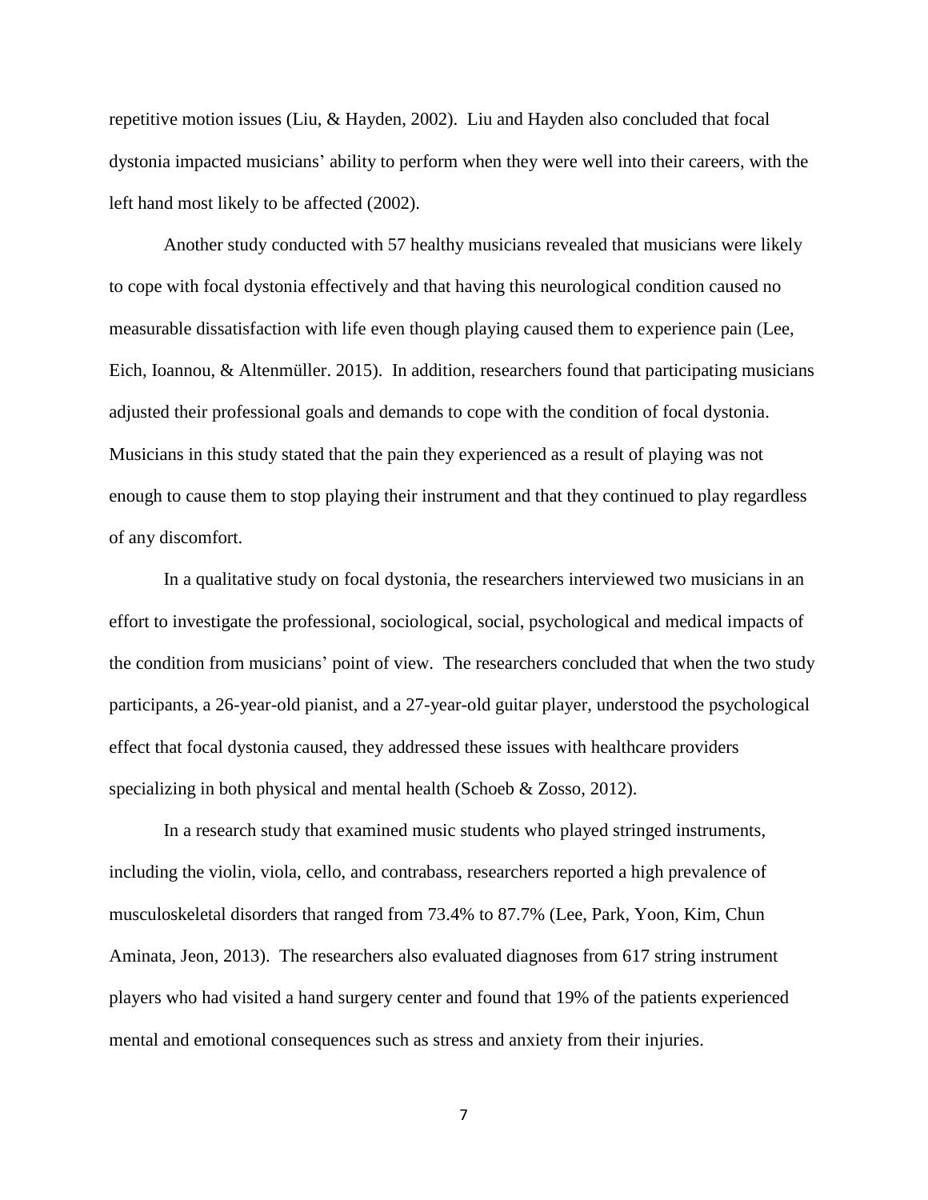repetitive motion issues (Liu, & Hayden, 2002). Liu and Hayden also concluded that focal dystonia impacted musicians' ability to perform when they were well into their careers, with the left hand most likely to be affected (2002).

Another study conducted with 57 healthy musicians revealed that musicians were likely to cope with focal dystonia effectively and that having this neurological condition caused no measurable dissatisfaction with life even though playing caused them to experience pain (Lee, Eich, Ioannou, & Altenmüller. 2015). In addition, researchers found that participating musicians adjusted their professional goals and demands to cope with the condition of focal dystonia. Musicians in this study stated that the pain they experienced as a result of playing was not enough to cause them to stop playing their instrument and that they continued to play regardless of any discomfort.

In a qualitative study on focal dystonia, the researchers interviewed two musicians in an effort to investigate the professional, sociological, social, psychological and medical impacts of the condition from musicians' point of view. The researchers concluded that when the two study participants, a 26-year-old pianist, and a 27-year-old guitar player, understood the psychological effect that focal dystonia caused, they addressed these issues with healthcare providers specializing in both physical and mental health (Schoeb & Zosso, 2012).

In a research study that examined music students who played stringed instruments, including the violin, viola, cello, and contrabass, researchers reported a high prevalence of musculoskeletal disorders that ranged from 73.4% to 87.7% (Lee, Park, Yoon, Kim, Chun Aminata, Jeon, 2013). The researchers also evaluated diagnoses from 617 string instrument players who had visited a hand surgery center and found that 19% of the patients experienced mental and emotional consequences such as stress and anxiety from their injuries.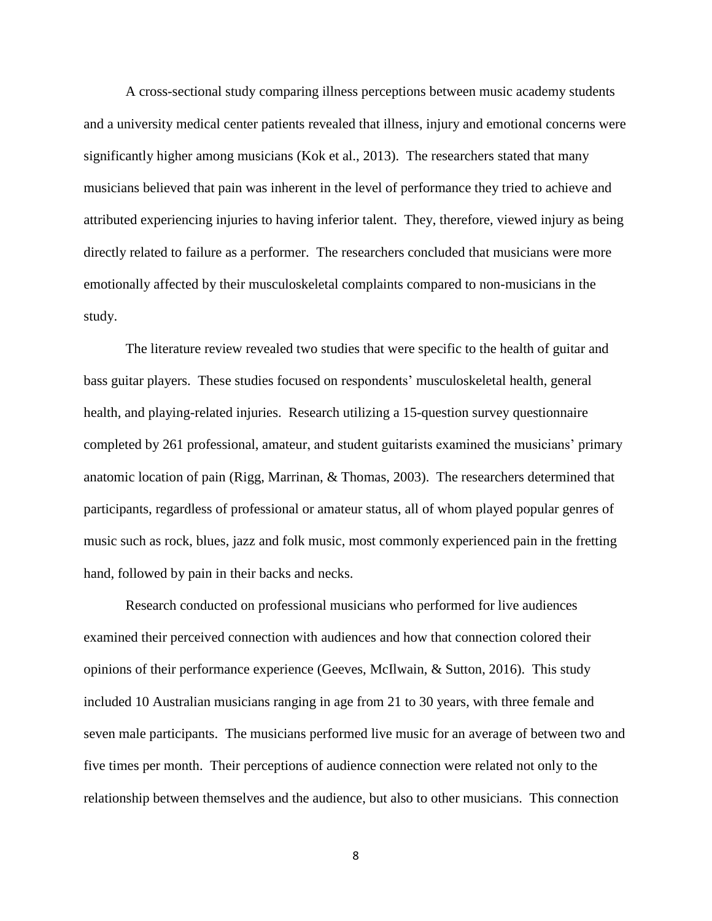A cross-sectional study comparing illness perceptions between music academy students and a university medical center patients revealed that illness, injury and emotional concerns were significantly higher among musicians (Kok et al., 2013). The researchers stated that many musicians believed that pain was inherent in the level of performance they tried to achieve and attributed experiencing injuries to having inferior talent. They, therefore, viewed injury as being directly related to failure as a performer. The researchers concluded that musicians were more emotionally affected by their musculoskeletal complaints compared to non-musicians in the study.

The literature review revealed two studies that were specific to the health of guitar and bass guitar players. These studies focused on respondents' musculoskeletal health, general health, and playing-related injuries. Research utilizing a 15-question survey questionnaire completed by 261 professional, amateur, and student guitarists examined the musicians' primary anatomic location of pain (Rigg, Marrinan, & Thomas, 2003). The researchers determined that participants, regardless of professional or amateur status, all of whom played popular genres of music such as rock, blues, jazz and folk music, most commonly experienced pain in the fretting hand, followed by pain in their backs and necks.

Research conducted on professional musicians who performed for live audiences examined their perceived connection with audiences and how that connection colored their opinions of their performance experience (Geeves, McIlwain, & Sutton, 2016). This study included 10 Australian musicians ranging in age from 21 to 30 years, with three female and seven male participants. The musicians performed live music for an average of between two and five times per month. Their perceptions of audience connection were related not only to the relationship between themselves and the audience, but also to other musicians. This connection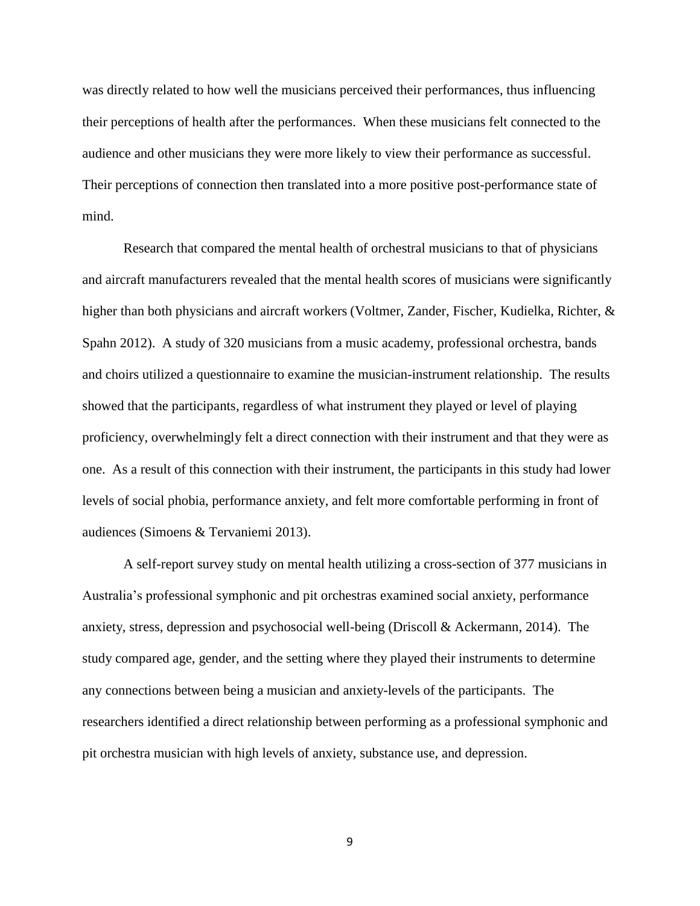was directly related to how well the musicians perceived their performances, thus influencing their perceptions of health after the performances. When these musicians felt connected to the audience and other musicians they were more likely to view their performance as successful. Their perceptions of connection then translated into a more positive post-performance state of mind.

Research that compared the mental health of orchestral musicians to that of physicians and aircraft manufacturers revealed that the mental health scores of musicians were significantly higher than both physicians and aircraft workers (Voltmer, Zander, Fischer, Kudielka, Richter, & Spahn 2012). A study of 320 musicians from a music academy, professional orchestra, bands and choirs utilized a questionnaire to examine the musician-instrument relationship. The results showed that the participants, regardless of what instrument they played or level of playing proficiency, overwhelmingly felt a direct connection with their instrument and that they were as one. As a result of this connection with their instrument, the participants in this study had lower levels of social phobia, performance anxiety, and felt more comfortable performing in front of audiences (Simoens & Tervaniemi 2013).

A self-report survey study on mental health utilizing a cross-section of 377 musicians in Australia's professional symphonic and pit orchestras examined social anxiety, performance anxiety, stress, depression and psychosocial well-being (Driscoll & Ackermann, 2014). The study compared age, gender, and the setting where they played their instruments to determine any connections between being a musician and anxiety-levels of the participants. The researchers identified a direct relationship between performing as a professional symphonic and pit orchestra musician with high levels of anxiety, substance use, and depression.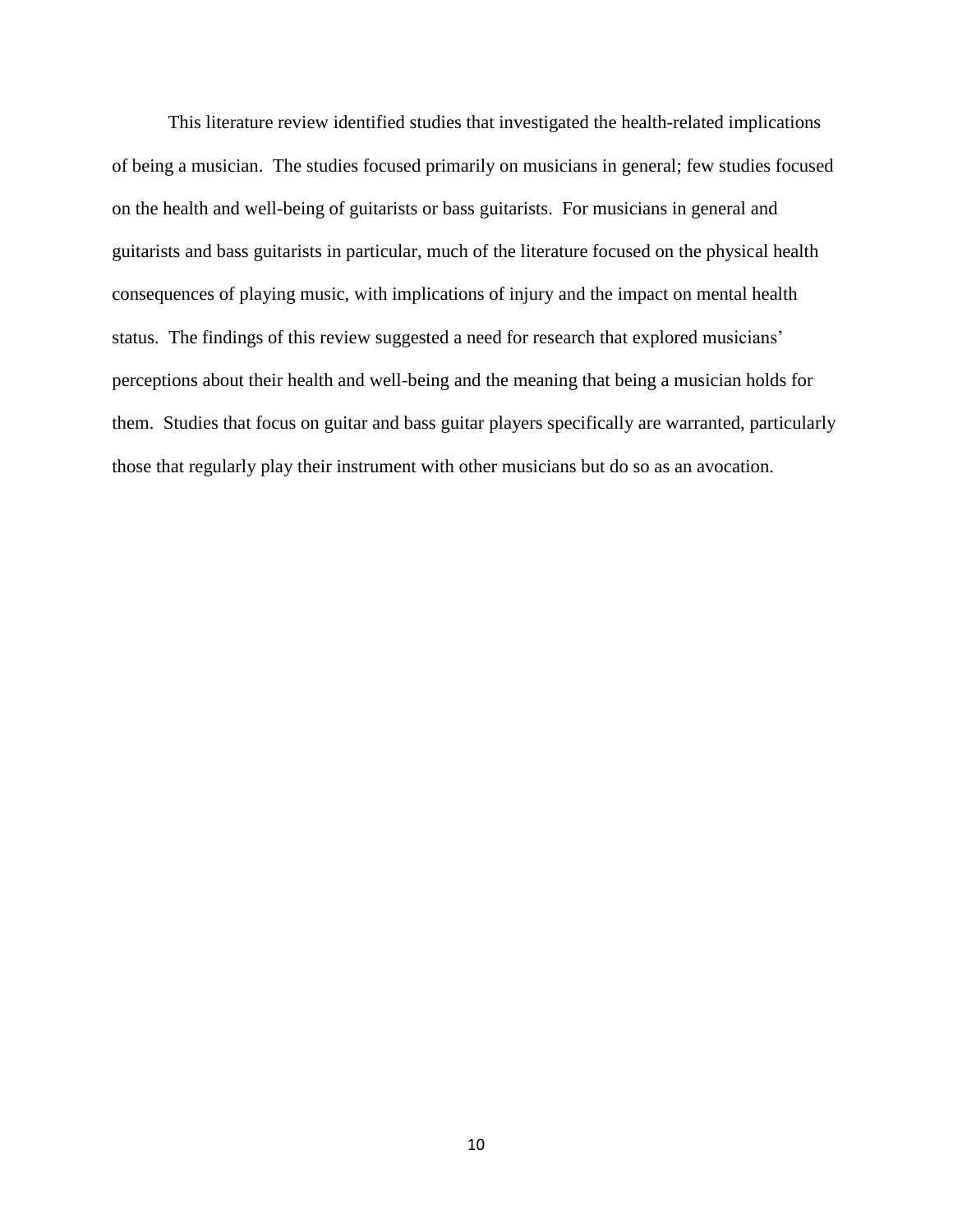This literature review identified studies that investigated the health-related implications of being a musician. The studies focused primarily on musicians in general; few studies focused on the health and well-being of guitarists or bass guitarists. For musicians in general and guitarists and bass guitarists in particular, much of the literature focused on the physical health consequences of playing music, with implications of injury and the impact on mental health status. The findings of this review suggested a need for research that explored musicians' perceptions about their health and well-being and the meaning that being a musician holds for them. Studies that focus on guitar and bass guitar players specifically are warranted, particularly those that regularly play their instrument with other musicians but do so as an avocation.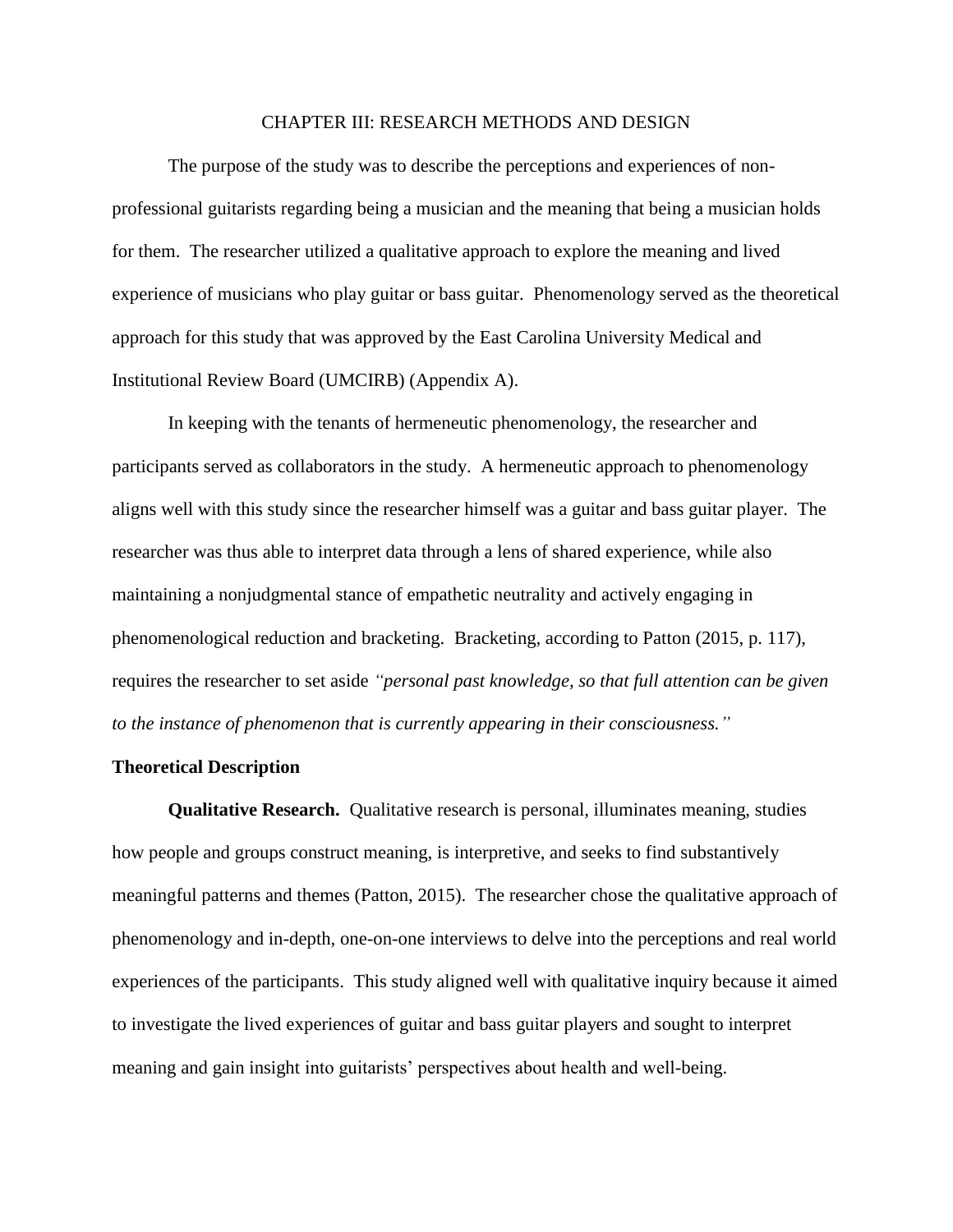# CHAPTER III: RESEARCH METHODS AND DESIGN

The purpose of the study was to describe the perceptions and experiences of non-professional guitarists regarding being a musician and the meaning that being a musician holds for them. The researcher utilized a qualitative approach to explore the meaning and lived experience of musicians who play guitar or bass guitar. Phenomenology served as the theoretical approach for this study that was approved by the East Carolina University Medical and Institutional Review Board (UMCIRB) (Appendix A).

In keeping with the tenants of hermeneutic phenomenology, the researcher and participants served as collaborators in the study. A hermeneutic approach to phenomenology aligns well with this study since the researcher himself was a guitar and bass guitar player. The researcher was thus able to interpret data through a lens of shared experience, while also maintaining a nonjudgmental stance of empathetic neutrality and actively engaging in phenomenological reduction and bracketing. Bracketing, according to Patton (2015, p. 117), requires the researcher to set aside *"personal past knowledge, so that full attention can be given to the instance of phenomenon that is currently appearing in their consciousness."*

## Theoretical Description

**Qualitative Research.** Qualitative research is personal, illuminates meaning, studies how people and groups construct meaning, is interpretive, and seeks to find substantively meaningful patterns and themes (Patton, 2015). The researcher chose the qualitative approach of phenomenology and in-depth, one-on-one interviews to delve into the perceptions and real world experiences of the participants. This study aligned well with qualitative inquiry because it aimed to investigate the lived experiences of guitar and bass guitar players and sought to interpret meaning and gain insight into guitarists' perspectives about health and well-being.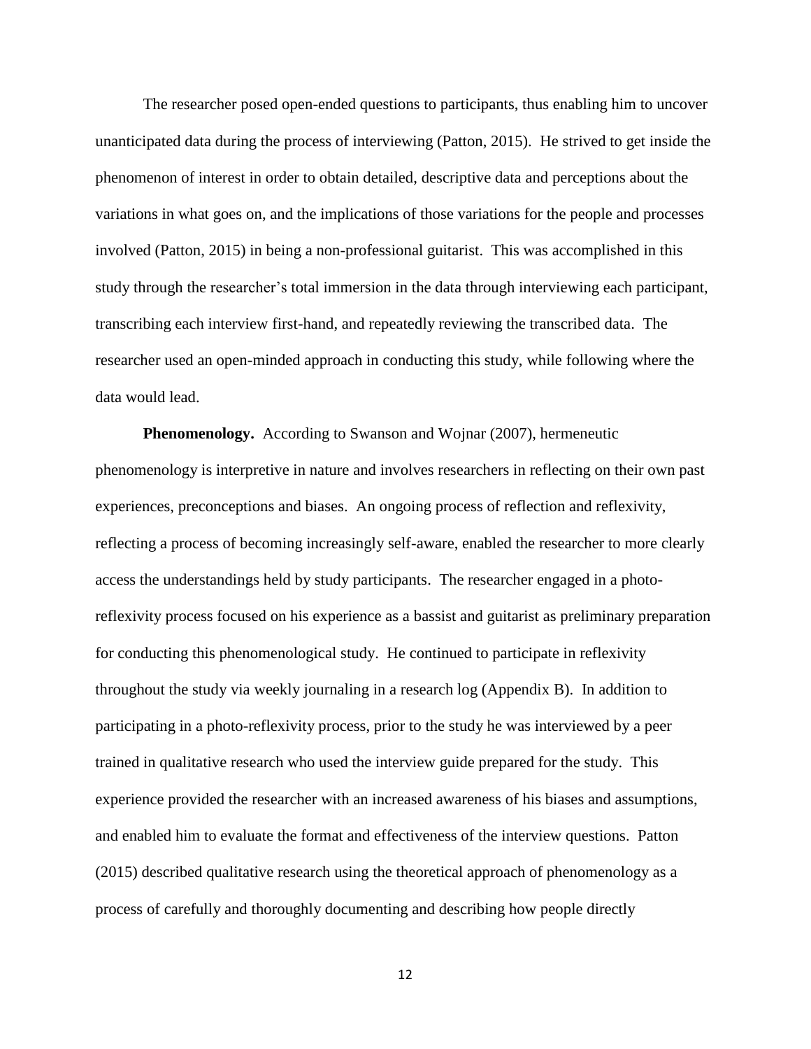The researcher posed open-ended questions to participants, thus enabling him to uncover unanticipated data during the process of interviewing (Patton, 2015). He strived to get inside the phenomenon of interest in order to obtain detailed, descriptive data and perceptions about the variations in what goes on, and the implications of those variations for the people and processes involved (Patton, 2015) in being a non-professional guitarist. This was accomplished in this study through the researcher's total immersion in the data through interviewing each participant, transcribing each interview first-hand, and repeatedly reviewing the transcribed data. The researcher used an open-minded approach in conducting this study, while following where the data would lead.

**Phenomenology.** According to Swanson and Wojnar (2007), hermeneutic phenomenology is interpretive in nature and involves researchers in reflecting on their own past experiences, preconceptions and biases. An ongoing process of reflection and reflexivity, reflecting a process of becoming increasingly self-aware, enabled the researcher to more clearly access the understandings held by study participants. The researcher engaged in a photo-reflexivity process focused on his experience as a bassist and guitarist as preliminary preparation for conducting this phenomenological study. He continued to participate in reflexivity throughout the study via weekly journaling in a research log (Appendix B). In addition to participating in a photo-reflexivity process, prior to the study he was interviewed by a peer trained in qualitative research who used the interview guide prepared for the study. This experience provided the researcher with an increased awareness of his biases and assumptions, and enabled him to evaluate the format and effectiveness of the interview questions. Patton (2015) described qualitative research using the theoretical approach of phenomenology as a process of carefully and thoroughly documenting and describing how people directly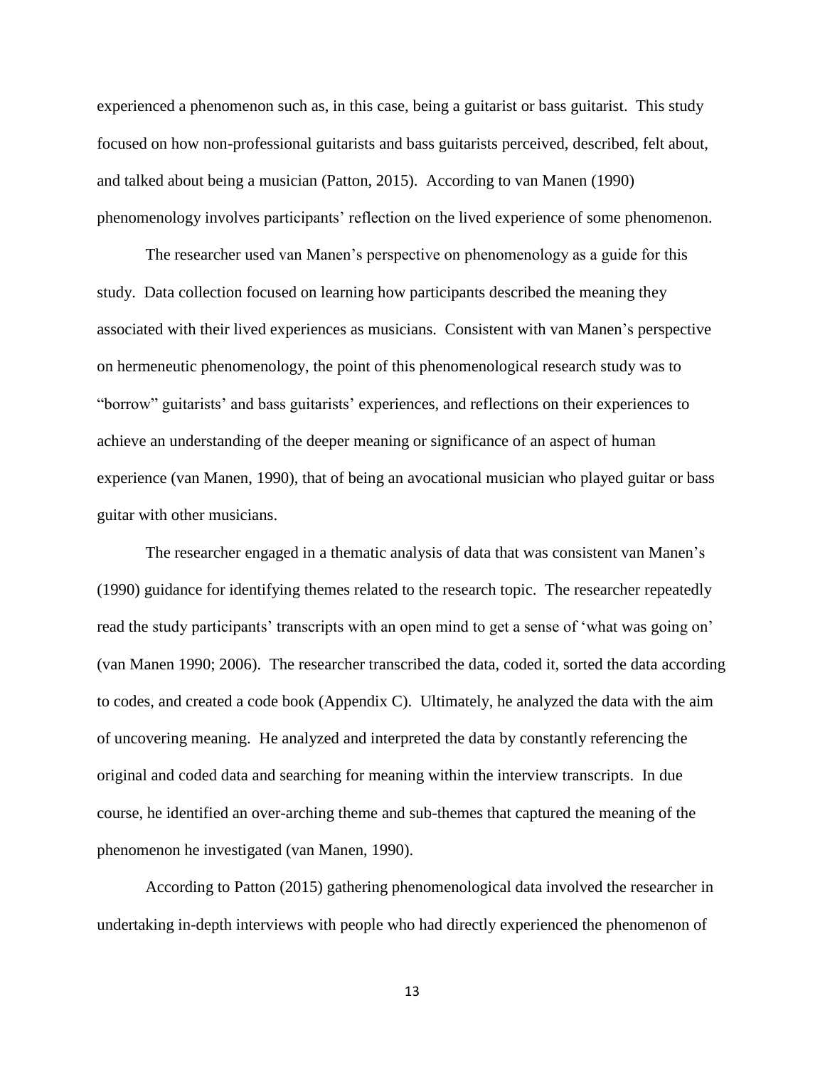experienced a phenomenon such as, in this case, being a guitarist or bass guitarist. This study focused on how non-professional guitarists and bass guitarists perceived, described, felt about, and talked about being a musician (Patton, 2015). According to van Manen (1990) phenomenology involves participants' reflection on the lived experience of some phenomenon.

The researcher used van Manen's perspective on phenomenology as a guide for this study. Data collection focused on learning how participants described the meaning they associated with their lived experiences as musicians. Consistent with van Manen's perspective on hermeneutic phenomenology, the point of this phenomenological research study was to "borrow" guitarists' and bass guitarists' experiences, and reflections on their experiences to achieve an understanding of the deeper meaning or significance of an aspect of human experience (van Manen, 1990), that of being an avocational musician who played guitar or bass guitar with other musicians.

The researcher engaged in a thematic analysis of data that was consistent van Manen's (1990) guidance for identifying themes related to the research topic. The researcher repeatedly read the study participants' transcripts with an open mind to get a sense of 'what was going on' (van Manen 1990; 2006). The researcher transcribed the data, coded it, sorted the data according to codes, and created a code book (Appendix C). Ultimately, he analyzed the data with the aim of uncovering meaning. He analyzed and interpreted the data by constantly referencing the original and coded data and searching for meaning within the interview transcripts. In due course, he identified an over-arching theme and sub-themes that captured the meaning of the phenomenon he investigated (van Manen, 1990).

According to Patton (2015) gathering phenomenological data involved the researcher in undertaking in-depth interviews with people who had directly experienced the phenomenon of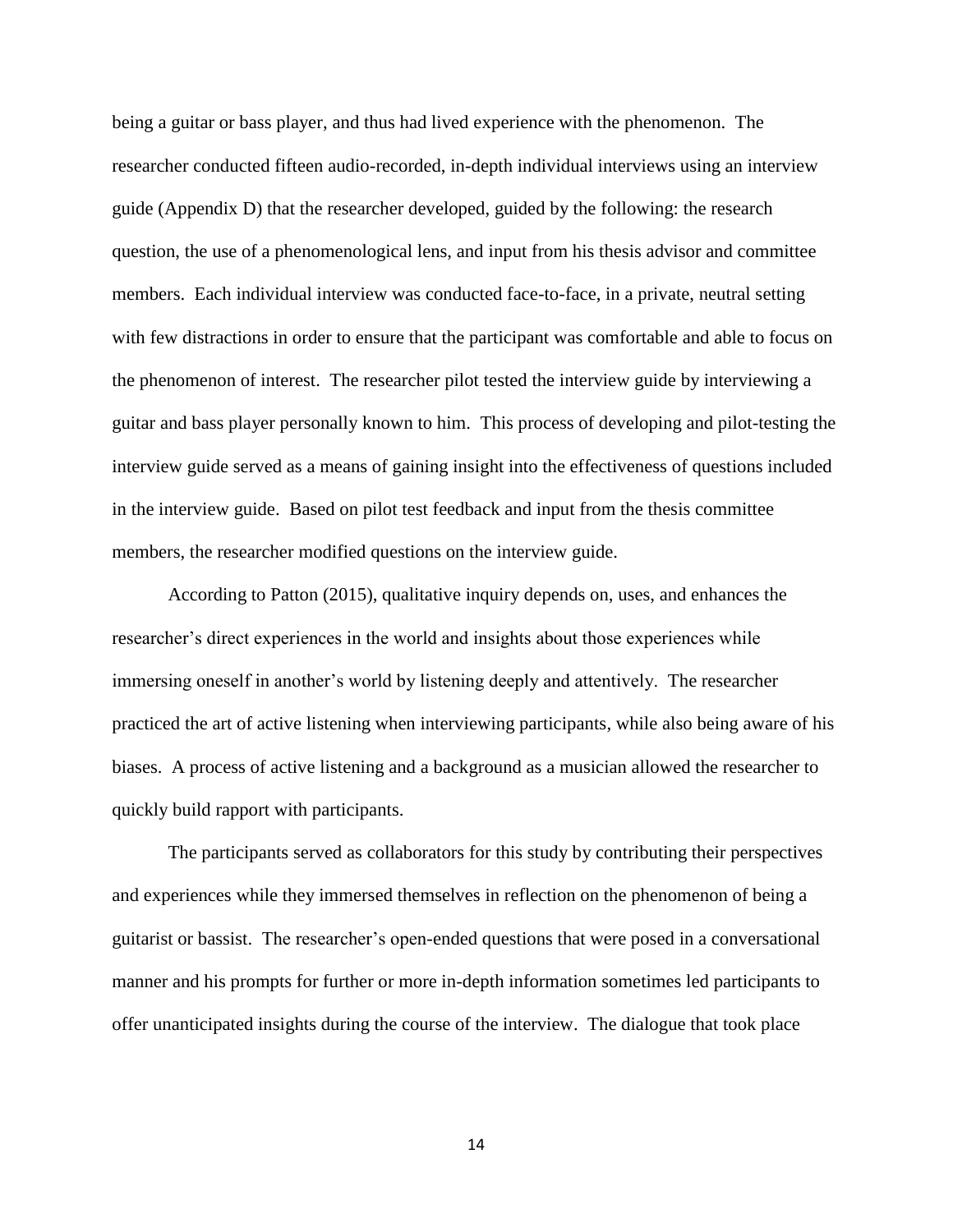being a guitar or bass player, and thus had lived experience with the phenomenon. The researcher conducted fifteen audio-recorded, in-depth individual interviews using an interview guide (Appendix D) that the researcher developed, guided by the following: the research question, the use of a phenomenological lens, and input from his thesis advisor and committee members. Each individual interview was conducted face-to-face, in a private, neutral setting with few distractions in order to ensure that the participant was comfortable and able to focus on the phenomenon of interest. The researcher pilot tested the interview guide by interviewing a guitar and bass player personally known to him. This process of developing and pilot-testing the interview guide served as a means of gaining insight into the effectiveness of questions included in the interview guide. Based on pilot test feedback and input from the thesis committee members, the researcher modified questions on the interview guide.

According to Patton (2015), qualitative inquiry depends on, uses, and enhances the researcher's direct experiences in the world and insights about those experiences while immersing oneself in another's world by listening deeply and attentively. The researcher practiced the art of active listening when interviewing participants, while also being aware of his biases. A process of active listening and a background as a musician allowed the researcher to quickly build rapport with participants.

The participants served as collaborators for this study by contributing their perspectives and experiences while they immersed themselves in reflection on the phenomenon of being a guitarist or bassist. The researcher's open-ended questions that were posed in a conversational manner and his prompts for further or more in-depth information sometimes led participants to offer unanticipated insights during the course of the interview. The dialogue that took place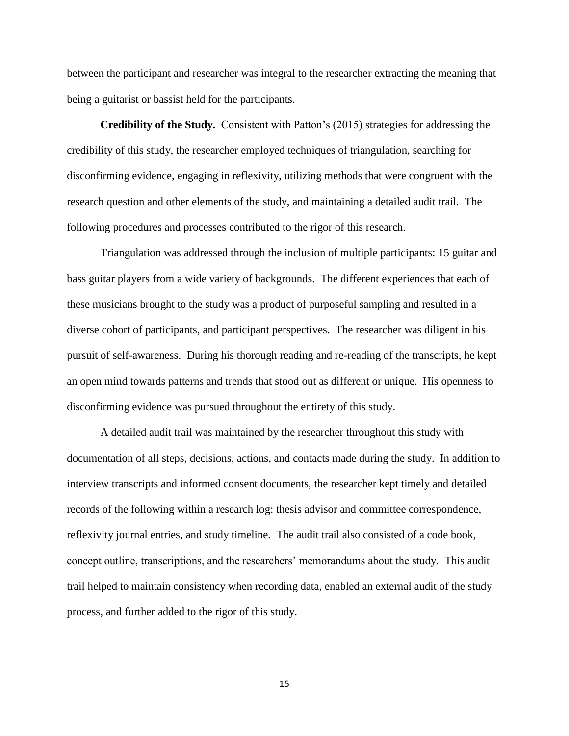between the participant and researcher was integral to the researcher extracting the meaning that being a guitarist or bassist held for the participants.

**Credibility of the Study.** Consistent with Patton's (2015) strategies for addressing the credibility of this study, the researcher employed techniques of triangulation, searching for disconfirming evidence, engaging in reflexivity, utilizing methods that were congruent with the research question and other elements of the study, and maintaining a detailed audit trail. The following procedures and processes contributed to the rigor of this research.

Triangulation was addressed through the inclusion of multiple participants: 15 guitar and bass guitar players from a wide variety of backgrounds. The different experiences that each of these musicians brought to the study was a product of purposeful sampling and resulted in a diverse cohort of participants, and participant perspectives. The researcher was diligent in his pursuit of self-awareness. During his thorough reading and re-reading of the transcripts, he kept an open mind towards patterns and trends that stood out as different or unique. His openness to disconfirming evidence was pursued throughout the entirety of this study.

A detailed audit trail was maintained by the researcher throughout this study with documentation of all steps, decisions, actions, and contacts made during the study. In addition to interview transcripts and informed consent documents, the researcher kept timely and detailed records of the following within a research log: thesis advisor and committee correspondence, reflexivity journal entries, and study timeline. The audit trail also consisted of a code book, concept outline, transcriptions, and the researchers' memorandums about the study. This audit trail helped to maintain consistency when recording data, enabled an external audit of the study process, and further added to the rigor of this study.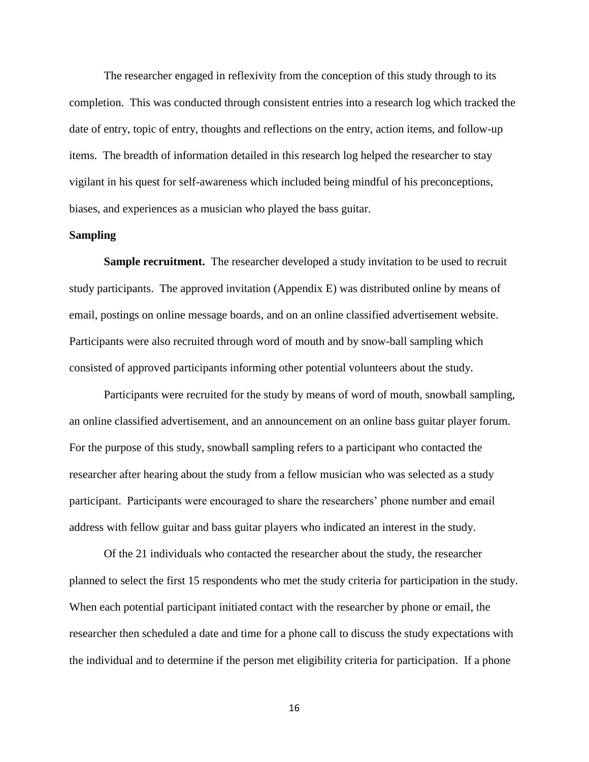The researcher engaged in reflexivity from the conception of this study through to its completion. This was conducted through consistent entries into a research log which tracked the date of entry, topic of entry, thoughts and reflections on the entry, action items, and follow-up items. The breadth of information detailed in this research log helped the researcher to stay vigilant in his quest for self-awareness which included being mindful of his preconceptions, biases, and experiences as a musician who played the bass guitar.

## Sampling

**Sample recruitment.** The researcher developed a study invitation to be used to recruit study participants. The approved invitation (Appendix E) was distributed online by means of email, postings on online message boards, and on an online classified advertisement website. Participants were also recruited through word of mouth and by snow-ball sampling which consisted of approved participants informing other potential volunteers about the study.

Participants were recruited for the study by means of word of mouth, snowball sampling, an online classified advertisement, and an announcement on an online bass guitar player forum. For the purpose of this study, snowball sampling refers to a participant who contacted the researcher after hearing about the study from a fellow musician who was selected as a study participant. Participants were encouraged to share the researchers' phone number and email address with fellow guitar and bass guitar players who indicated an interest in the study.

Of the 21 individuals who contacted the researcher about the study, the researcher planned to select the first 15 respondents who met the study criteria for participation in the study. When each potential participant initiated contact with the researcher by phone or email, the researcher then scheduled a date and time for a phone call to discuss the study expectations with the individual and to determine if the person met eligibility criteria for participation. If a phone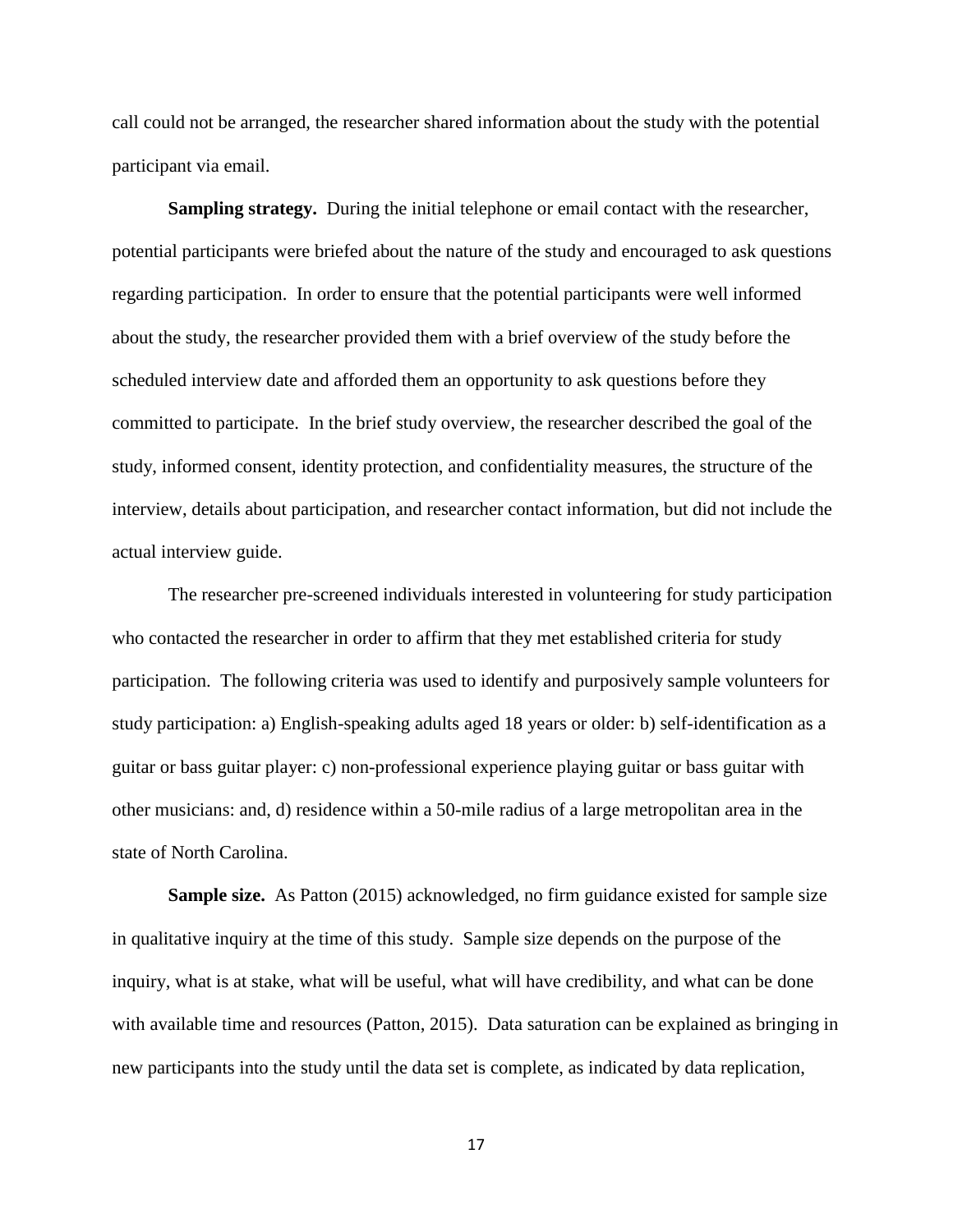call could not be arranged, the researcher shared information about the study with the potential participant via email.

**Sampling strategy.** During the initial telephone or email contact with the researcher, potential participants were briefed about the nature of the study and encouraged to ask questions regarding participation. In order to ensure that the potential participants were well informed about the study, the researcher provided them with a brief overview of the study before the scheduled interview date and afforded them an opportunity to ask questions before they committed to participate. In the brief study overview, the researcher described the goal of the study, informed consent, identity protection, and confidentiality measures, the structure of the interview, details about participation, and researcher contact information, but did not include the actual interview guide.

The researcher pre-screened individuals interested in volunteering for study participation who contacted the researcher in order to affirm that they met established criteria for study participation. The following criteria was used to identify and purposively sample volunteers for study participation: a) English-speaking adults aged 18 years or older: b) self-identification as a guitar or bass guitar player: c) non-professional experience playing guitar or bass guitar with other musicians: and, d) residence within a 50-mile radius of a large metropolitan area in the state of North Carolina.

**Sample size.** As Patton (2015) acknowledged, no firm guidance existed for sample size in qualitative inquiry at the time of this study. Sample size depends on the purpose of the inquiry, what is at stake, what will be useful, what will have credibility, and what can be done with available time and resources (Patton, 2015). Data saturation can be explained as bringing in new participants into the study until the data set is complete, as indicated by data replication,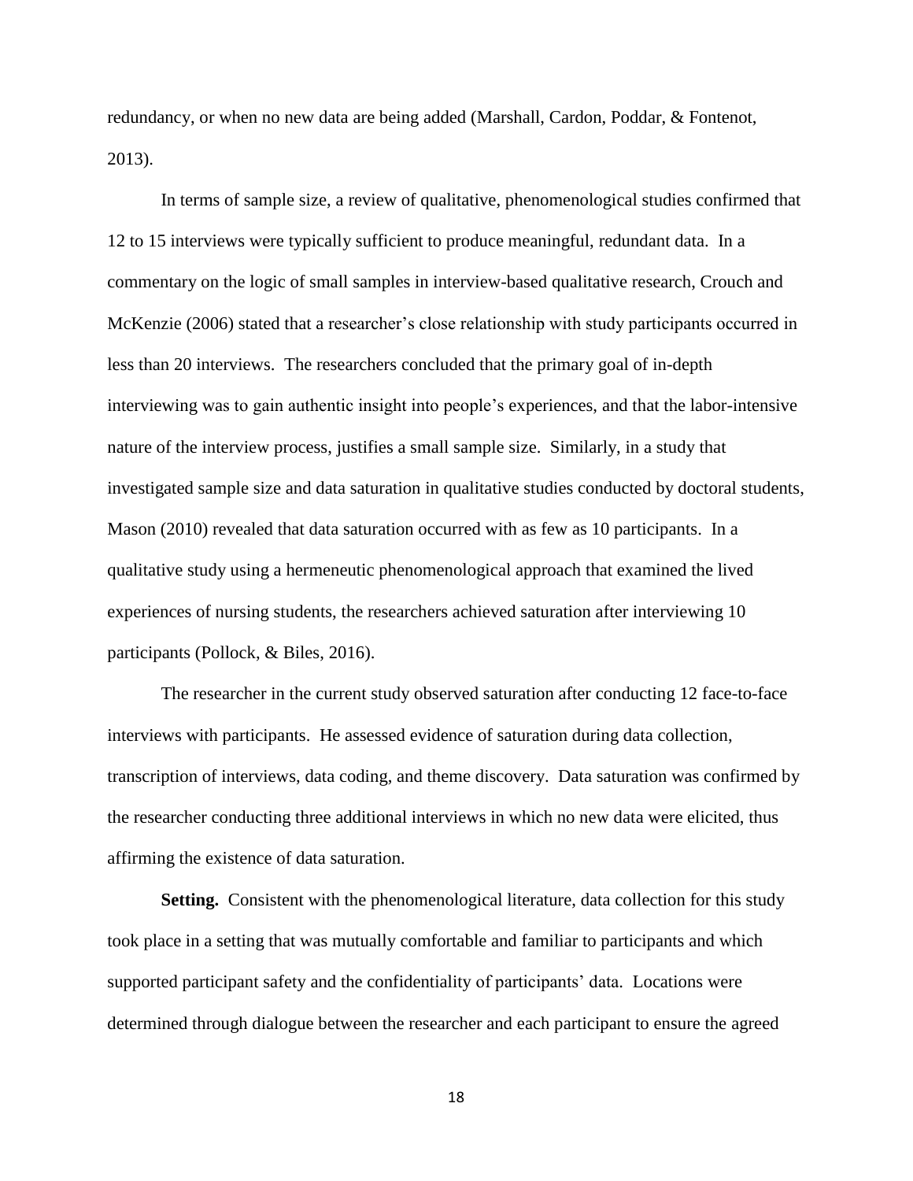redundancy, or when no new data are being added (Marshall, Cardon, Poddar, & Fontenot, 2013).

In terms of sample size, a review of qualitative, phenomenological studies confirmed that 12 to 15 interviews were typically sufficient to produce meaningful, redundant data. In a commentary on the logic of small samples in interview-based qualitative research, Crouch and McKenzie (2006) stated that a researcher's close relationship with study participants occurred in less than 20 interviews. The researchers concluded that the primary goal of in-depth interviewing was to gain authentic insight into people's experiences, and that the labor-intensive nature of the interview process, justifies a small sample size. Similarly, in a study that investigated sample size and data saturation in qualitative studies conducted by doctoral students, Mason (2010) revealed that data saturation occurred with as few as 10 participants. In a qualitative study using a hermeneutic phenomenological approach that examined the lived experiences of nursing students, the researchers achieved saturation after interviewing 10 participants (Pollock, & Biles, 2016).

The researcher in the current study observed saturation after conducting 12 face-to-face interviews with participants. He assessed evidence of saturation during data collection, transcription of interviews, data coding, and theme discovery. Data saturation was confirmed by the researcher conducting three additional interviews in which no new data were elicited, thus affirming the existence of data saturation.

**Setting.** Consistent with the phenomenological literature, data collection for this study took place in a setting that was mutually comfortable and familiar to participants and which supported participant safety and the confidentiality of participants' data. Locations were determined through dialogue between the researcher and each participant to ensure the agreed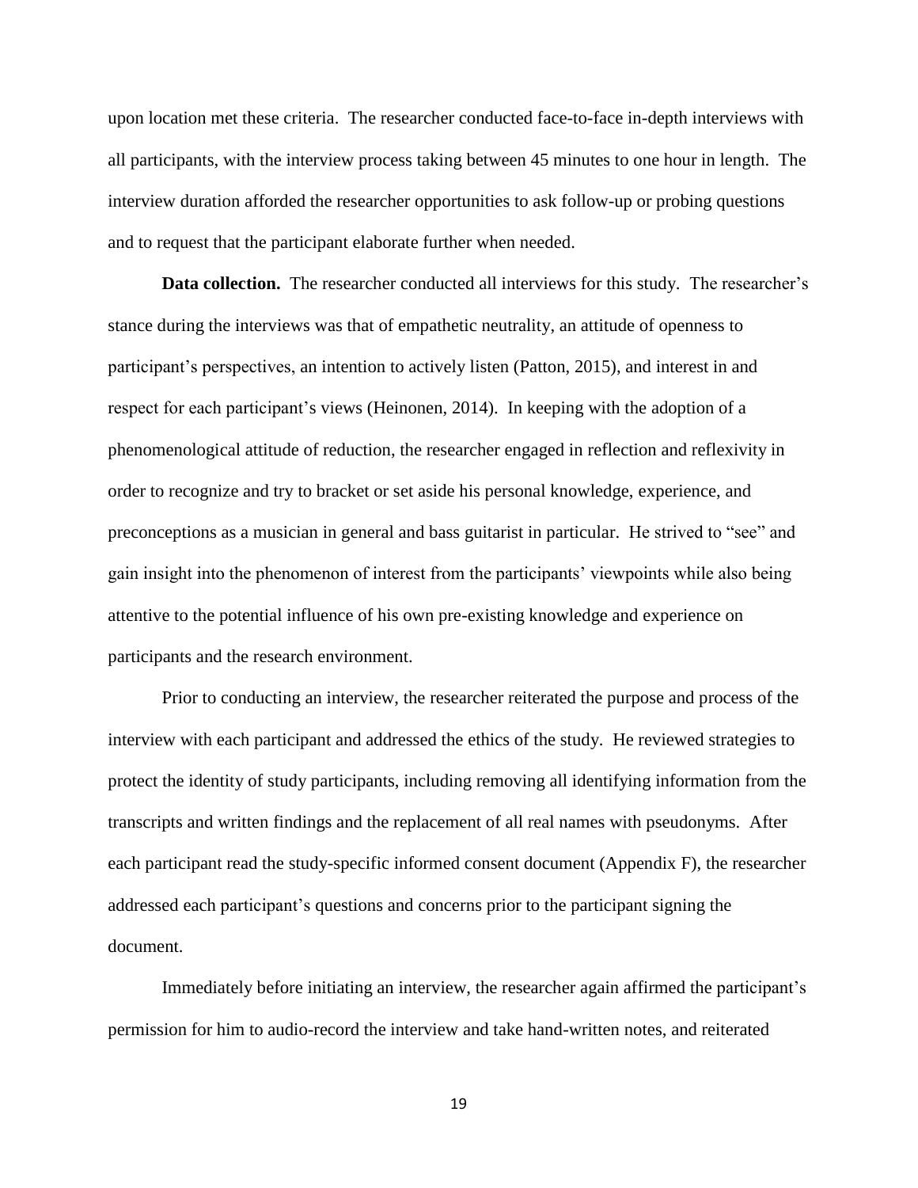upon location met these criteria. The researcher conducted face-to-face in-depth interviews with all participants, with the interview process taking between 45 minutes to one hour in length. The interview duration afforded the researcher opportunities to ask follow-up or probing questions and to request that the participant elaborate further when needed.

**Data collection.** The researcher conducted all interviews for this study. The researcher's stance during the interviews was that of empathetic neutrality, an attitude of openness to participant's perspectives, an intention to actively listen (Patton, 2015), and interest in and respect for each participant's views (Heinonen, 2014). In keeping with the adoption of a phenomenological attitude of reduction, the researcher engaged in reflection and reflexivity in order to recognize and try to bracket or set aside his personal knowledge, experience, and preconceptions as a musician in general and bass guitarist in particular. He strived to "see" and gain insight into the phenomenon of interest from the participants' viewpoints while also being attentive to the potential influence of his own pre-existing knowledge and experience on participants and the research environment.

Prior to conducting an interview, the researcher reiterated the purpose and process of the interview with each participant and addressed the ethics of the study. He reviewed strategies to protect the identity of study participants, including removing all identifying information from the transcripts and written findings and the replacement of all real names with pseudonyms. After each participant read the study-specific informed consent document (Appendix F), the researcher addressed each participant's questions and concerns prior to the participant signing the document.

Immediately before initiating an interview, the researcher again affirmed the participant's permission for him to audio-record the interview and take hand-written notes, and reiterated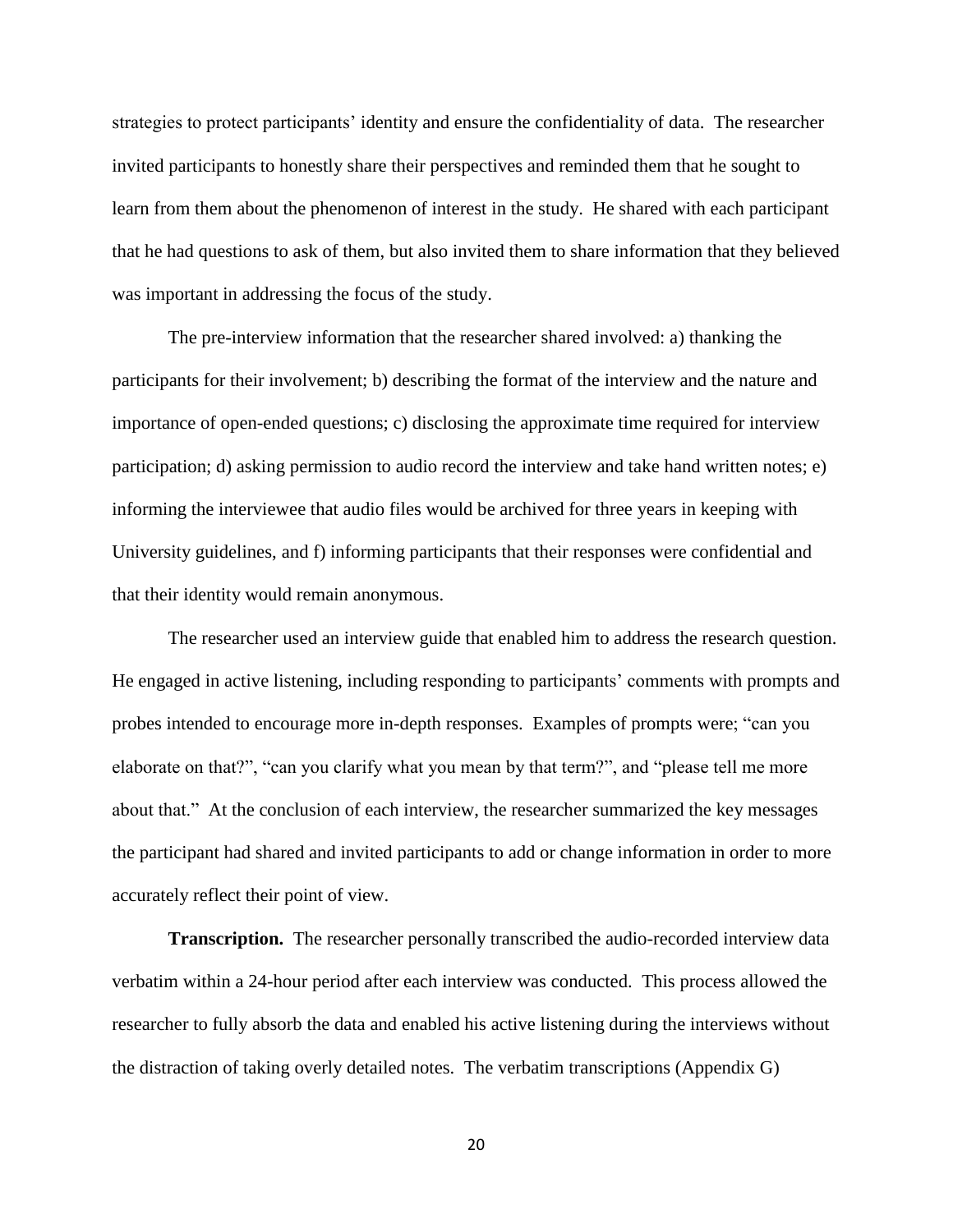strategies to protect participants' identity and ensure the confidentiality of data. The researcher invited participants to honestly share their perspectives and reminded them that he sought to learn from them about the phenomenon of interest in the study. He shared with each participant that he had questions to ask of them, but also invited them to share information that they believed was important in addressing the focus of the study.

The pre-interview information that the researcher shared involved: a) thanking the participants for their involvement; b) describing the format of the interview and the nature and importance of open-ended questions; c) disclosing the approximate time required for interview participation; d) asking permission to audio record the interview and take hand written notes; e) informing the interviewee that audio files would be archived for three years in keeping with University guidelines, and f) informing participants that their responses were confidential and that their identity would remain anonymous.

The researcher used an interview guide that enabled him to address the research question. He engaged in active listening, including responding to participants' comments with prompts and probes intended to encourage more in-depth responses. Examples of prompts were; "can you elaborate on that?", "can you clarify what you mean by that term?", and "please tell me more about that." At the conclusion of each interview, the researcher summarized the key messages the participant had shared and invited participants to add or change information in order to more accurately reflect their point of view.

**Transcription.** The researcher personally transcribed the audio-recorded interview data verbatim within a 24-hour period after each interview was conducted. This process allowed the researcher to fully absorb the data and enabled his active listening during the interviews without the distraction of taking overly detailed notes. The verbatim transcriptions (Appendix G)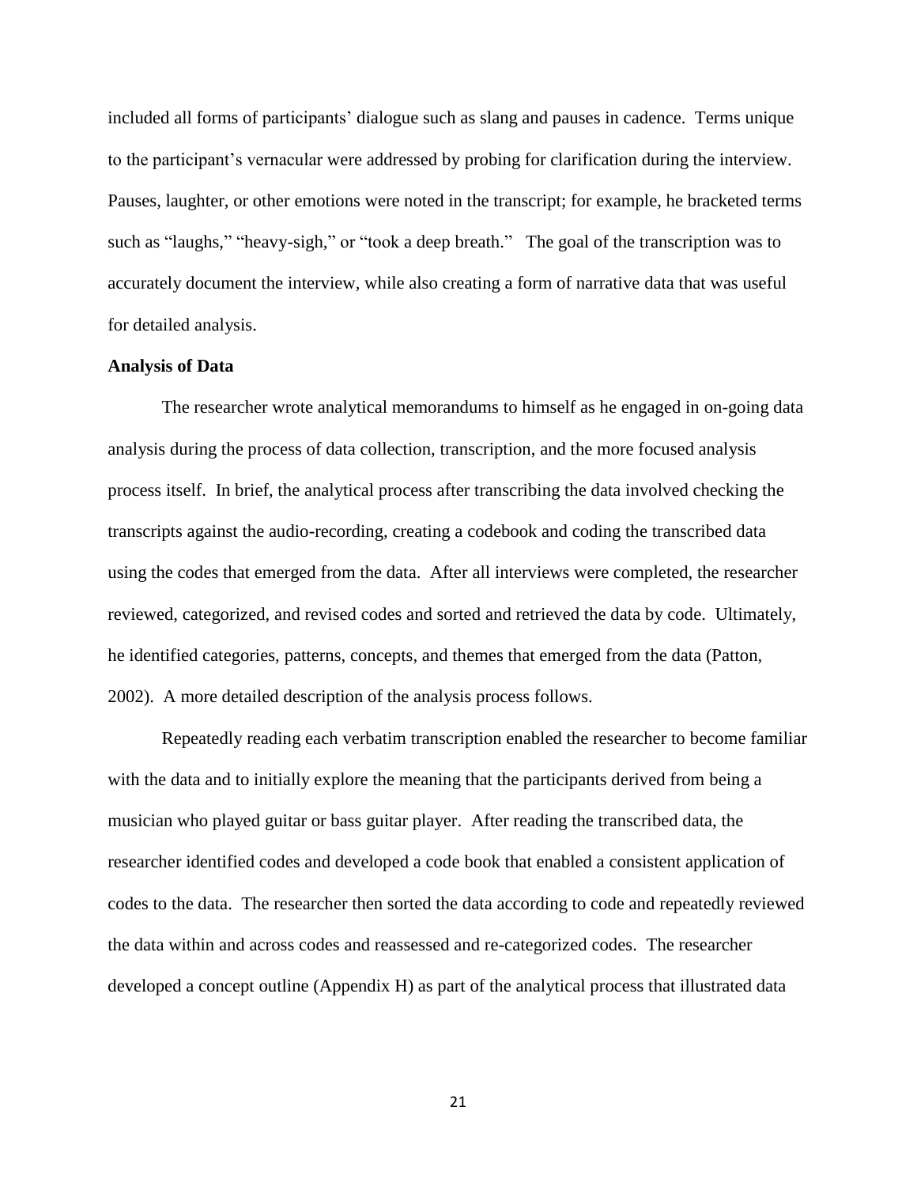included all forms of participants' dialogue such as slang and pauses in cadence. Terms unique to the participant's vernacular were addressed by probing for clarification during the interview. Pauses, laughter, or other emotions were noted in the transcript; for example, he bracketed terms such as "laughs," "heavy-sigh," or "took a deep breath." The goal of the transcription was to accurately document the interview, while also creating a form of narrative data that was useful for detailed analysis.

**Analysis of Data**

The researcher wrote analytical memorandums to himself as he engaged in on-going data analysis during the process of data collection, transcription, and the more focused analysis process itself. In brief, the analytical process after transcribing the data involved checking the transcripts against the audio-recording, creating a codebook and coding the transcribed data using the codes that emerged from the data. After all interviews were completed, the researcher reviewed, categorized, and revised codes and sorted and retrieved the data by code. Ultimately, he identified categories, patterns, concepts, and themes that emerged from the data (Patton, 2002). A more detailed description of the analysis process follows.

Repeatedly reading each verbatim transcription enabled the researcher to become familiar with the data and to initially explore the meaning that the participants derived from being a musician who played guitar or bass guitar player. After reading the transcribed data, the researcher identified codes and developed a code book that enabled a consistent application of codes to the data. The researcher then sorted the data according to code and repeatedly reviewed the data within and across codes and reassessed and re-categorized codes. The researcher developed a concept outline (Appendix H) as part of the analytical process that illustrated data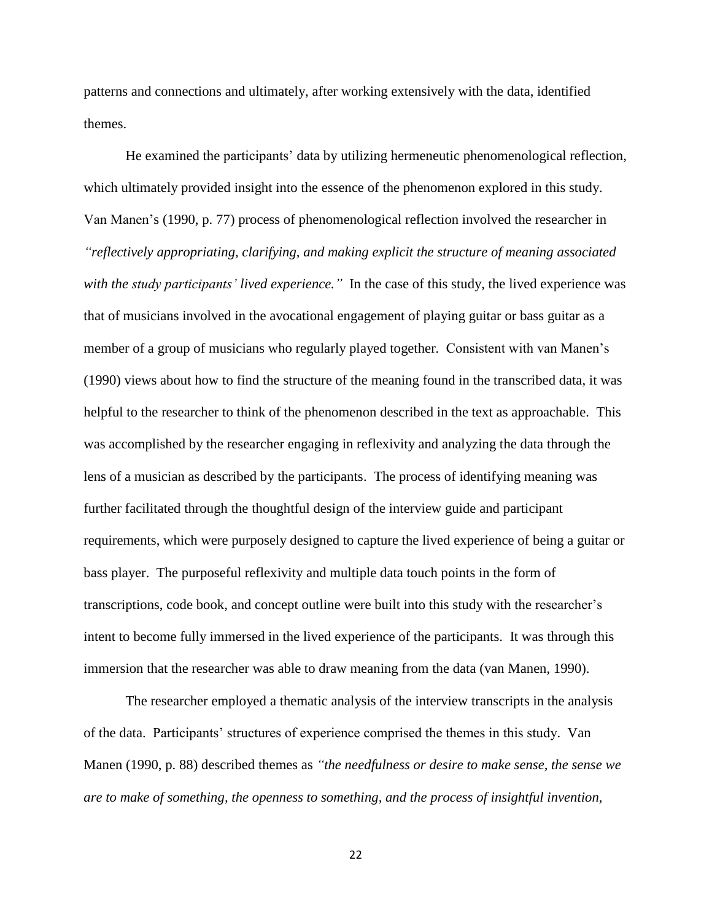patterns and connections and ultimately, after working extensively with the data, identified themes.

He examined the participants' data by utilizing hermeneutic phenomenological reflection, which ultimately provided insight into the essence of the phenomenon explored in this study. Van Manen's (1990, p. 77) process of phenomenological reflection involved the researcher in *"reflectively appropriating, clarifying, and making explicit the structure of meaning associated with the study participants' lived experience."* In the case of this study, the lived experience was that of musicians involved in the avocational engagement of playing guitar or bass guitar as a member of a group of musicians who regularly played together. Consistent with van Manen's (1990) views about how to find the structure of the meaning found in the transcribed data, it was helpful to the researcher to think of the phenomenon described in the text as approachable. This was accomplished by the researcher engaging in reflexivity and analyzing the data through the lens of a musician as described by the participants. The process of identifying meaning was further facilitated through the thoughtful design of the interview guide and participant requirements, which were purposely designed to capture the lived experience of being a guitar or bass player. The purposeful reflexivity and multiple data touch points in the form of transcriptions, code book, and concept outline were built into this study with the researcher's intent to become fully immersed in the lived experience of the participants. It was through this immersion that the researcher was able to draw meaning from the data (van Manen, 1990).

The researcher employed a thematic analysis of the interview transcripts in the analysis of the data. Participants' structures of experience comprised the themes in this study. Van Manen (1990, p. 88) described themes as *"the needfulness or desire to make sense, the sense we are to make of something, the openness to something, and the process of insightful invention,*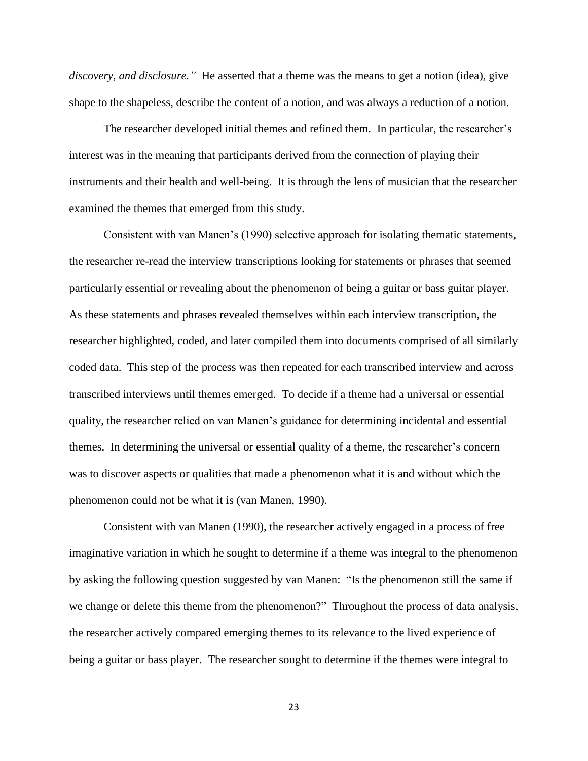*discovery, and disclosure."* He asserted that a theme was the means to get a notion (idea), give shape to the shapeless, describe the content of a notion, and was always a reduction of a notion.

The researcher developed initial themes and refined them. In particular, the researcher's interest was in the meaning that participants derived from the connection of playing their instruments and their health and well-being. It is through the lens of musician that the researcher examined the themes that emerged from this study.

Consistent with van Manen's (1990) selective approach for isolating thematic statements, the researcher re-read the interview transcriptions looking for statements or phrases that seemed particularly essential or revealing about the phenomenon of being a guitar or bass guitar player. As these statements and phrases revealed themselves within each interview transcription, the researcher highlighted, coded, and later compiled them into documents comprised of all similarly coded data. This step of the process was then repeated for each transcribed interview and across transcribed interviews until themes emerged. To decide if a theme had a universal or essential quality, the researcher relied on van Manen's guidance for determining incidental and essential themes. In determining the universal or essential quality of a theme, the researcher's concern was to discover aspects or qualities that made a phenomenon what it is and without which the phenomenon could not be what it is (van Manen, 1990).

Consistent with van Manen (1990), the researcher actively engaged in a process of free imaginative variation in which he sought to determine if a theme was integral to the phenomenon by asking the following question suggested by van Manen: "Is the phenomenon still the same if we change or delete this theme from the phenomenon?" Throughout the process of data analysis, the researcher actively compared emerging themes to its relevance to the lived experience of being a guitar or bass player. The researcher sought to determine if the themes were integral to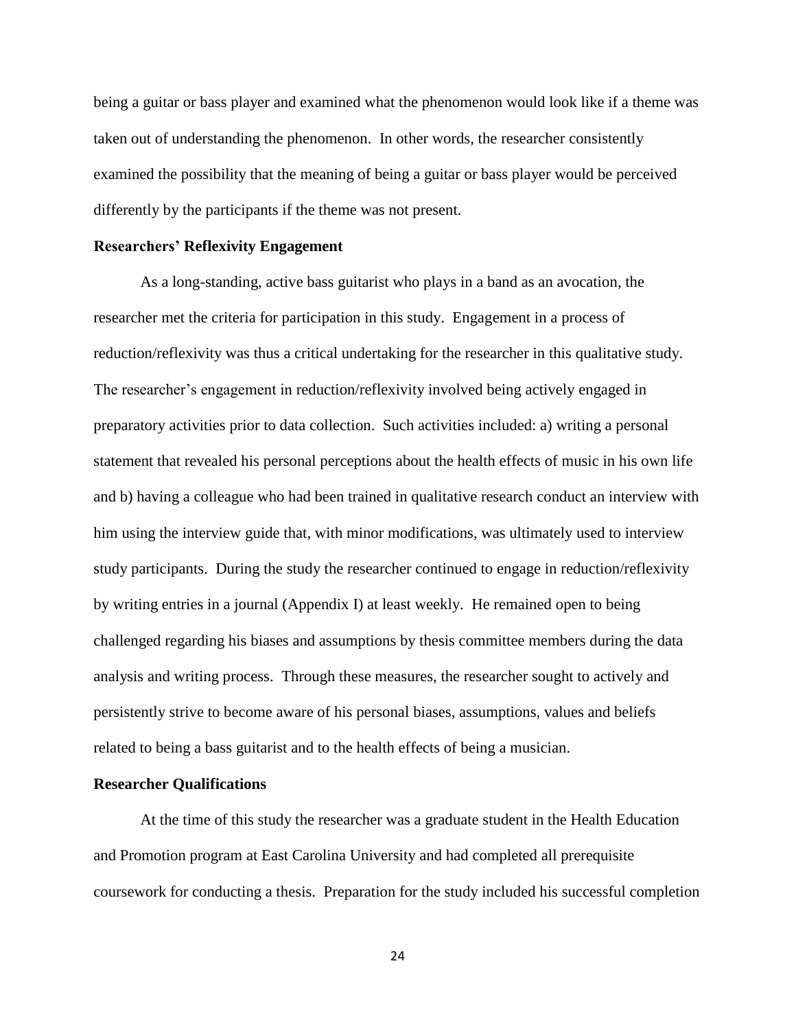being a guitar or bass player and examined what the phenomenon would look like if a theme was taken out of understanding the phenomenon. In other words, the researcher consistently examined the possibility that the meaning of being a guitar or bass player would be perceived differently by the participants if the theme was not present.

### Researchers' Reflexivity Engagement

As a long-standing, active bass guitarist who plays in a band as an avocation, the researcher met the criteria for participation in this study. Engagement in a process of reduction/reflexivity was thus a critical undertaking for the researcher in this qualitative study. The researcher's engagement in reduction/reflexivity involved being actively engaged in preparatory activities prior to data collection. Such activities included: a) writing a personal statement that revealed his personal perceptions about the health effects of music in his own life and b) having a colleague who had been trained in qualitative research conduct an interview with him using the interview guide that, with minor modifications, was ultimately used to interview study participants. During the study the researcher continued to engage in reduction/reflexivity by writing entries in a journal (Appendix I) at least weekly. He remained open to being challenged regarding his biases and assumptions by thesis committee members during the data analysis and writing process. Through these measures, the researcher sought to actively and persistently strive to become aware of his personal biases, assumptions, values and beliefs related to being a bass guitarist and to the health effects of being a musician.

### Researcher Qualifications

At the time of this study the researcher was a graduate student in the Health Education and Promotion program at East Carolina University and had completed all prerequisite coursework for conducting a thesis. Preparation for the study included his successful completion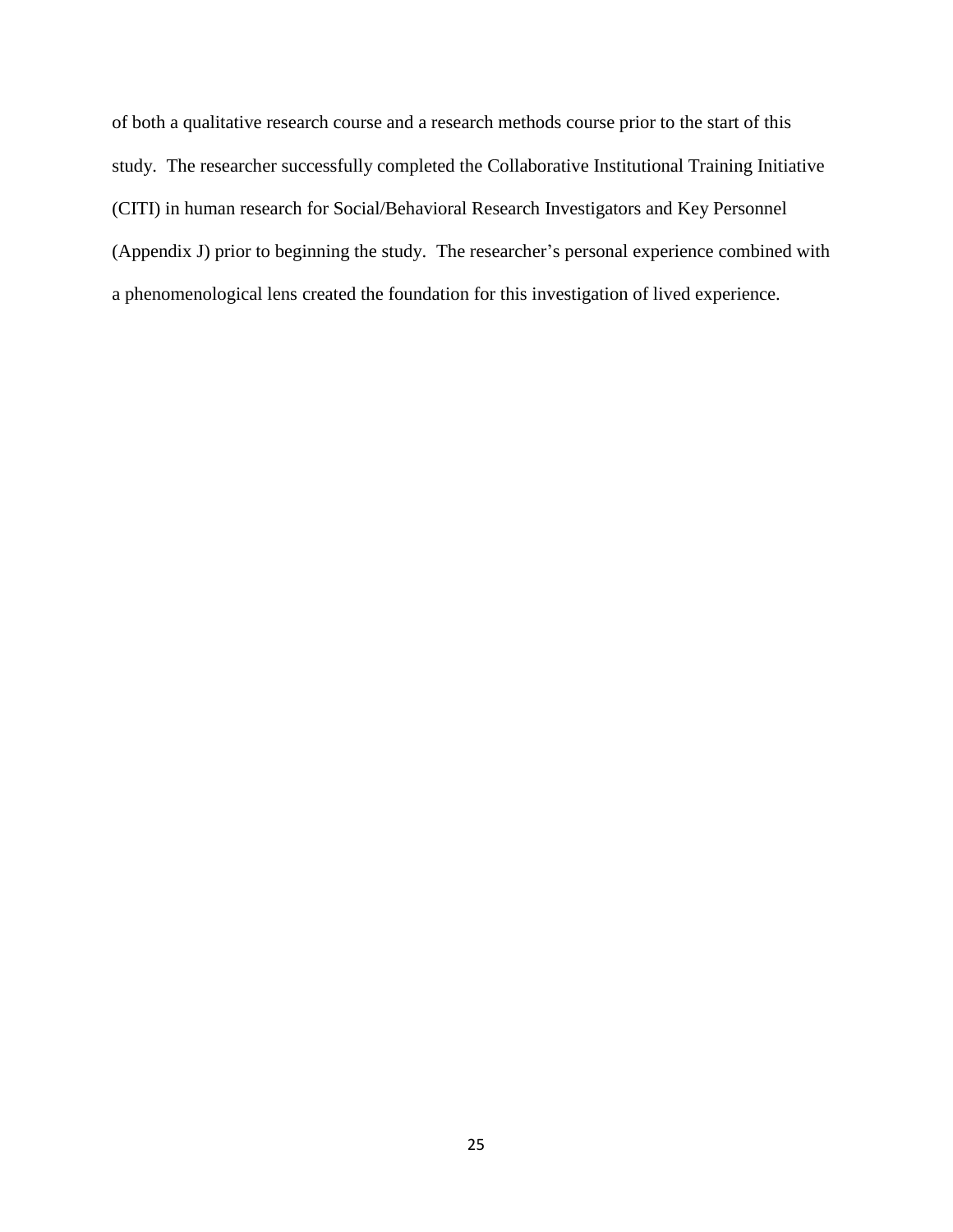of both a qualitative research course and a research methods course prior to the start of this study. The researcher successfully completed the Collaborative Institutional Training Initiative (CITI) in human research for Social/Behavioral Research Investigators and Key Personnel (Appendix J) prior to beginning the study. The researcher's personal experience combined with a phenomenological lens created the foundation for this investigation of lived experience.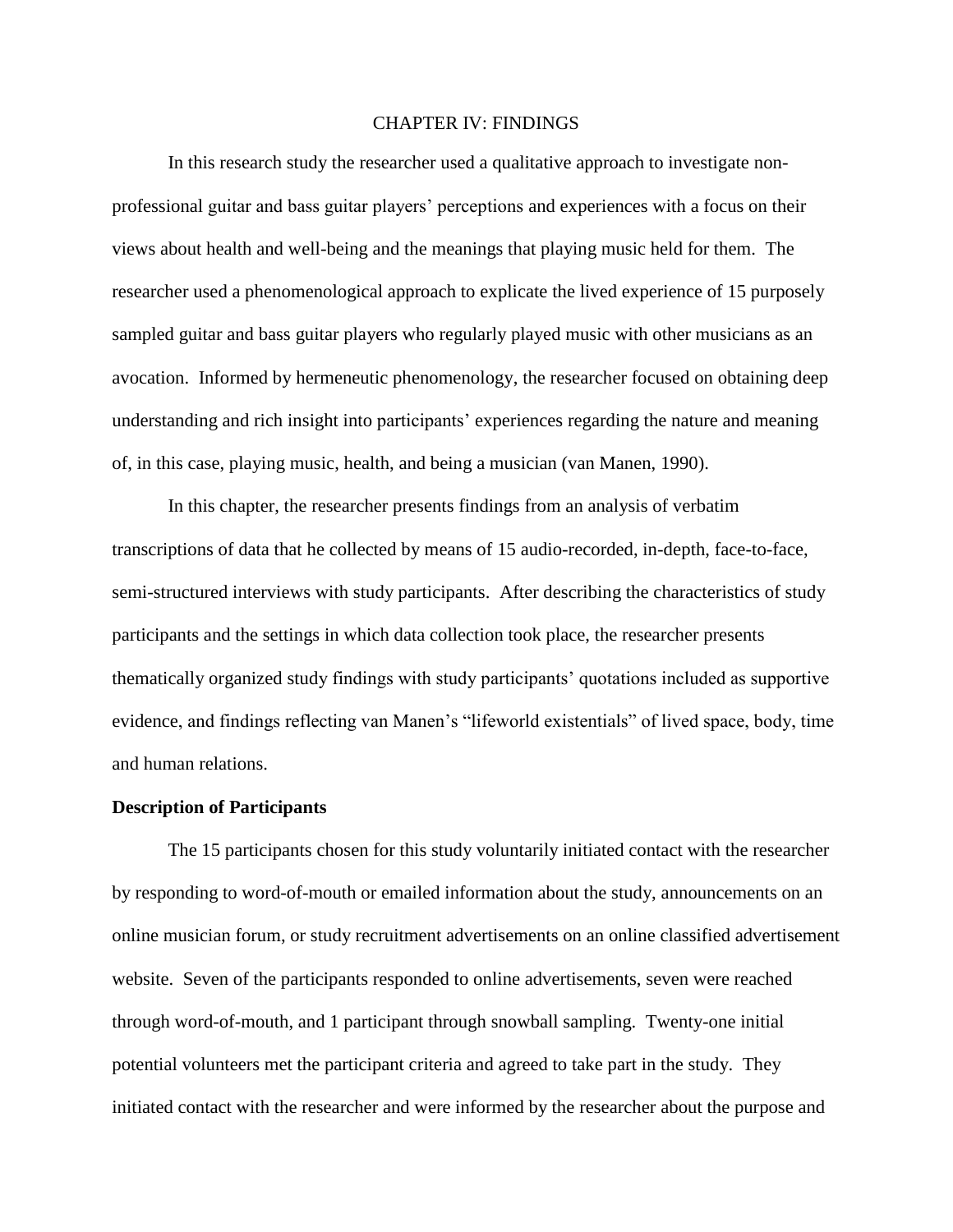# CHAPTER IV: FINDINGS

In this research study the researcher used a qualitative approach to investigate non-professional guitar and bass guitar players' perceptions and experiences with a focus on their views about health and well-being and the meanings that playing music held for them. The researcher used a phenomenological approach to explicate the lived experience of 15 purposely sampled guitar and bass guitar players who regularly played music with other musicians as an avocation. Informed by hermeneutic phenomenology, the researcher focused on obtaining deep understanding and rich insight into participants' experiences regarding the nature and meaning of, in this case, playing music, health, and being a musician (van Manen, 1990).

In this chapter, the researcher presents findings from an analysis of verbatim transcriptions of data that he collected by means of 15 audio-recorded, in-depth, face-to-face, semi-structured interviews with study participants. After describing the characteristics of study participants and the settings in which data collection took place, the researcher presents thematically organized study findings with study participants' quotations included as supportive evidence, and findings reflecting van Manen's "lifeworld existentials" of lived space, body, time and human relations.

**Description of Participants**

The 15 participants chosen for this study voluntarily initiated contact with the researcher by responding to word-of-mouth or emailed information about the study, announcements on an online musician forum, or study recruitment advertisements on an online classified advertisement website. Seven of the participants responded to online advertisements, seven were reached through word-of-mouth, and 1 participant through snowball sampling. Twenty-one initial potential volunteers met the participant criteria and agreed to take part in the study. They initiated contact with the researcher and were informed by the researcher about the purpose and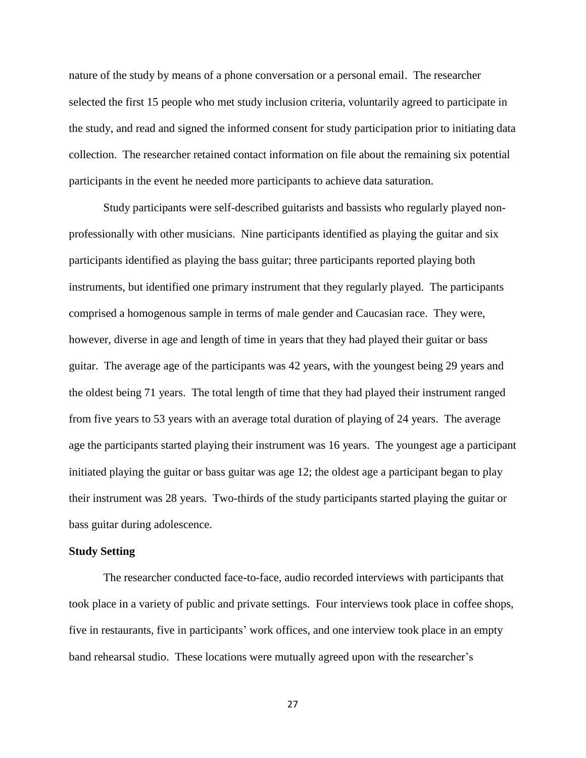nature of the study by means of a phone conversation or a personal email. The researcher selected the first 15 people who met study inclusion criteria, voluntarily agreed to participate in the study, and read and signed the informed consent for study participation prior to initiating data collection. The researcher retained contact information on file about the remaining six potential participants in the event he needed more participants to achieve data saturation.

Study participants were self-described guitarists and bassists who regularly played non-professionally with other musicians. Nine participants identified as playing the guitar and six participants identified as playing the bass guitar; three participants reported playing both instruments, but identified one primary instrument that they regularly played. The participants comprised a homogenous sample in terms of male gender and Caucasian race. They were, however, diverse in age and length of time in years that they had played their guitar or bass guitar. The average age of the participants was 42 years, with the youngest being 29 years and the oldest being 71 years. The total length of time that they had played their instrument ranged from five years to 53 years with an average total duration of playing of 24 years. The average age the participants started playing their instrument was 16 years. The youngest age a participant initiated playing the guitar or bass guitar was age 12; the oldest age a participant began to play their instrument was 28 years. Two-thirds of the study participants started playing the guitar or bass guitar during adolescence.

**Study Setting**

The researcher conducted face-to-face, audio recorded interviews with participants that took place in a variety of public and private settings. Four interviews took place in coffee shops, five in restaurants, five in participants' work offices, and one interview took place in an empty band rehearsal studio. These locations were mutually agreed upon with the researcher's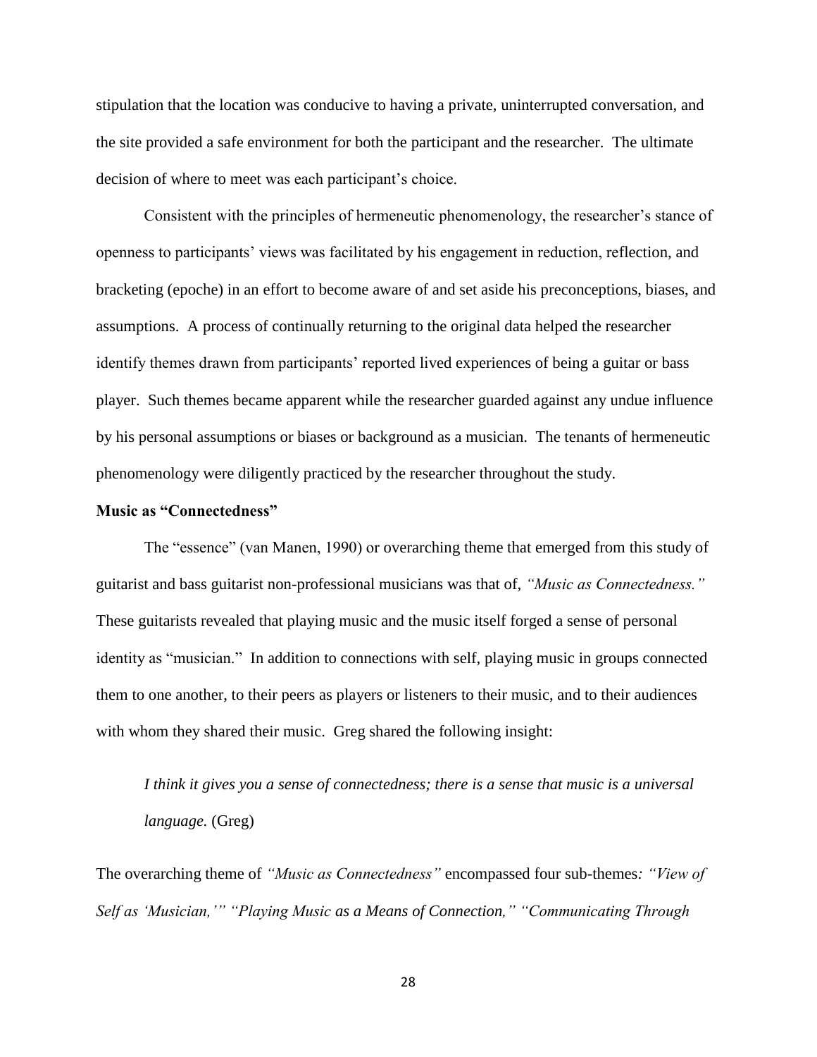stipulation that the location was conducive to having a private, uninterrupted conversation, and the site provided a safe environment for both the participant and the researcher. The ultimate decision of where to meet was each participant's choice.

Consistent with the principles of hermeneutic phenomenology, the researcher's stance of openness to participants' views was facilitated by his engagement in reduction, reflection, and bracketing (epoche) in an effort to become aware of and set aside his preconceptions, biases, and assumptions. A process of continually returning to the original data helped the researcher identify themes drawn from participants' reported lived experiences of being a guitar or bass player. Such themes became apparent while the researcher guarded against any undue influence by his personal assumptions or biases or background as a musician. The tenants of hermeneutic phenomenology were diligently practiced by the researcher throughout the study.

**Music as "Connectedness"**

The "essence" (van Manen, 1990) or overarching theme that emerged from this study of guitarist and bass guitarist non-professional musicians was that of, *"Music as Connectedness."* These guitarists revealed that playing music and the music itself forged a sense of personal identity as "musician." In addition to connections with self, playing music in groups connected them to one another, to their peers as players or listeners to their music, and to their audiences with whom they shared their music. Greg shared the following insight:

> *I think it gives you a sense of connectedness; there is a sense that music is a universal language.* (Greg)

The overarching theme of *"Music as Connectedness"* encompassed four sub-themes*: "View of Self as 'Musician,'" "Playing Music as a Means of Connection," "Communicating Through*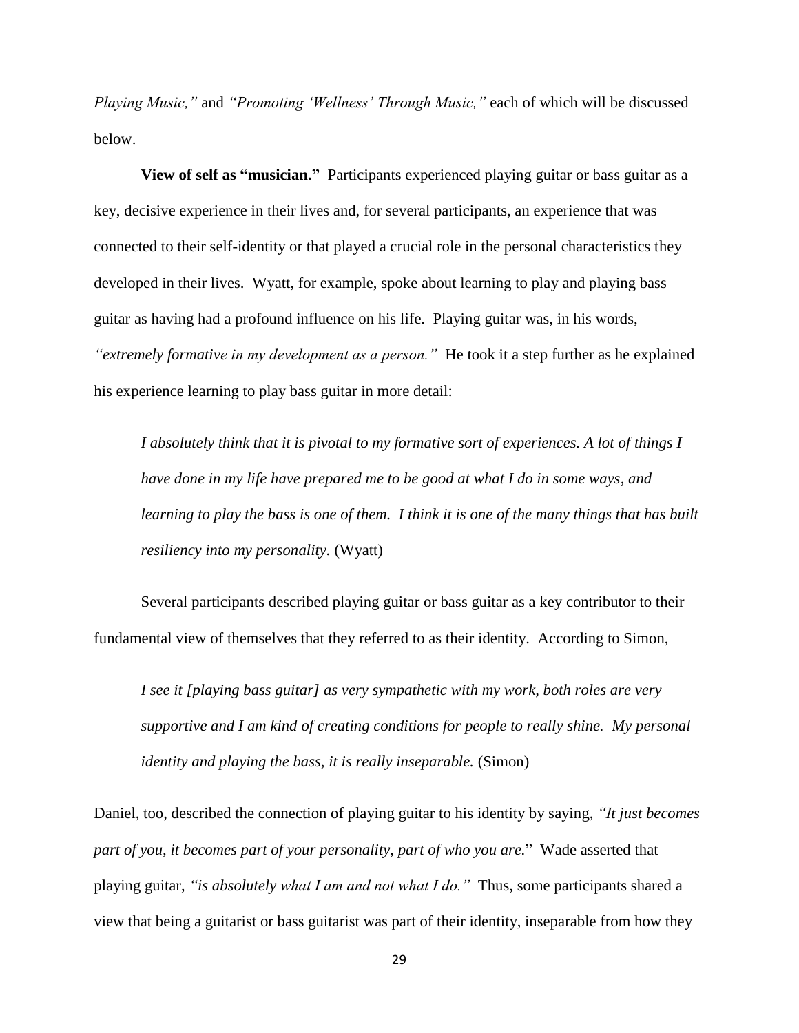*Playing Music,"* and *"Promoting 'Wellness' Through Music,"* each of which will be discussed below.

**View of self as "musician."** Participants experienced playing guitar or bass guitar as a key, decisive experience in their lives and, for several participants, an experience that was connected to their self-identity or that played a crucial role in the personal characteristics they developed in their lives. Wyatt, for example, spoke about learning to play and playing bass guitar as having had a profound influence on his life. Playing guitar was, in his words, *"extremely formative in my development as a person."* He took it a step further as he explained his experience learning to play bass guitar in more detail:

> *I absolutely think that it is pivotal to my formative sort of experiences. A lot of things I have done in my life have prepared me to be good at what I do in some ways, and learning to play the bass is one of them. I think it is one of the many things that has built resiliency into my personality.* (Wyatt)

Several participants described playing guitar or bass guitar as a key contributor to their fundamental view of themselves that they referred to as their identity. According to Simon,

> *I see it [playing bass guitar] as very sympathetic with my work, both roles are very supportive and I am kind of creating conditions for people to really shine. My personal identity and playing the bass, it is really inseparable.* (Simon)

Daniel, too, described the connection of playing guitar to his identity by saying, *"It just becomes part of you, it becomes part of your personality, part of who you are.*" Wade asserted that playing guitar, *"is absolutely what I am and not what I do."* Thus, some participants shared a view that being a guitarist or bass guitarist was part of their identity, inseparable from how they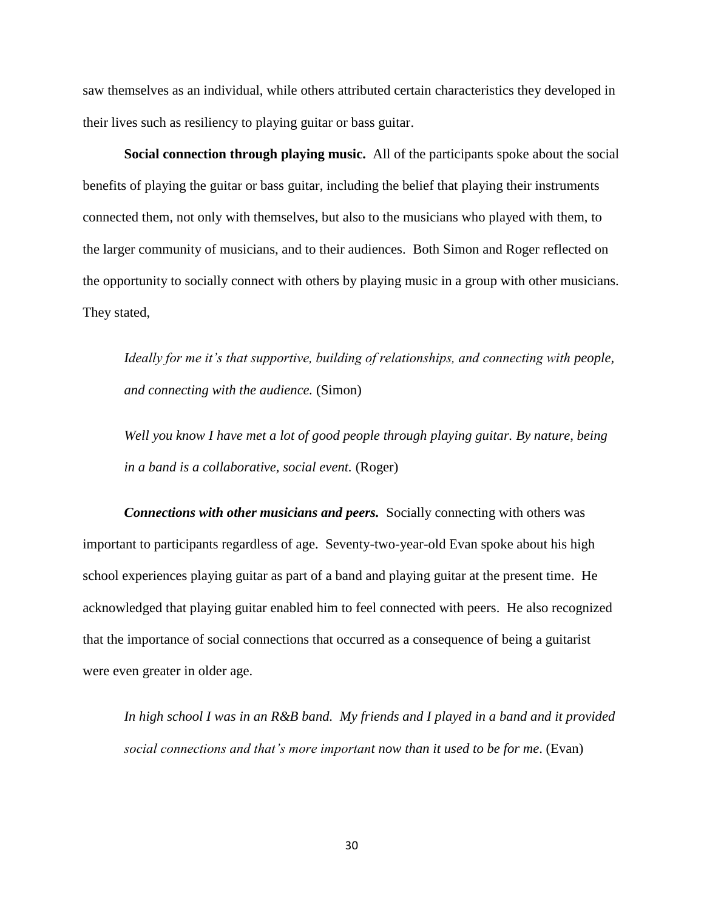saw themselves as an individual, while others attributed certain characteristics they developed in their lives such as resiliency to playing guitar or bass guitar.

**Social connection through playing music.** All of the participants spoke about the social benefits of playing the guitar or bass guitar, including the belief that playing their instruments connected them, not only with themselves, but also to the musicians who played with them, to the larger community of musicians, and to their audiences. Both Simon and Roger reflected on the opportunity to socially connect with others by playing music in a group with other musicians. They stated,

> *Ideally for me it's that supportive, building of relationships, and connecting with people, and connecting with the audience.* (Simon)

> *Well you know I have met a lot of good people through playing guitar. By nature, being in a band is a collaborative, social event.* (Roger)

***Connections with other musicians and peers.*** Socially connecting with others was important to participants regardless of age. Seventy-two-year-old Evan spoke about his high school experiences playing guitar as part of a band and playing guitar at the present time. He acknowledged that playing guitar enabled him to feel connected with peers. He also recognized that the importance of social connections that occurred as a consequence of being a guitarist were even greater in older age.

> *In high school I was in an R&B band. My friends and I played in a band and it provided social connections and that's more important now than it used to be for me.* (Evan)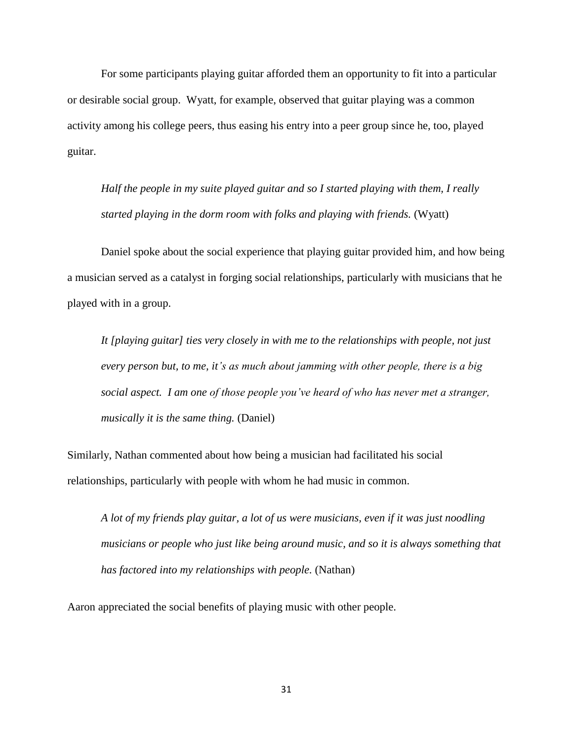For some participants playing guitar afforded them an opportunity to fit into a particular or desirable social group. Wyatt, for example, observed that guitar playing was a common activity among his college peers, thus easing his entry into a peer group since he, too, played guitar.

> *Half the people in my suite played guitar and so I started playing with them, I really started playing in the dorm room with folks and playing with friends.* (Wyatt)

Daniel spoke about the social experience that playing guitar provided him, and how being a musician served as a catalyst in forging social relationships, particularly with musicians that he played with in a group.

> *It [playing guitar] ties very closely in with me to the relationships with people, not just every person but, to me, it's as much about jamming with other people, there is a big social aspect. I am one of those people you've heard of who has never met a stranger, musically it is the same thing.* (Daniel)

Similarly, Nathan commented about how being a musician had facilitated his social relationships, particularly with people with whom he had music in common.

> *A lot of my friends play guitar, a lot of us were musicians, even if it was just noodling musicians or people who just like being around music, and so it is always something that has factored into my relationships with people.* (Nathan)

Aaron appreciated the social benefits of playing music with other people.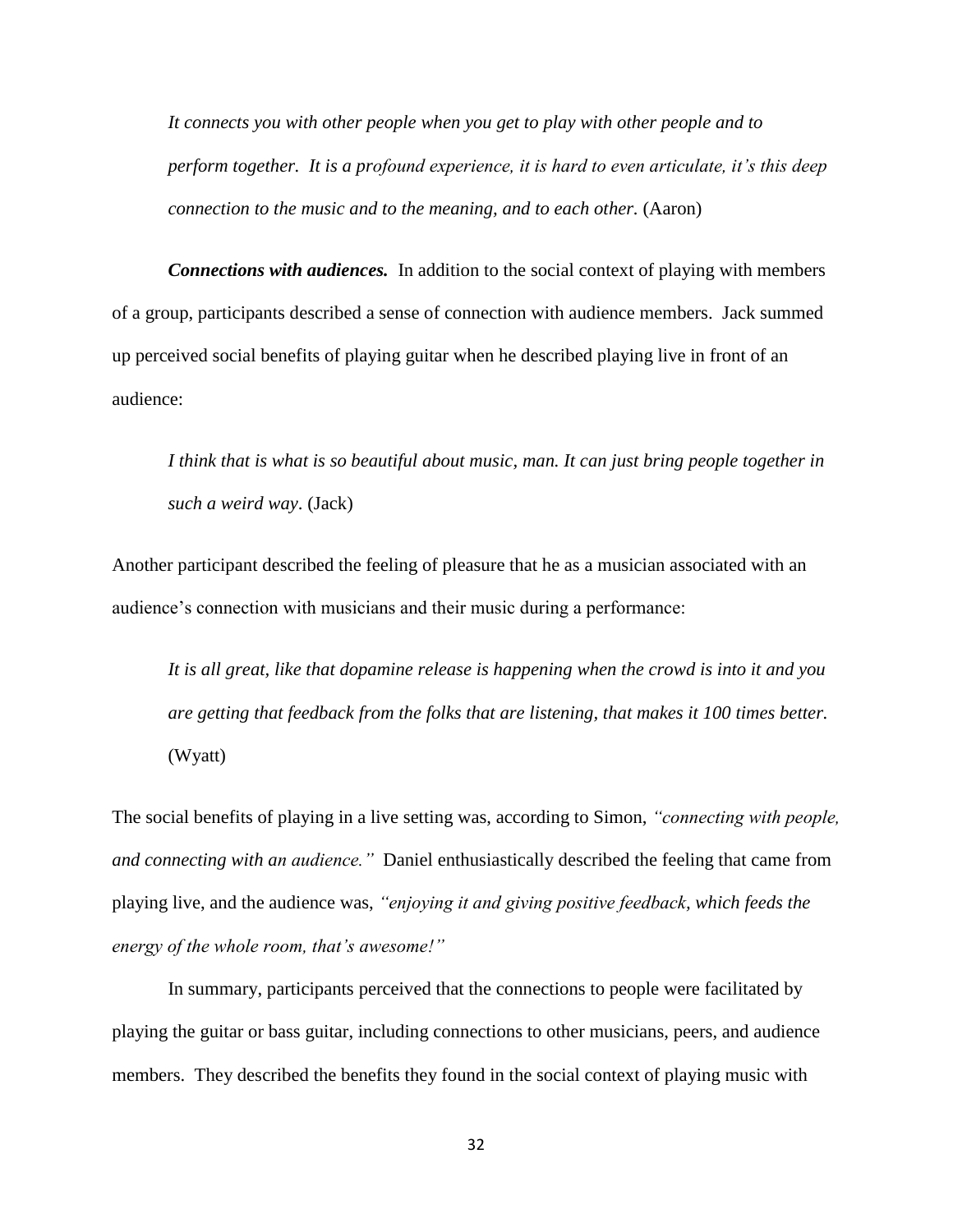*It connects you with other people when you get to play with other people and to perform together. It is a profound experience, it is hard to even articulate, it's this deep connection to the music and to the meaning, and to each other.* (Aaron)

***Connections with audiences.*** In addition to the social context of playing with members of a group, participants described a sense of connection with audience members. Jack summed up perceived social benefits of playing guitar when he described playing live in front of an audience:

*I think that is what is so beautiful about music, man. It can just bring people together in such a weird way.* (Jack)

Another participant described the feeling of pleasure that he as a musician associated with an audience's connection with musicians and their music during a performance:

*It is all great, like that dopamine release is happening when the crowd is into it and you are getting that feedback from the folks that are listening, that makes it 100 times better.* (Wyatt)

The social benefits of playing in a live setting was, according to Simon, *"connecting with people, and connecting with an audience."* Daniel enthusiastically described the feeling that came from playing live, and the audience was, *"enjoying it and giving positive feedback, which feeds the energy of the whole room, that's awesome!"*

In summary, participants perceived that the connections to people were facilitated by playing the guitar or bass guitar, including connections to other musicians, peers, and audience members. They described the benefits they found in the social context of playing music with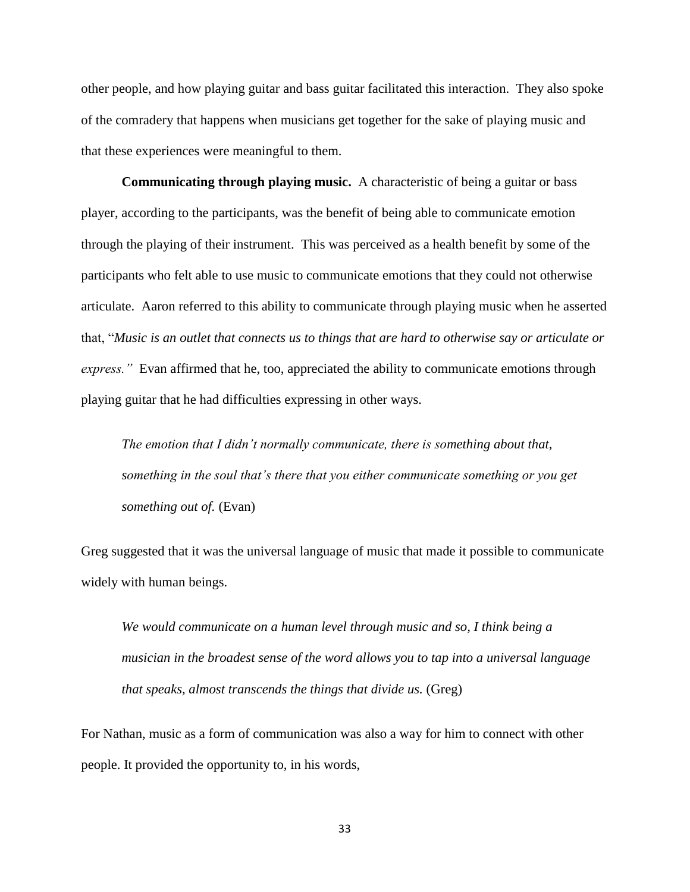other people, and how playing guitar and bass guitar facilitated this interaction. They also spoke of the comradery that happens when musicians get together for the sake of playing music and that these experiences were meaningful to them.

**Communicating through playing music.** A characteristic of being a guitar or bass player, according to the participants, was the benefit of being able to communicate emotion through the playing of their instrument. This was perceived as a health benefit by some of the participants who felt able to use music to communicate emotions that they could not otherwise articulate. Aaron referred to this ability to communicate through playing music when he asserted that, "*Music is an outlet that connects us to things that are hard to otherwise say or articulate or express."* Evan affirmed that he, too, appreciated the ability to communicate emotions through playing guitar that he had difficulties expressing in other ways.

> *The emotion that I didn't normally communicate, there is something about that, something in the soul that's there that you either communicate something or you get something out of.* (Evan)

Greg suggested that it was the universal language of music that made it possible to communicate widely with human beings.

> *We would communicate on a human level through music and so, I think being a musician in the broadest sense of the word allows you to tap into a universal language that speaks, almost transcends the things that divide us.* (Greg)

For Nathan, music as a form of communication was also a way for him to connect with other people. It provided the opportunity to, in his words,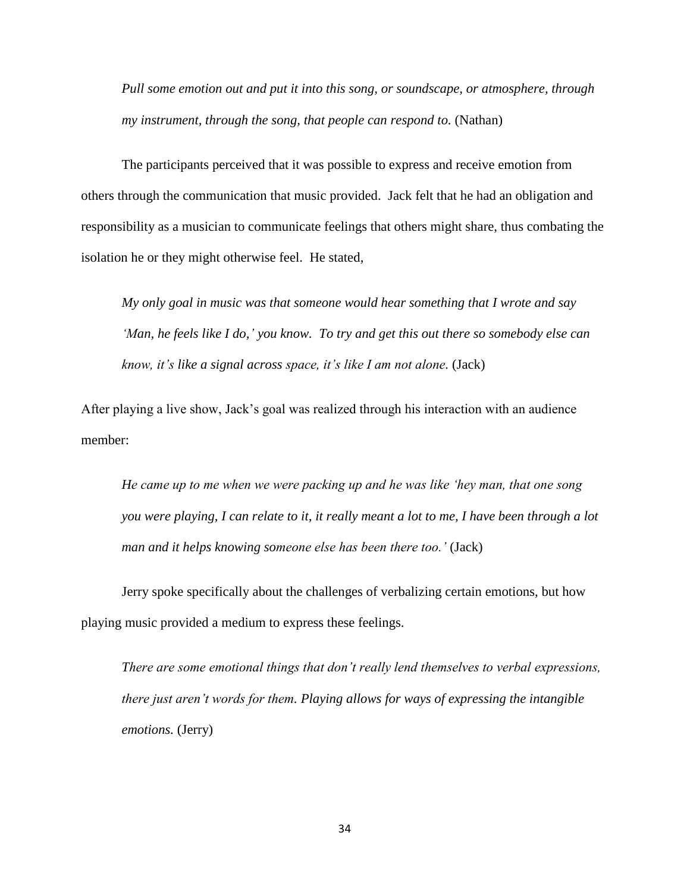> *Pull some emotion out and put it into this song, or soundscape, or atmosphere, through my instrument, through the song, that people can respond to.* (Nathan)

The participants perceived that it was possible to express and receive emotion from others through the communication that music provided. Jack felt that he had an obligation and responsibility as a musician to communicate feelings that others might share, thus combating the isolation he or they might otherwise feel. He stated,

> *My only goal in music was that someone would hear something that I wrote and say 'Man, he feels like I do,' you know. To try and get this out there so somebody else can know, it's like a signal across space, it's like I am not alone.* (Jack)

After playing a live show, Jack's goal was realized through his interaction with an audience member:

> *He came up to me when we were packing up and he was like 'hey man, that one song you were playing, I can relate to it, it really meant a lot to me, I have been through a lot man and it helps knowing someone else has been there too.'* (Jack)

Jerry spoke specifically about the challenges of verbalizing certain emotions, but how playing music provided a medium to express these feelings.

> *There are some emotional things that don't really lend themselves to verbal expressions, there just aren't words for them. Playing allows for ways of expressing the intangible emotions.* (Jerry)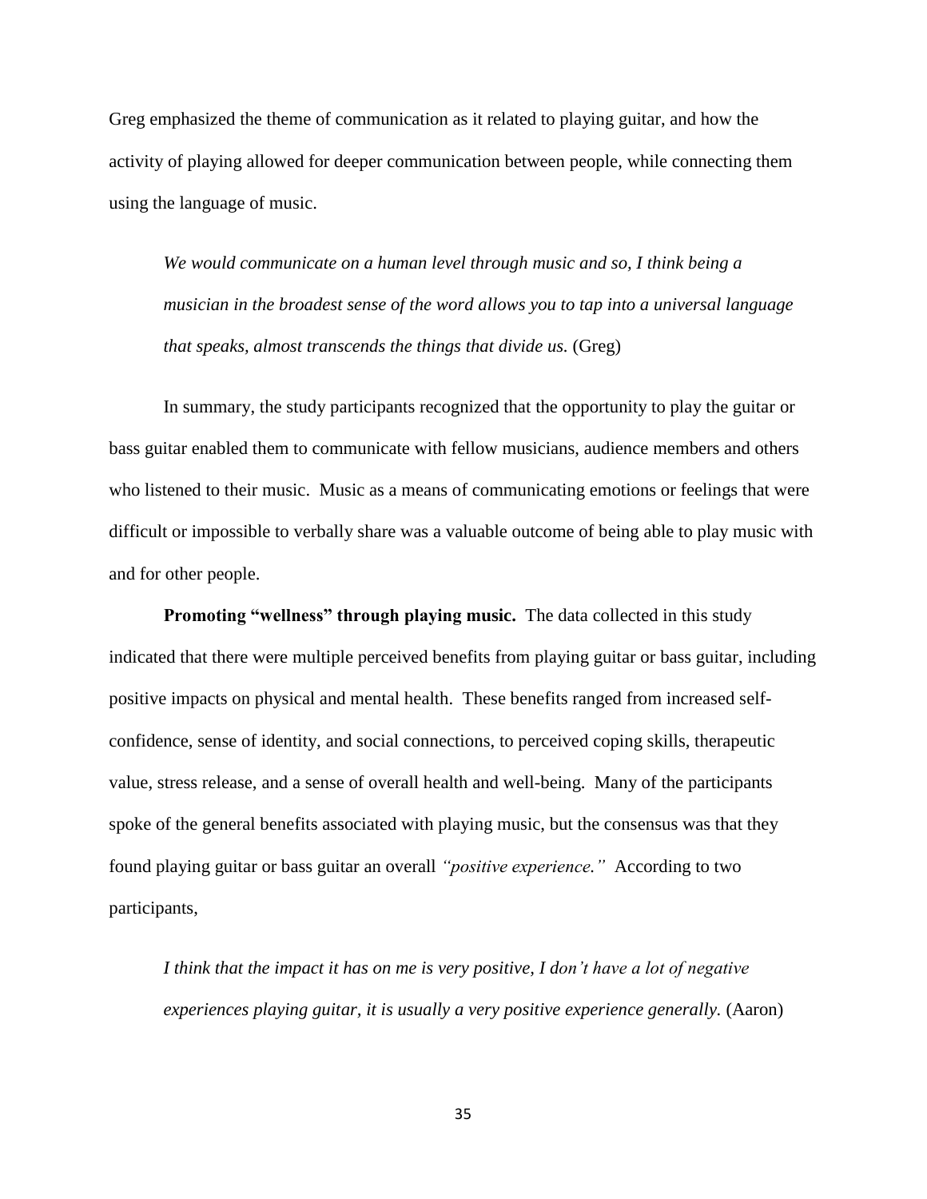Greg emphasized the theme of communication as it related to playing guitar, and how the activity of playing allowed for deeper communication between people, while connecting them using the language of music.

> *We would communicate on a human level through music and so, I think being a musician in the broadest sense of the word allows you to tap into a universal language that speaks, almost transcends the things that divide us.* (Greg)

In summary, the study participants recognized that the opportunity to play the guitar or bass guitar enabled them to communicate with fellow musicians, audience members and others who listened to their music. Music as a means of communicating emotions or feelings that were difficult or impossible to verbally share was a valuable outcome of being able to play music with and for other people.

**Promoting "wellness" through playing music.** The data collected in this study indicated that there were multiple perceived benefits from playing guitar or bass guitar, including positive impacts on physical and mental health. These benefits ranged from increased self-confidence, sense of identity, and social connections, to perceived coping skills, therapeutic value, stress release, and a sense of overall health and well-being. Many of the participants spoke of the general benefits associated with playing music, but the consensus was that they found playing guitar or bass guitar an overall *"positive experience."* According to two participants,

> *I think that the impact it has on me is very positive, I don't have a lot of negative experiences playing guitar, it is usually a very positive experience generally.* (Aaron)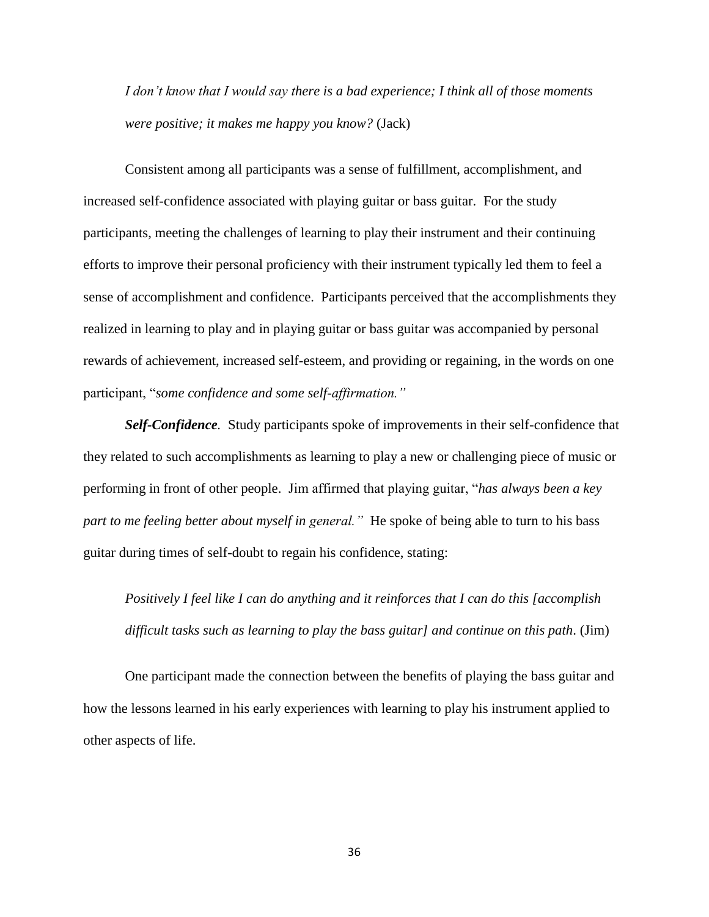*I don't know that I would say there is a bad experience; I think all of those moments were positive; it makes me happy you know?* (Jack)

Consistent among all participants was a sense of fulfillment, accomplishment, and increased self-confidence associated with playing guitar or bass guitar. For the study participants, meeting the challenges of learning to play their instrument and their continuing efforts to improve their personal proficiency with their instrument typically led them to feel a sense of accomplishment and confidence. Participants perceived that the accomplishments they realized in learning to play and in playing guitar or bass guitar was accompanied by personal rewards of achievement, increased self-esteem, and providing or regaining, in the words on one participant, "*some confidence and some self-affirmation.*"

***Self-Confidence.*** Study participants spoke of improvements in their self-confidence that they related to such accomplishments as learning to play a new or challenging piece of music or performing in front of other people. Jim affirmed that playing guitar, "*has always been a key part to me feeling better about myself in general.*" He spoke of being able to turn to his bass guitar during times of self-doubt to regain his confidence, stating:

*Positively I feel like I can do anything and it reinforces that I can do this [accomplish difficult tasks such as learning to play the bass guitar] and continue on this path*. (Jim)

One participant made the connection between the benefits of playing the bass guitar and how the lessons learned in his early experiences with learning to play his instrument applied to other aspects of life.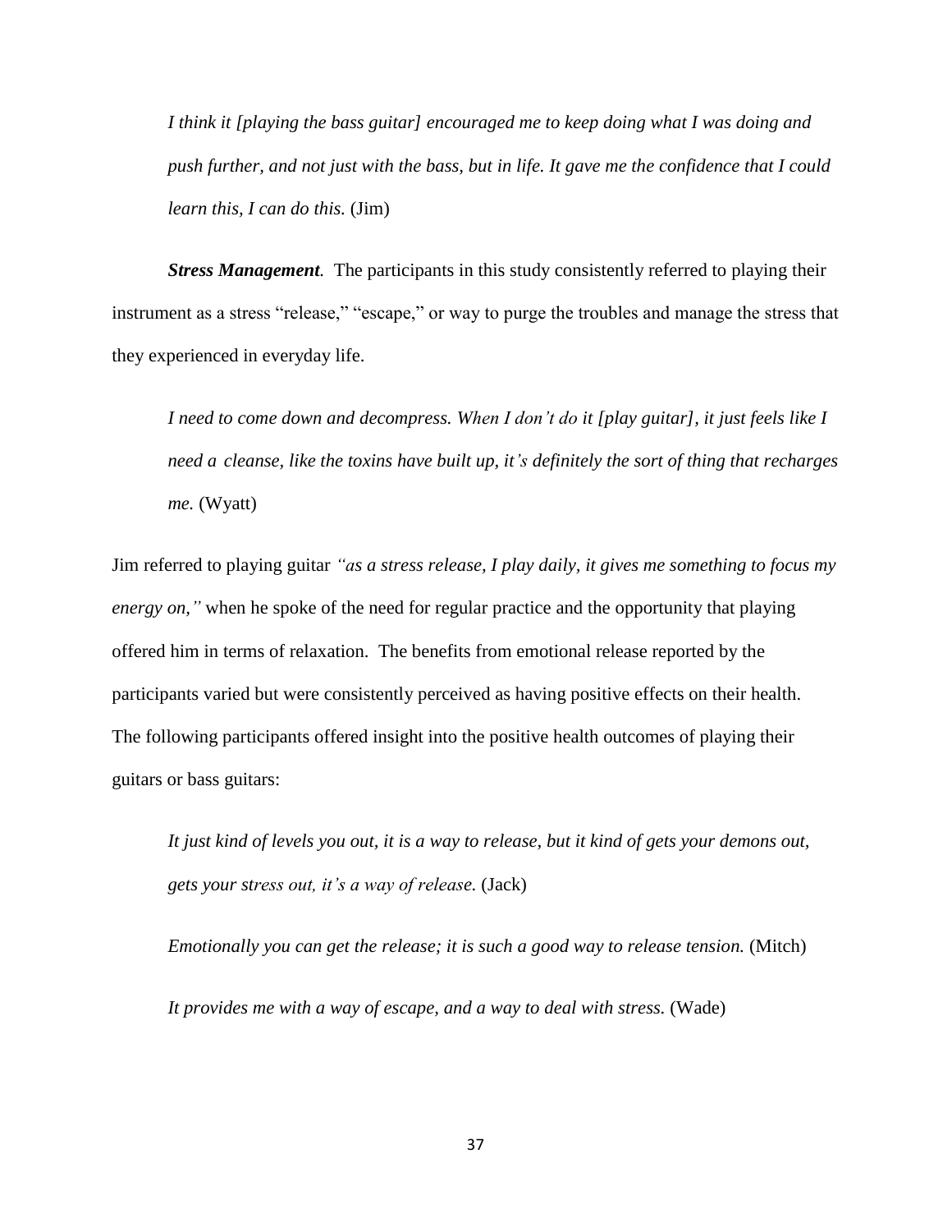*I think it [playing the bass guitar] encouraged me to keep doing what I was doing and push further, and not just with the bass, but in life. It gave me the confidence that I could learn this, I can do this.* (Jim)

***Stress Management.*** The participants in this study consistently referred to playing their instrument as a stress "release," "escape," or way to purge the troubles and manage the stress that they experienced in everyday life.

*I need to come down and decompress. When I don't do it [play guitar], it just feels like I need a cleanse, like the toxins have built up, it's definitely the sort of thing that recharges me.* (Wyatt)

Jim referred to playing guitar *"as a stress release, I play daily, it gives me something to focus my energy on,"* when he spoke of the need for regular practice and the opportunity that playing offered him in terms of relaxation. The benefits from emotional release reported by the participants varied but were consistently perceived as having positive effects on their health. The following participants offered insight into the positive health outcomes of playing their guitars or bass guitars:

*It just kind of levels you out, it is a way to release, but it kind of gets your demons out, gets your stress out, it's a way of release.* (Jack)

*Emotionally you can get the release; it is such a good way to release tension.* (Mitch)

*It provides me with a way of escape, and a way to deal with stress.* (Wade)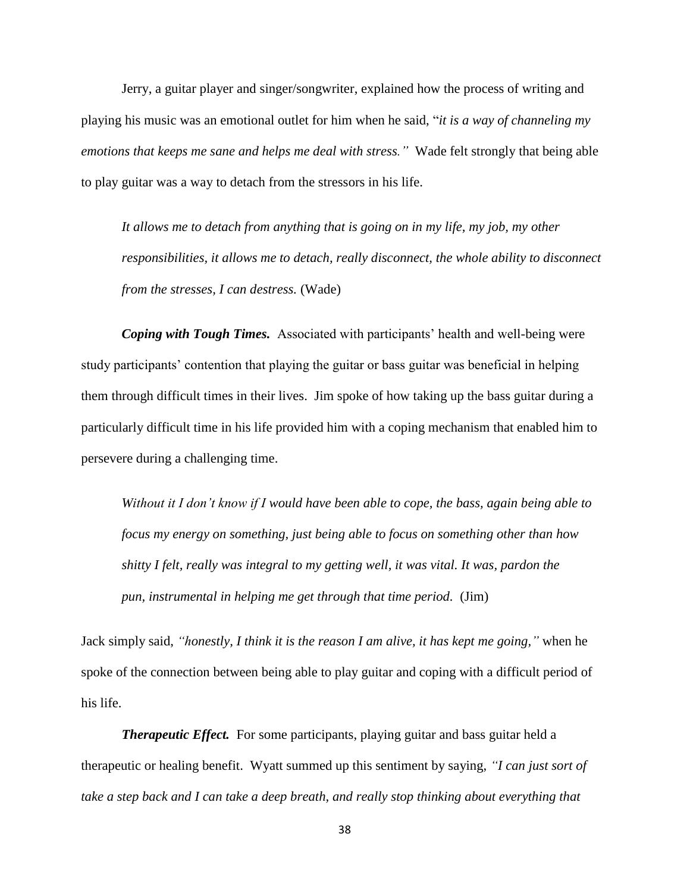Jerry, a guitar player and singer/songwriter, explained how the process of writing and playing his music was an emotional outlet for him when he said, "*it is a way of channeling my emotions that keeps me sane and helps me deal with stress."* Wade felt strongly that being able to play guitar was a way to detach from the stressors in his life.

> *It allows me to detach from anything that is going on in my life, my job, my other responsibilities, it allows me to detach, really disconnect, the whole ability to disconnect from the stresses, I can destress.* (Wade)

***Coping with Tough Times.*** Associated with participants' health and well-being were study participants' contention that playing the guitar or bass guitar was beneficial in helping them through difficult times in their lives. Jim spoke of how taking up the bass guitar during a particularly difficult time in his life provided him with a coping mechanism that enabled him to persevere during a challenging time.

> *Without it I don't know if I would have been able to cope, the bass, again being able to focus my energy on something, just being able to focus on something other than how shitty I felt, really was integral to my getting well, it was vital. It was, pardon the pun, instrumental in helping me get through that time period.* (Jim)

Jack simply said, *"honestly, I think it is the reason I am alive, it has kept me going,"* when he spoke of the connection between being able to play guitar and coping with a difficult period of his life.

***Therapeutic Effect.*** For some participants, playing guitar and bass guitar held a therapeutic or healing benefit. Wyatt summed up this sentiment by saying, *"I can just sort of take a step back and I can take a deep breath, and really stop thinking about everything that*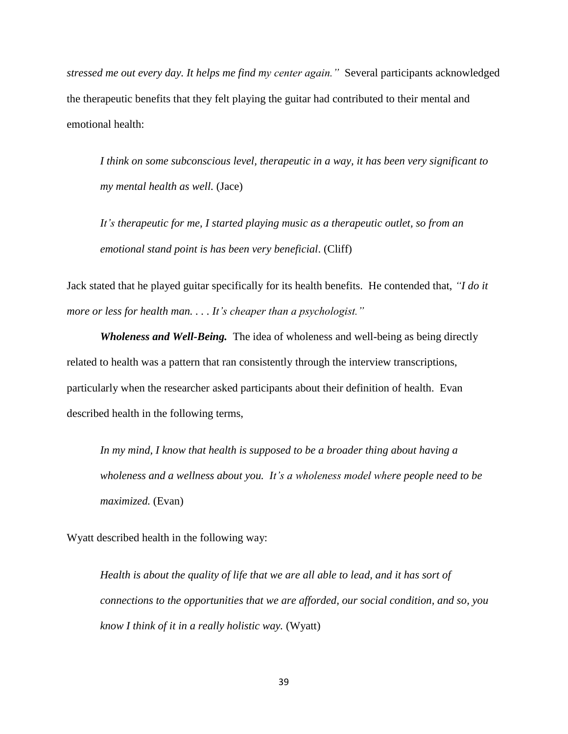*stressed me out every day. It helps me find my center again."* Several participants acknowledged the therapeutic benefits that they felt playing the guitar had contributed to their mental and emotional health:

> *I think on some subconscious level, therapeutic in a way, it has been very significant to my mental health as well.* (Jace)

> *It's therapeutic for me, I started playing music as a therapeutic outlet, so from an emotional stand point is has been very beneficial*. (Cliff)

Jack stated that he played guitar specifically for its health benefits. He contended that, *"I do it more or less for health man. . . . It's cheaper than a psychologist."*

***Wholeness and Well-Being.*** The idea of wholeness and well-being as being directly related to health was a pattern that ran consistently through the interview transcriptions, particularly when the researcher asked participants about their definition of health. Evan described health in the following terms,

> *In my mind, I know that health is supposed to be a broader thing about having a wholeness and a wellness about you. It's a wholeness model where people need to be maximized.* (Evan)

Wyatt described health in the following way:

> *Health is about the quality of life that we are all able to lead, and it has sort of connections to the opportunities that we are afforded, our social condition, and so, you know I think of it in a really holistic way.* (Wyatt)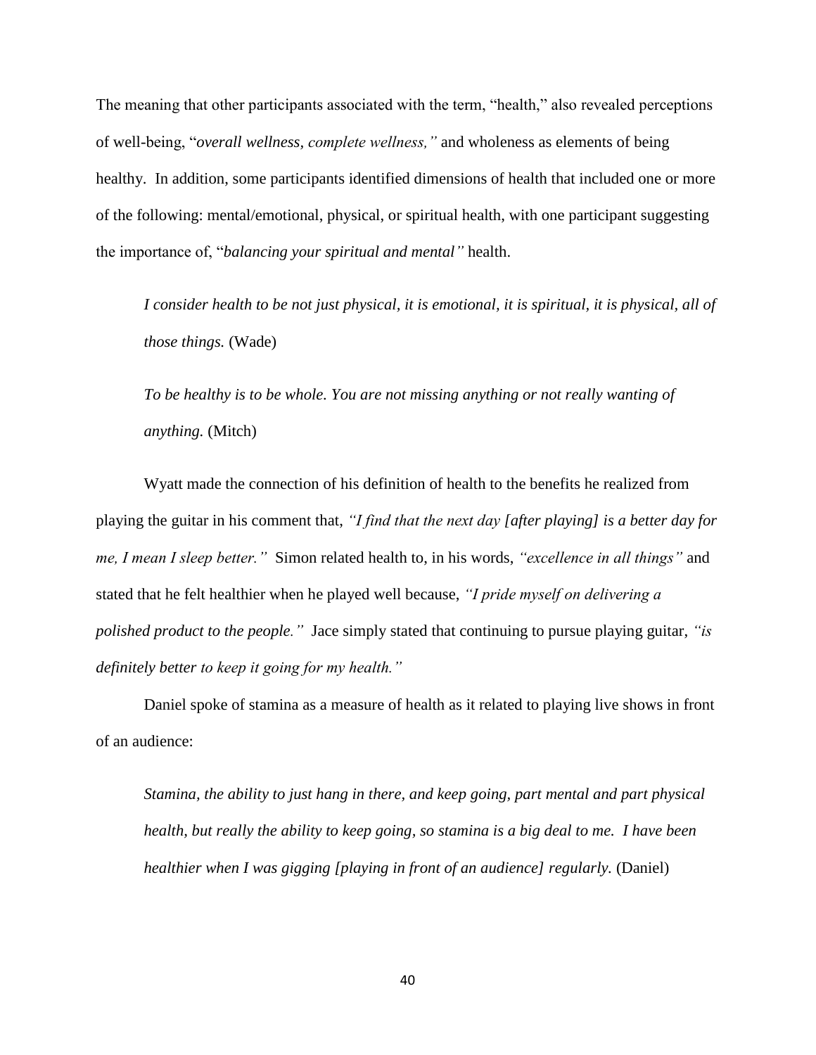The meaning that other participants associated with the term, "health," also revealed perceptions of well-being, "*overall wellness, complete wellness,"* and wholeness as elements of being healthy. In addition, some participants identified dimensions of health that included one or more of the following: mental/emotional, physical, or spiritual health, with one participant suggesting the importance of, "*balancing your spiritual and mental"* health.

> *I consider health to be not just physical, it is emotional, it is spiritual, it is physical, all of those things.* (Wade)

> *To be healthy is to be whole. You are not missing anything or not really wanting of anything.* (Mitch)

Wyatt made the connection of his definition of health to the benefits he realized from playing the guitar in his comment that, *"I find that the next day [after playing] is a better day for me, I mean I sleep better."* Simon related health to, in his words, *"excellence in all things"* and stated that he felt healthier when he played well because, *"I pride myself on delivering a polished product to the people."* Jace simply stated that continuing to pursue playing guitar, *"is definitely better to keep it going for my health."*

Daniel spoke of stamina as a measure of health as it related to playing live shows in front of an audience:

> *Stamina, the ability to just hang in there, and keep going, part mental and part physical health, but really the ability to keep going, so stamina is a big deal to me. I have been healthier when I was gigging [playing in front of an audience] regularly.* (Daniel)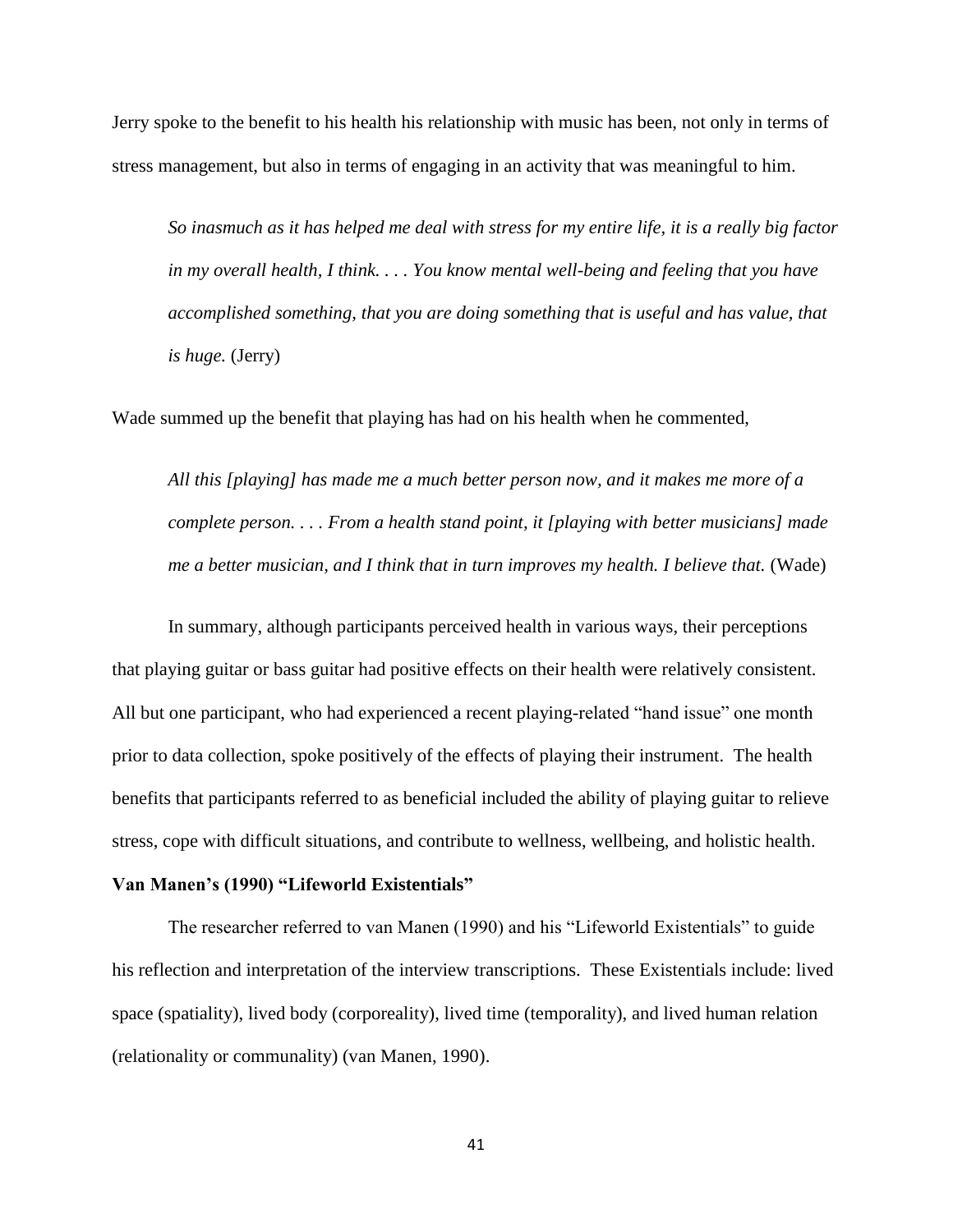Jerry spoke to the benefit to his health his relationship with music has been, not only in terms of stress management, but also in terms of engaging in an activity that was meaningful to him.

> *So inasmuch as it has helped me deal with stress for my entire life, it is a really big factor in my overall health, I think. . . . You know mental well-being and feeling that you have accomplished something, that you are doing something that is useful and has value, that is huge.* (Jerry)

Wade summed up the benefit that playing has had on his health when he commented,

> *All this [playing] has made me a much better person now, and it makes me more of a complete person. . . . From a health stand point, it [playing with better musicians] made me a better musician, and I think that in turn improves my health. I believe that.* (Wade)

In summary, although participants perceived health in various ways, their perceptions that playing guitar or bass guitar had positive effects on their health were relatively consistent. All but one participant, who had experienced a recent playing-related "hand issue" one month prior to data collection, spoke positively of the effects of playing their instrument. The health benefits that participants referred to as beneficial included the ability of playing guitar to relieve stress, cope with difficult situations, and contribute to wellness, wellbeing, and holistic health.

**Van Manen's (1990) "Lifeworld Existentials"**

The researcher referred to van Manen (1990) and his "Lifeworld Existentials" to guide his reflection and interpretation of the interview transcriptions. These Existentials include: lived space (spatiality), lived body (corporeality), lived time (temporality), and lived human relation (relationality or communality) (van Manen, 1990).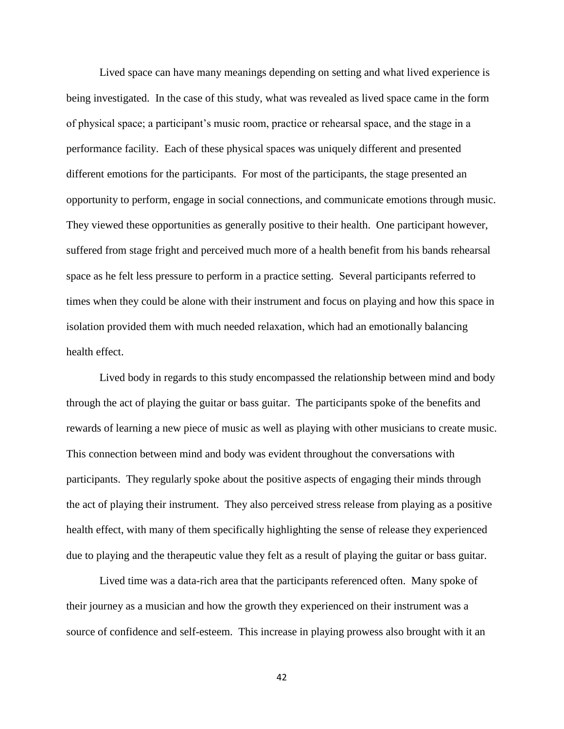Lived space can have many meanings depending on setting and what lived experience is being investigated. In the case of this study, what was revealed as lived space came in the form of physical space; a participant's music room, practice or rehearsal space, and the stage in a performance facility. Each of these physical spaces was uniquely different and presented different emotions for the participants. For most of the participants, the stage presented an opportunity to perform, engage in social connections, and communicate emotions through music. They viewed these opportunities as generally positive to their health. One participant however, suffered from stage fright and perceived much more of a health benefit from his bands rehearsal space as he felt less pressure to perform in a practice setting. Several participants referred to times when they could be alone with their instrument and focus on playing and how this space in isolation provided them with much needed relaxation, which had an emotionally balancing health effect.

Lived body in regards to this study encompassed the relationship between mind and body through the act of playing the guitar or bass guitar. The participants spoke of the benefits and rewards of learning a new piece of music as well as playing with other musicians to create music. This connection between mind and body was evident throughout the conversations with participants. They regularly spoke about the positive aspects of engaging their minds through the act of playing their instrument. They also perceived stress release from playing as a positive health effect, with many of them specifically highlighting the sense of release they experienced due to playing and the therapeutic value they felt as a result of playing the guitar or bass guitar.

Lived time was a data-rich area that the participants referenced often. Many spoke of their journey as a musician and how the growth they experienced on their instrument was a source of confidence and self-esteem. This increase in playing prowess also brought with it an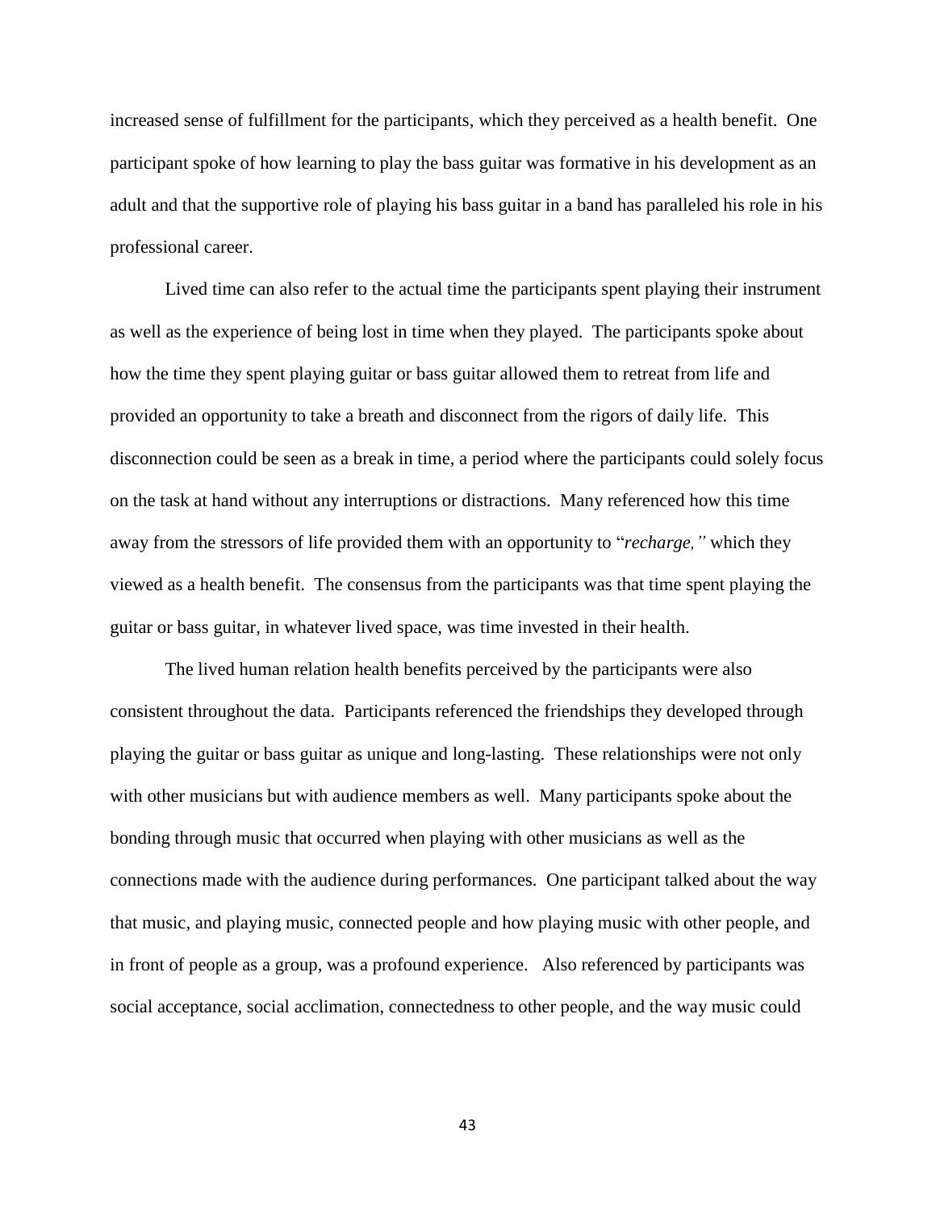increased sense of fulfillment for the participants, which they perceived as a health benefit. One participant spoke of how learning to play the bass guitar was formative in his development as an adult and that the supportive role of playing his bass guitar in a band has paralleled his role in his professional career.

Lived time can also refer to the actual time the participants spent playing their instrument as well as the experience of being lost in time when they played. The participants spoke about how the time they spent playing guitar or bass guitar allowed them to retreat from life and provided an opportunity to take a breath and disconnect from the rigors of daily life. This disconnection could be seen as a break in time, a period where the participants could solely focus on the task at hand without any interruptions or distractions. Many referenced how this time away from the stressors of life provided them with an opportunity to "*recharge,*" which they viewed as a health benefit. The consensus from the participants was that time spent playing the guitar or bass guitar, in whatever lived space, was time invested in their health.

The lived human relation health benefits perceived by the participants were also consistent throughout the data. Participants referenced the friendships they developed through playing the guitar or bass guitar as unique and long-lasting. These relationships were not only with other musicians but with audience members as well. Many participants spoke about the bonding through music that occurred when playing with other musicians as well as the connections made with the audience during performances. One participant talked about the way that music, and playing music, connected people and how playing music with other people, and in front of people as a group, was a profound experience. Also referenced by participants was social acceptance, social acclimation, connectedness to other people, and the way music could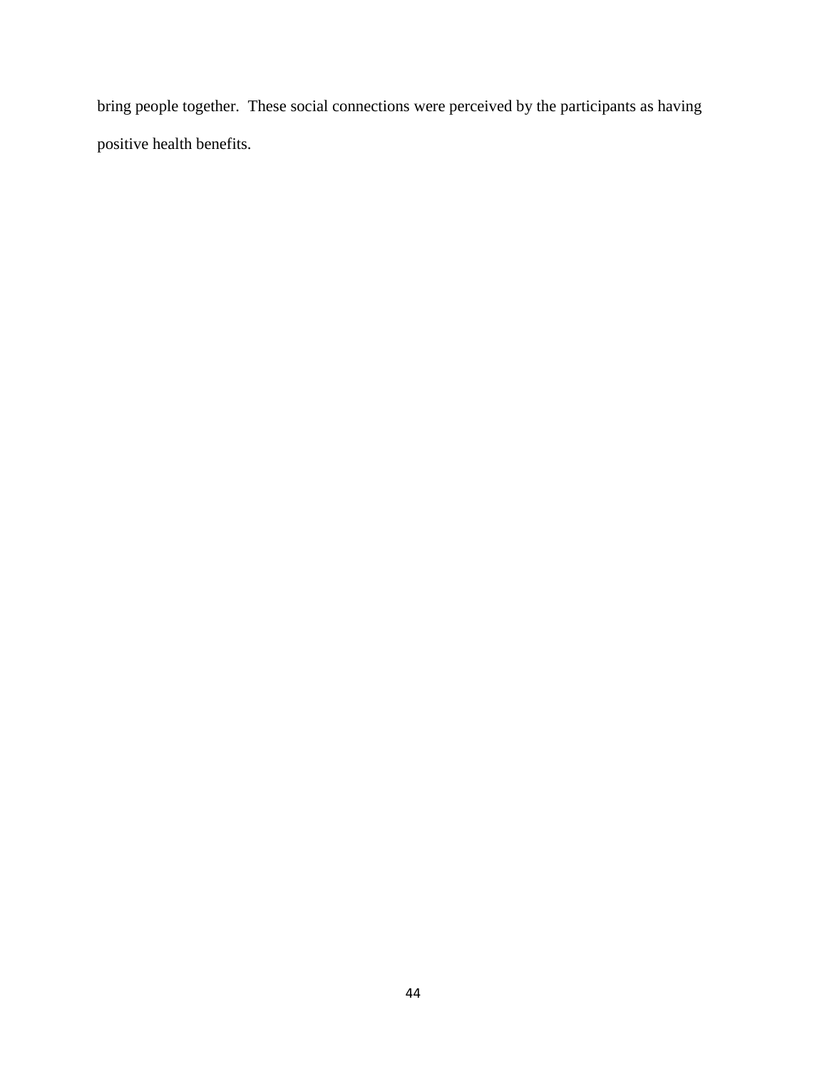bring people together.  These social connections were perceived by the participants as having positive health benefits.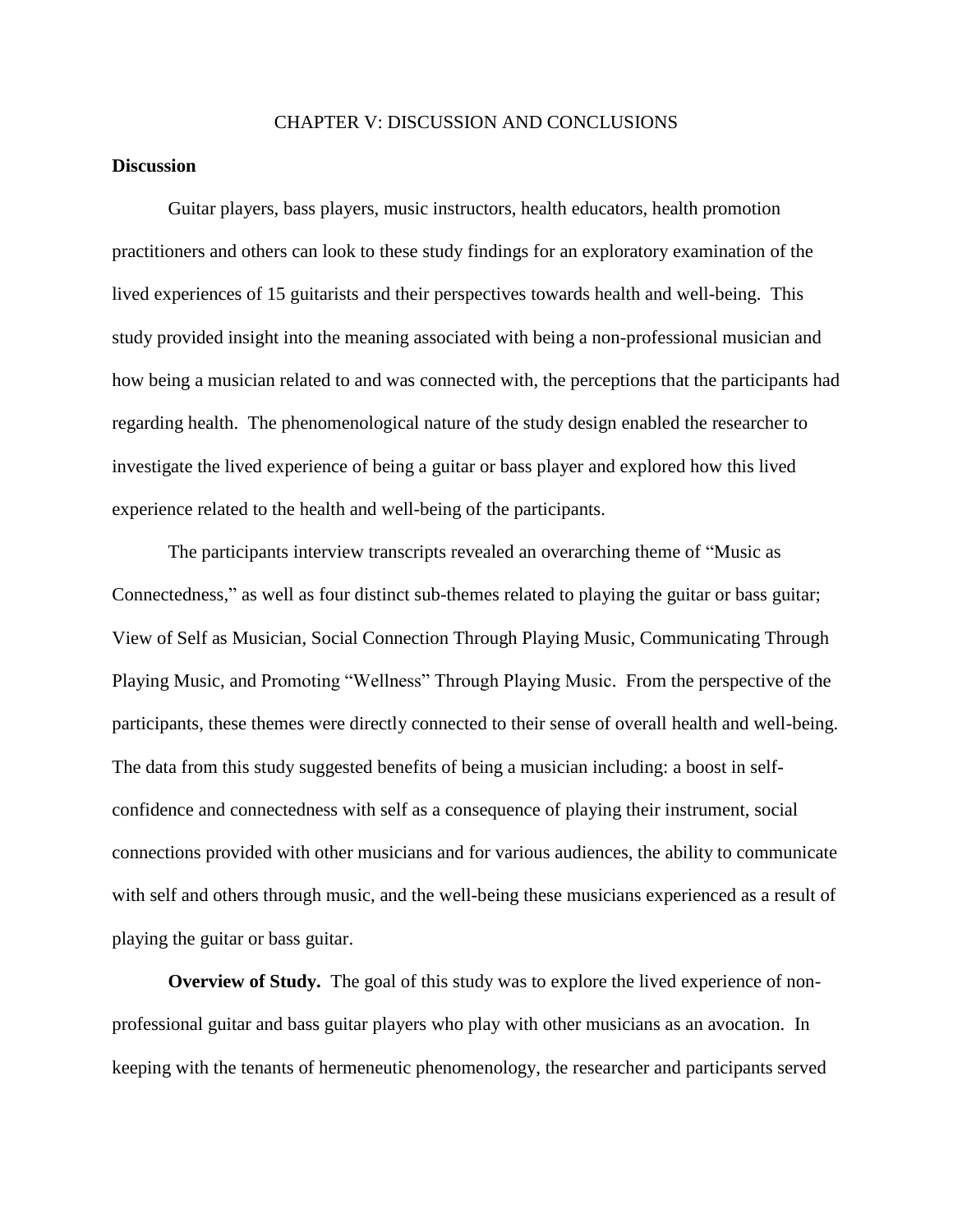# CHAPTER V: DISCUSSION AND CONCLUSIONS

## Discussion

Guitar players, bass players, music instructors, health educators, health promotion practitioners and others can look to these study findings for an exploratory examination of the lived experiences of 15 guitarists and their perspectives towards health and well-being. This study provided insight into the meaning associated with being a non-professional musician and how being a musician related to and was connected with, the perceptions that the participants had regarding health. The phenomenological nature of the study design enabled the researcher to investigate the lived experience of being a guitar or bass player and explored how this lived experience related to the health and well-being of the participants.

The participants interview transcripts revealed an overarching theme of "Music as Connectedness," as well as four distinct sub-themes related to playing the guitar or bass guitar; View of Self as Musician, Social Connection Through Playing Music, Communicating Through Playing Music, and Promoting "Wellness" Through Playing Music. From the perspective of the participants, these themes were directly connected to their sense of overall health and well-being. The data from this study suggested benefits of being a musician including: a boost in self-confidence and connectedness with self as a consequence of playing their instrument, social connections provided with other musicians and for various audiences, the ability to communicate with self and others through music, and the well-being these musicians experienced as a result of playing the guitar or bass guitar.

**Overview of Study.** The goal of this study was to explore the lived experience of non-professional guitar and bass guitar players who play with other musicians as an avocation. In keeping with the tenants of hermeneutic phenomenology, the researcher and participants served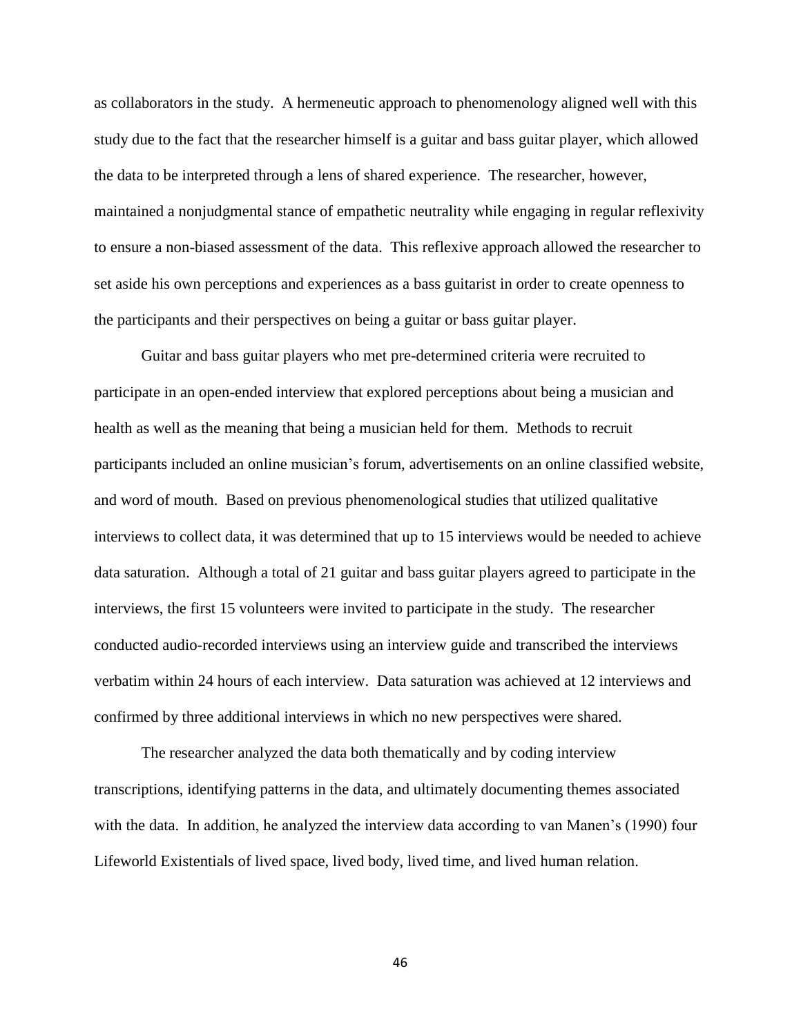as collaborators in the study. A hermeneutic approach to phenomenology aligned well with this study due to the fact that the researcher himself is a guitar and bass guitar player, which allowed the data to be interpreted through a lens of shared experience. The researcher, however, maintained a nonjudgmental stance of empathetic neutrality while engaging in regular reflexivity to ensure a non-biased assessment of the data. This reflexive approach allowed the researcher to set aside his own perceptions and experiences as a bass guitarist in order to create openness to the participants and their perspectives on being a guitar or bass guitar player.

Guitar and bass guitar players who met pre-determined criteria were recruited to participate in an open-ended interview that explored perceptions about being a musician and health as well as the meaning that being a musician held for them. Methods to recruit participants included an online musician's forum, advertisements on an online classified website, and word of mouth. Based on previous phenomenological studies that utilized qualitative interviews to collect data, it was determined that up to 15 interviews would be needed to achieve data saturation. Although a total of 21 guitar and bass guitar players agreed to participate in the interviews, the first 15 volunteers were invited to participate in the study. The researcher conducted audio-recorded interviews using an interview guide and transcribed the interviews verbatim within 24 hours of each interview. Data saturation was achieved at 12 interviews and confirmed by three additional interviews in which no new perspectives were shared.

The researcher analyzed the data both thematically and by coding interview transcriptions, identifying patterns in the data, and ultimately documenting themes associated with the data. In addition, he analyzed the interview data according to van Manen's (1990) four Lifeworld Existentials of lived space, lived body, lived time, and lived human relation.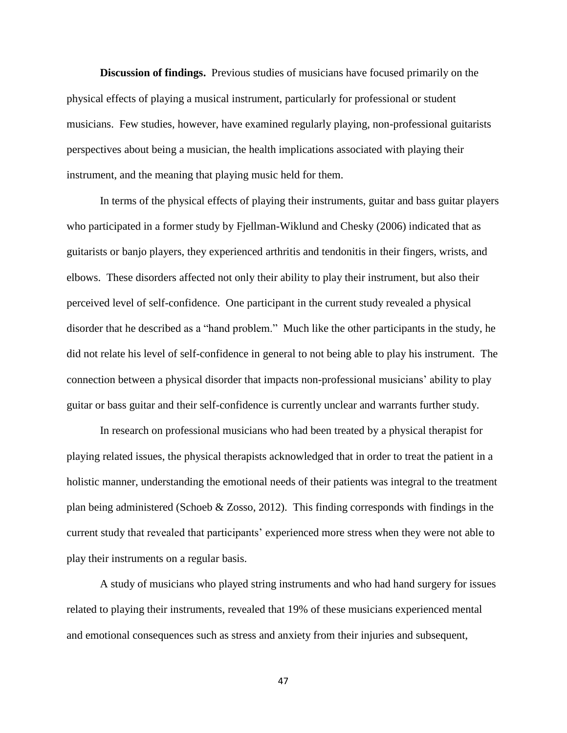**Discussion of findings.** Previous studies of musicians have focused primarily on the physical effects of playing a musical instrument, particularly for professional or student musicians. Few studies, however, have examined regularly playing, non-professional guitarists perspectives about being a musician, the health implications associated with playing their instrument, and the meaning that playing music held for them.

In terms of the physical effects of playing their instruments, guitar and bass guitar players who participated in a former study by Fjellman-Wiklund and Chesky (2006) indicated that as guitarists or banjo players, they experienced arthritis and tendonitis in their fingers, wrists, and elbows. These disorders affected not only their ability to play their instrument, but also their perceived level of self-confidence. One participant in the current study revealed a physical disorder that he described as a "hand problem." Much like the other participants in the study, he did not relate his level of self-confidence in general to not being able to play his instrument. The connection between a physical disorder that impacts non-professional musicians' ability to play guitar or bass guitar and their self-confidence is currently unclear and warrants further study.

In research on professional musicians who had been treated by a physical therapist for playing related issues, the physical therapists acknowledged that in order to treat the patient in a holistic manner, understanding the emotional needs of their patients was integral to the treatment plan being administered (Schoeb & Zosso, 2012). This finding corresponds with findings in the current study that revealed that participants' experienced more stress when they were not able to play their instruments on a regular basis.

A study of musicians who played string instruments and who had hand surgery for issues related to playing their instruments, revealed that 19% of these musicians experienced mental and emotional consequences such as stress and anxiety from their injuries and subsequent,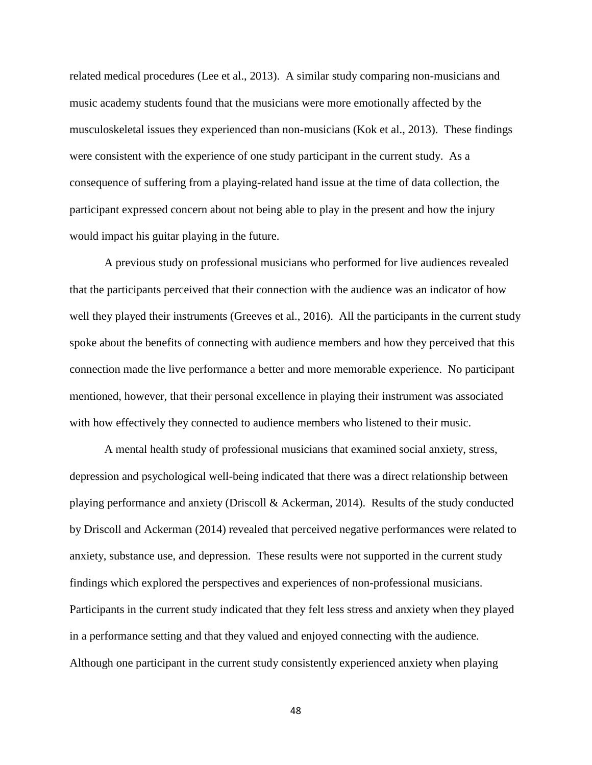related medical procedures (Lee et al., 2013). A similar study comparing non-musicians and music academy students found that the musicians were more emotionally affected by the musculoskeletal issues they experienced than non-musicians (Kok et al., 2013). These findings were consistent with the experience of one study participant in the current study. As a consequence of suffering from a playing-related hand issue at the time of data collection, the participant expressed concern about not being able to play in the present and how the injury would impact his guitar playing in the future.

A previous study on professional musicians who performed for live audiences revealed that the participants perceived that their connection with the audience was an indicator of how well they played their instruments (Greeves et al., 2016). All the participants in the current study spoke about the benefits of connecting with audience members and how they perceived that this connection made the live performance a better and more memorable experience. No participant mentioned, however, that their personal excellence in playing their instrument was associated with how effectively they connected to audience members who listened to their music.

A mental health study of professional musicians that examined social anxiety, stress, depression and psychological well-being indicated that there was a direct relationship between playing performance and anxiety (Driscoll & Ackerman, 2014). Results of the study conducted by Driscoll and Ackerman (2014) revealed that perceived negative performances were related to anxiety, substance use, and depression. These results were not supported in the current study findings which explored the perspectives and experiences of non-professional musicians. Participants in the current study indicated that they felt less stress and anxiety when they played in a performance setting and that they valued and enjoyed connecting with the audience. Although one participant in the current study consistently experienced anxiety when playing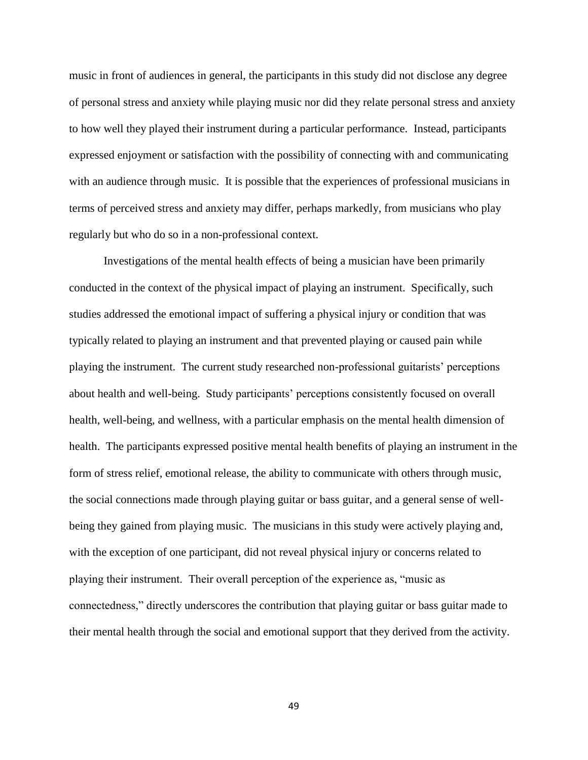music in front of audiences in general, the participants in this study did not disclose any degree of personal stress and anxiety while playing music nor did they relate personal stress and anxiety to how well they played their instrument during a particular performance. Instead, participants expressed enjoyment or satisfaction with the possibility of connecting with and communicating with an audience through music. It is possible that the experiences of professional musicians in terms of perceived stress and anxiety may differ, perhaps markedly, from musicians who play regularly but who do so in a non-professional context.

Investigations of the mental health effects of being a musician have been primarily conducted in the context of the physical impact of playing an instrument. Specifically, such studies addressed the emotional impact of suffering a physical injury or condition that was typically related to playing an instrument and that prevented playing or caused pain while playing the instrument. The current study researched non-professional guitarists' perceptions about health and well-being. Study participants' perceptions consistently focused on overall health, well-being, and wellness, with a particular emphasis on the mental health dimension of health. The participants expressed positive mental health benefits of playing an instrument in the form of stress relief, emotional release, the ability to communicate with others through music, the social connections made through playing guitar or bass guitar, and a general sense of well-being they gained from playing music. The musicians in this study were actively playing and, with the exception of one participant, did not reveal physical injury or concerns related to playing their instrument. Their overall perception of the experience as, "music as connectedness," directly underscores the contribution that playing guitar or bass guitar made to their mental health through the social and emotional support that they derived from the activity.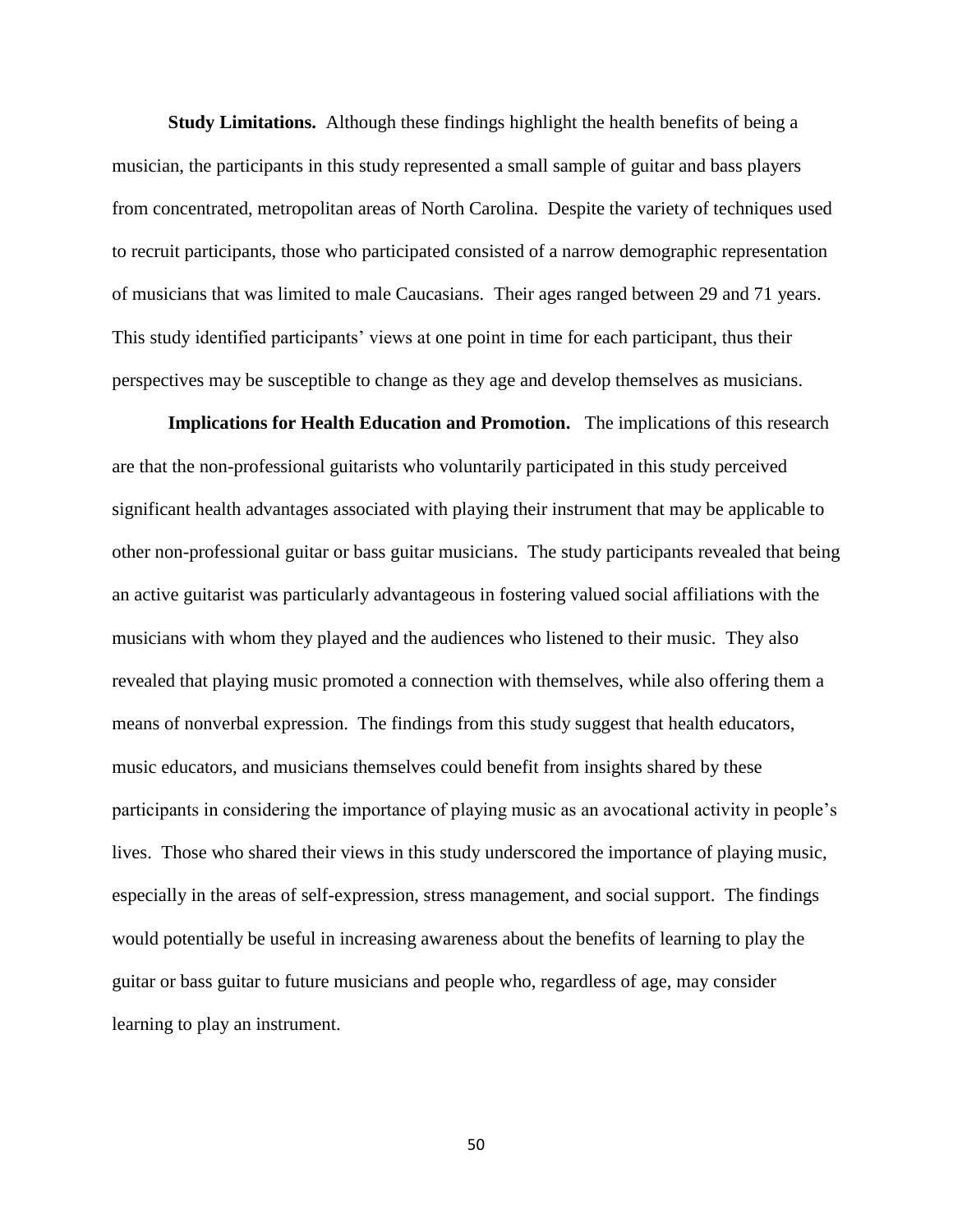**Study Limitations.** Although these findings highlight the health benefits of being a musician, the participants in this study represented a small sample of guitar and bass players from concentrated, metropolitan areas of North Carolina. Despite the variety of techniques used to recruit participants, those who participated consisted of a narrow demographic representation of musicians that was limited to male Caucasians. Their ages ranged between 29 and 71 years. This study identified participants' views at one point in time for each participant, thus their perspectives may be susceptible to change as they age and develop themselves as musicians.

**Implications for Health Education and Promotion.** The implications of this research are that the non-professional guitarists who voluntarily participated in this study perceived significant health advantages associated with playing their instrument that may be applicable to other non-professional guitar or bass guitar musicians. The study participants revealed that being an active guitarist was particularly advantageous in fostering valued social affiliations with the musicians with whom they played and the audiences who listened to their music. They also revealed that playing music promoted a connection with themselves, while also offering them a means of nonverbal expression. The findings from this study suggest that health educators, music educators, and musicians themselves could benefit from insights shared by these participants in considering the importance of playing music as an avocational activity in people's lives. Those who shared their views in this study underscored the importance of playing music, especially in the areas of self-expression, stress management, and social support. The findings would potentially be useful in increasing awareness about the benefits of learning to play the guitar or bass guitar to future musicians and people who, regardless of age, may consider learning to play an instrument.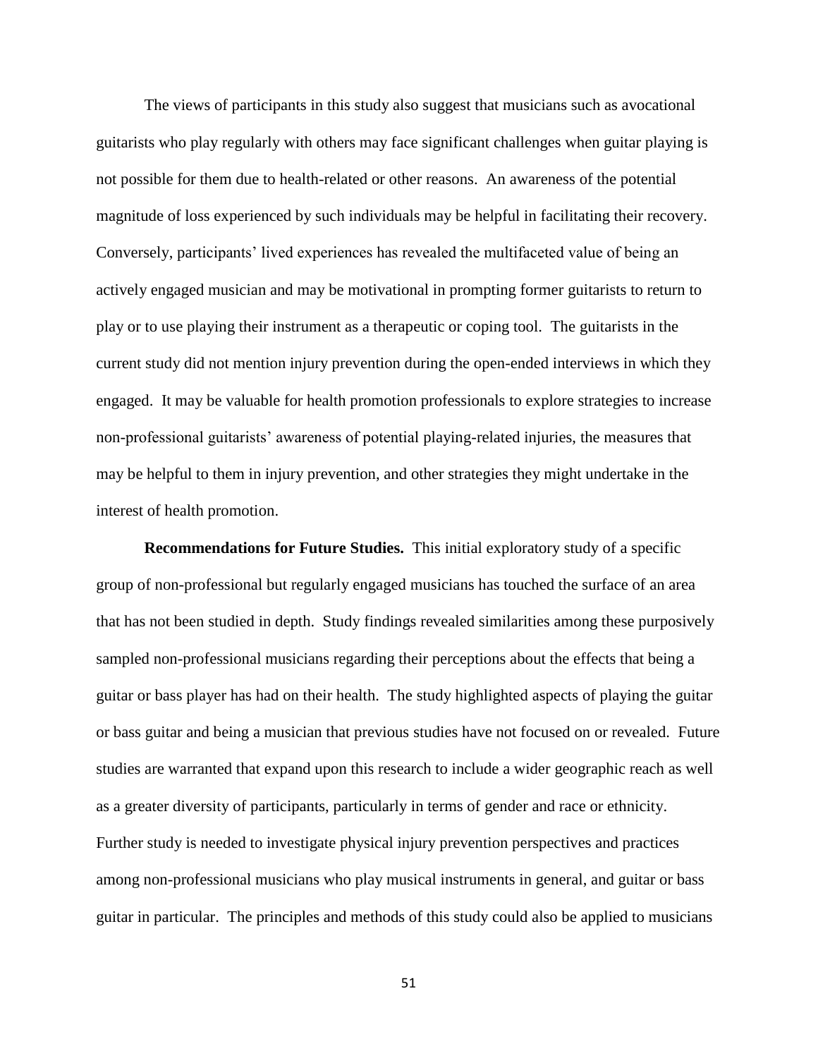The views of participants in this study also suggest that musicians such as avocational guitarists who play regularly with others may face significant challenges when guitar playing is not possible for them due to health-related or other reasons. An awareness of the potential magnitude of loss experienced by such individuals may be helpful in facilitating their recovery. Conversely, participants' lived experiences has revealed the multifaceted value of being an actively engaged musician and may be motivational in prompting former guitarists to return to play or to use playing their instrument as a therapeutic or coping tool. The guitarists in the current study did not mention injury prevention during the open-ended interviews in which they engaged. It may be valuable for health promotion professionals to explore strategies to increase non-professional guitarists' awareness of potential playing-related injuries, the measures that may be helpful to them in injury prevention, and other strategies they might undertake in the interest of health promotion.

**Recommendations for Future Studies.** This initial exploratory study of a specific group of non-professional but regularly engaged musicians has touched the surface of an area that has not been studied in depth. Study findings revealed similarities among these purposively sampled non-professional musicians regarding their perceptions about the effects that being a guitar or bass player has had on their health. The study highlighted aspects of playing the guitar or bass guitar and being a musician that previous studies have not focused on or revealed. Future studies are warranted that expand upon this research to include a wider geographic reach as well as a greater diversity of participants, particularly in terms of gender and race or ethnicity. Further study is needed to investigate physical injury prevention perspectives and practices among non-professional musicians who play musical instruments in general, and guitar or bass guitar in particular. The principles and methods of this study could also be applied to musicians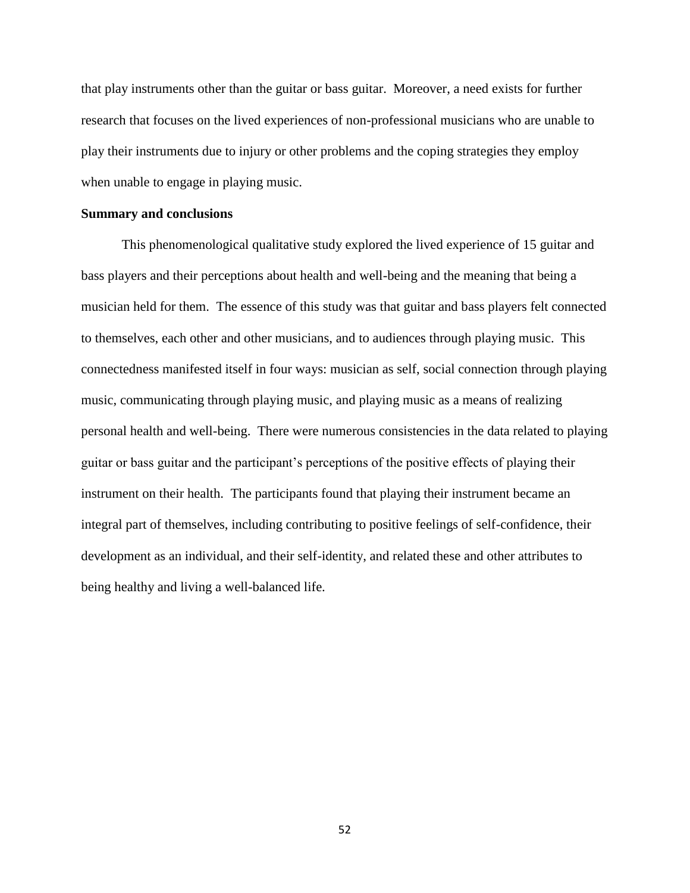that play instruments other than the guitar or bass guitar. Moreover, a need exists for further research that focuses on the lived experiences of non-professional musicians who are unable to play their instruments due to injury or other problems and the coping strategies they employ when unable to engage in playing music.

**Summary and conclusions**

This phenomenological qualitative study explored the lived experience of 15 guitar and bass players and their perceptions about health and well-being and the meaning that being a musician held for them. The essence of this study was that guitar and bass players felt connected to themselves, each other and other musicians, and to audiences through playing music. This connectedness manifested itself in four ways: musician as self, social connection through playing music, communicating through playing music, and playing music as a means of realizing personal health and well-being. There were numerous consistencies in the data related to playing guitar or bass guitar and the participant's perceptions of the positive effects of playing their instrument on their health. The participants found that playing their instrument became an integral part of themselves, including contributing to positive feelings of self-confidence, their development as an individual, and their self-identity, and related these and other attributes to being healthy and living a well-balanced life.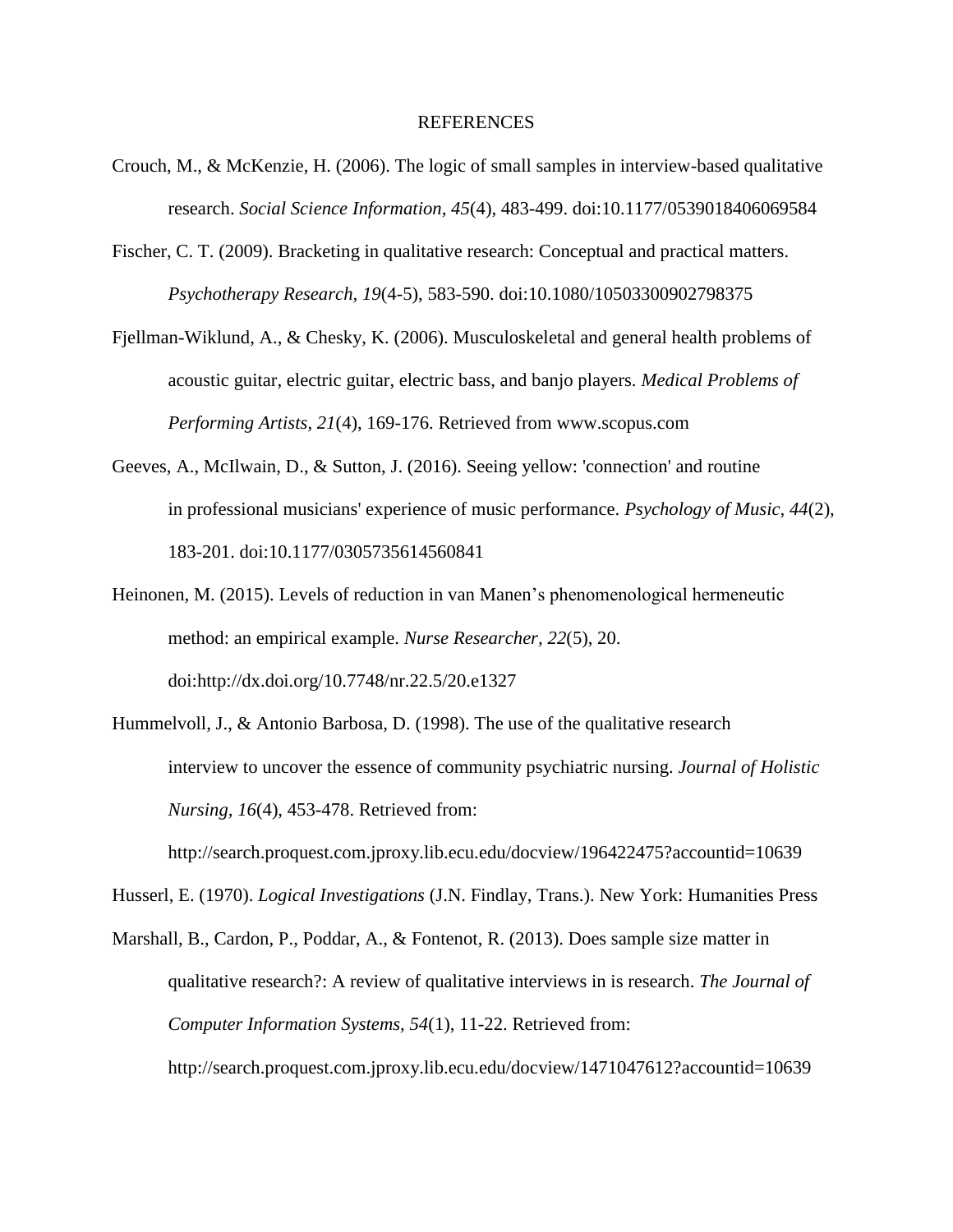# REFERENCES

Crouch, M., & McKenzie, H. (2006). The logic of small samples in interview-based qualitative research. *Social Science Information*, *45*(4), 483-499. doi:10.1177/0539018406069584

Fischer, C. T. (2009). Bracketing in qualitative research: Conceptual and practical matters. *Psychotherapy Research*, *19*(4-5), 583-590. doi:10.1080/10503300902798375

Fjellman-Wiklund, A., & Chesky, K. (2006). Musculoskeletal and general health problems of acoustic guitar, electric guitar, electric bass, and banjo players. *Medical Problems of Performing Artists*, *21*(4), 169-176. Retrieved from www.scopus.com

Geeves, A., McIlwain, D., & Sutton, J. (2016). Seeing yellow: 'connection' and routine in professional musicians' experience of music performance. *Psychology of Music*, *44*(2), 183-201. doi:10.1177/0305735614560841

Heinonen, M. (2015). Levels of reduction in van Manen's phenomenological hermeneutic method: an empirical example. *Nurse Researcher*, *22*(5), 20. doi:http://dx.doi.org/10.7748/nr.22.5/20.e1327

Hummelvoll, J., & Antonio Barbosa, D. (1998). The use of the qualitative research interview to uncover the essence of community psychiatric nursing. *Journal of Holistic Nursing*, *16*(4), 453-478. Retrieved from: http://search.proquest.com.jproxy.lib.ecu.edu/docview/196422475?accountid=10639

Husserl, E. (1970). *Logical Investigations* (J.N. Findlay, Trans.). New York: Humanities Press

Marshall, B., Cardon, P., Poddar, A., & Fontenot, R. (2013). Does sample size matter in qualitative research?: A review of qualitative interviews in is research. *The Journal of Computer Information Systems*, *54*(1), 11-22. Retrieved from: http://search.proquest.com.jproxy.lib.ecu.edu/docview/1471047612?accountid=10639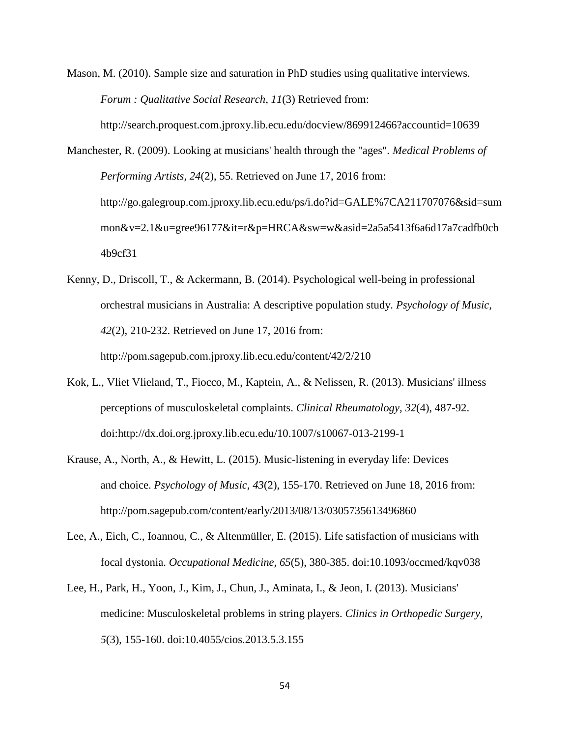Mason, M. (2010). Sample size and saturation in PhD studies using qualitative interviews. *Forum : Qualitative Social Research, 11*(3) Retrieved from: http://search.proquest.com.jproxy.lib.ecu.edu/docview/869912466?accountid=10639

Manchester, R. (2009). Looking at musicians' health through the "ages". *Medical Problems of Performing Artists, 24*(2), 55. Retrieved on June 17, 2016 from: http://go.galegroup.com.jproxy.lib.ecu.edu/ps/i.do?id=GALE%7CA211707076&sid=summon&v=2.1&u=gree96177&it=r&p=HRCA&sw=w&asid=2a5a5413f6a6d17a7cadfb0cb4b9cf31

Kenny, D., Driscoll, T., & Ackermann, B. (2014). Psychological well-being in professional orchestral musicians in Australia: A descriptive population study. *Psychology of Music, 42*(2), 210-232. Retrieved on June 17, 2016 from: http://pom.sagepub.com.jproxy.lib.ecu.edu/content/42/2/210

Kok, L., Vliet Vlieland, T., Fiocco, M., Kaptein, A., & Nelissen, R. (2013). Musicians' illness perceptions of musculoskeletal complaints. *Clinical Rheumatology, 32*(4), 487-92. doi:http://dx.doi.org.jproxy.lib.ecu.edu/10.1007/s10067-013-2199-1

Krause, A., North, A., & Hewitt, L. (2015). Music-listening in everyday life: Devices and choice. *Psychology of Music, 43*(2), 155-170. Retrieved on June 18, 2016 from: http://pom.sagepub.com/content/early/2013/08/13/0305735613496860

Lee, A., Eich, C., Ioannou, C., & Altenmüller, E. (2015). Life satisfaction of musicians with focal dystonia. *Occupational Medicine, 65*(5), 380-385. doi:10.1093/occmed/kqv038

Lee, H., Park, H., Yoon, J., Kim, J., Chun, J., Aminata, I., & Jeon, I. (2013). Musicians' medicine: Musculoskeletal problems in string players. *Clinics in Orthopedic Surgery, 5*(3), 155-160. doi:10.4055/cios.2013.5.3.155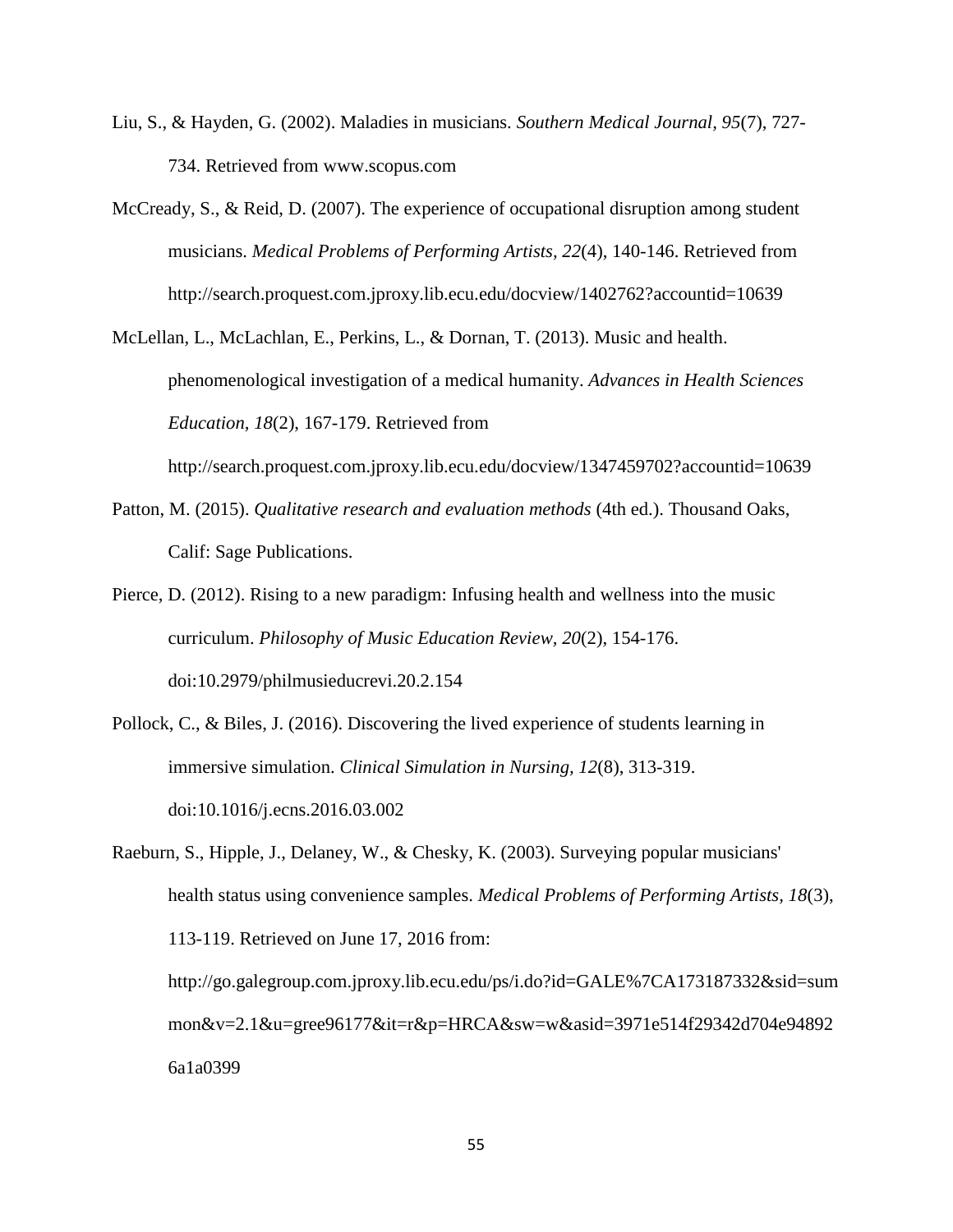Liu, S., & Hayden, G. (2002). Maladies in musicians. *Southern Medical Journal, 95*(7), 727-734. Retrieved from www.scopus.com

McCready, S., & Reid, D. (2007). The experience of occupational disruption among student musicians. *Medical Problems of Performing Artists, 22*(4), 140-146. Retrieved from http://search.proquest.com.jproxy.lib.ecu.edu/docview/1402762?accountid=10639

McLellan, L., McLachlan, E., Perkins, L., & Dornan, T. (2013). Music and health. phenomenological investigation of a medical humanity. *Advances in Health Sciences Education, 18*(2), 167-179. Retrieved from http://search.proquest.com.jproxy.lib.ecu.edu/docview/1347459702?accountid=10639

Patton, M. (2015). *Qualitative research and evaluation methods* (4th ed.). Thousand Oaks, Calif: Sage Publications.

Pierce, D. (2012). Rising to a new paradigm: Infusing health and wellness into the music curriculum. *Philosophy of Music Education Review, 20*(2), 154-176. doi:10.2979/philmusieducrevi.20.2.154

Pollock, C., & Biles, J. (2016). Discovering the lived experience of students learning in immersive simulation. *Clinical Simulation in Nursing, 12*(8), 313-319. doi:10.1016/j.ecns.2016.03.002

Raeburn, S., Hipple, J., Delaney, W., & Chesky, K. (2003). Surveying popular musicians' health status using convenience samples. *Medical Problems of Performing Artists, 18*(3), 113-119. Retrieved on June 17, 2016 from: http://go.galegroup.com.jproxy.lib.ecu.edu/ps/i.do?id=GALE%7CA173187332&sid=summon&v=2.1&u=gree96177&it=r&p=HRCA&sw=w&asid=3971e514f29342d704e948926a1a0399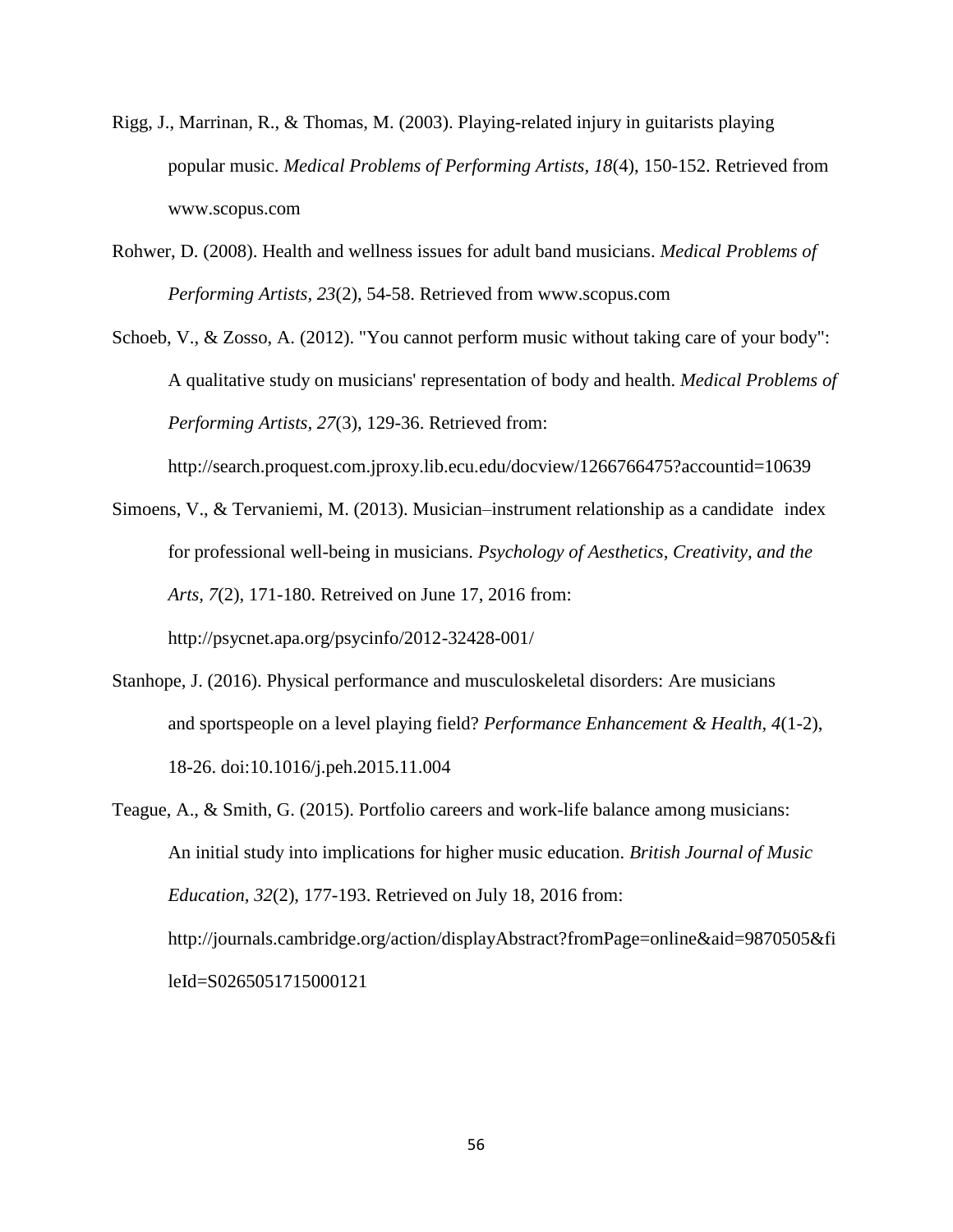Rigg, J., Marrinan, R., & Thomas, M. (2003). Playing-related injury in guitarists playing popular music. *Medical Problems of Performing Artists, 18*(4), 150-152. Retrieved from www.scopus.com

Rohwer, D. (2008). Health and wellness issues for adult band musicians. *Medical Problems of Performing Artists, 23*(2), 54-58. Retrieved from www.scopus.com

Schoeb, V., & Zosso, A. (2012). "You cannot perform music without taking care of your body": A qualitative study on musicians' representation of body and health. *Medical Problems of Performing Artists, 27*(3), 129-36. Retrieved from: http://search.proquest.com.jproxy.lib.ecu.edu/docview/1266766475?accountid=10639

Simoens, V., & Tervaniemi, M. (2013). Musician–instrument relationship as a candidate index for professional well-being in musicians. *Psychology of Aesthetics, Creativity, and the Arts, 7*(2), 171-180. Retreived on June 17, 2016 from: http://psycnet.apa.org/psycinfo/2012-32428-001/

Stanhope, J. (2016). Physical performance and musculoskeletal disorders: Are musicians and sportspeople on a level playing field? *Performance Enhancement & Health, 4*(1-2), 18-26. doi:10.1016/j.peh.2015.11.004

Teague, A., & Smith, G. (2015). Portfolio careers and work-life balance among musicians: An initial study into implications for higher music education. *British Journal of Music Education, 32*(2), 177-193. Retrieved on July 18, 2016 from: http://journals.cambridge.org/action/displayAbstract?fromPage=online&aid=9870505&fileId=S0265051715000121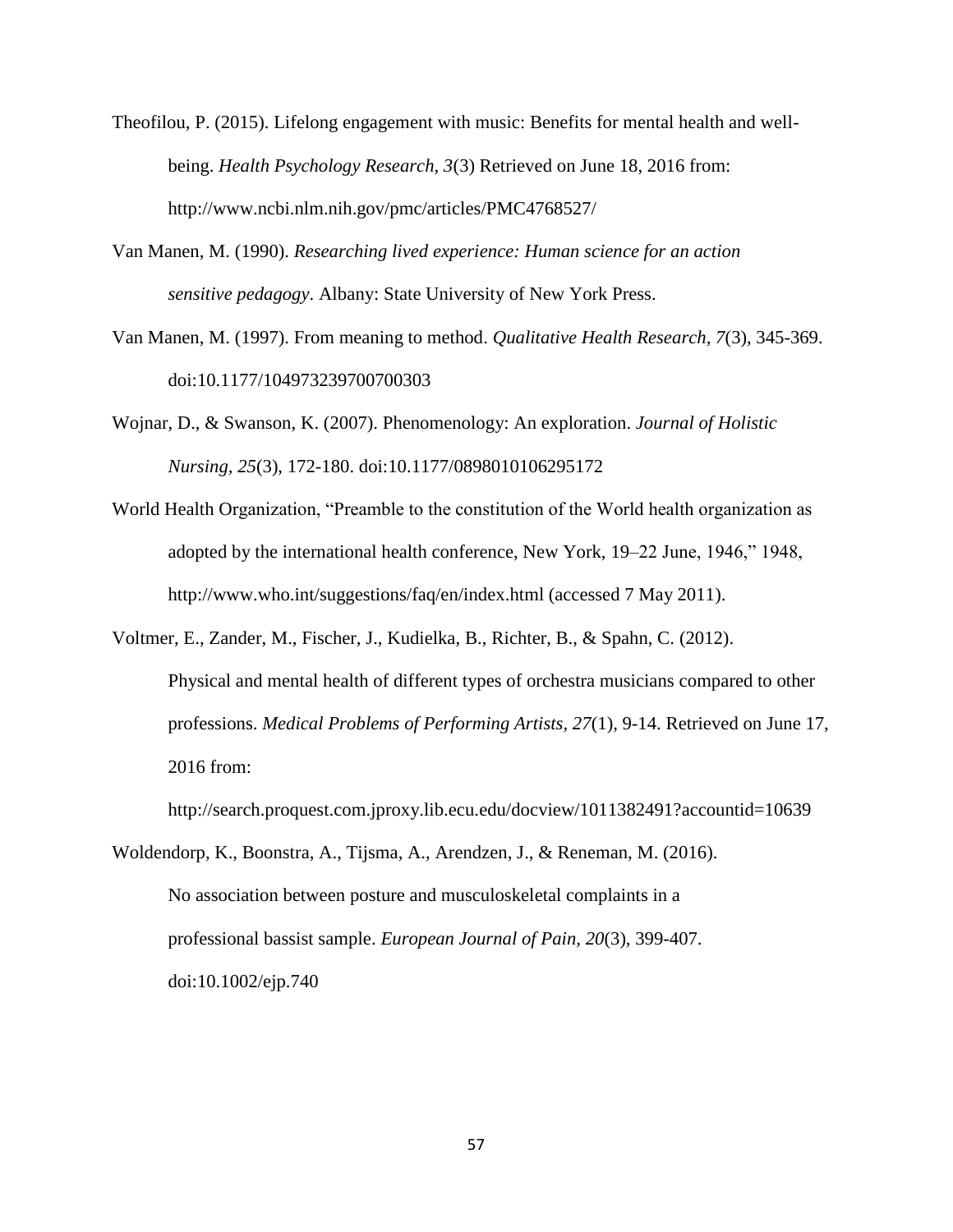Theofilou, P. (2015). Lifelong engagement with music: Benefits for mental health and well-being. *Health Psychology Research, 3*(3) Retrieved on June 18, 2016 from: http://www.ncbi.nlm.nih.gov/pmc/articles/PMC4768527/

Van Manen, M. (1990). *Researching lived experience: Human science for an action sensitive pedagogy*. Albany: State University of New York Press.

Van Manen, M. (1997). From meaning to method. *Qualitative Health Research, 7*(3), 345-369. doi:10.1177/104973239700700303

Wojnar, D., & Swanson, K. (2007). Phenomenology: An exploration. *Journal of Holistic Nursing, 25*(3), 172-180. doi:10.1177/0898010106295172

World Health Organization, "Preamble to the constitution of the World health organization as adopted by the international health conference, New York, 19–22 June, 1946," 1948, http://www.who.int/suggestions/faq/en/index.html (accessed 7 May 2011).

Voltmer, E., Zander, M., Fischer, J., Kudielka, B., Richter, B., & Spahn, C. (2012). Physical and mental health of different types of orchestra musicians compared to other professions. *Medical Problems of Performing Artists, 27*(1), 9-14. Retrieved on June 17, 2016 from:

http://search.proquest.com.jproxy.lib.ecu.edu/docview/1011382491?accountid=10639

Woldendorp, K., Boonstra, A., Tijsma, A., Arendzen, J., & Reneman, M. (2016). No association between posture and musculoskeletal complaints in a professional bassist sample. *European Journal of Pain, 20*(3), 399-407. doi:10.1002/ejp.740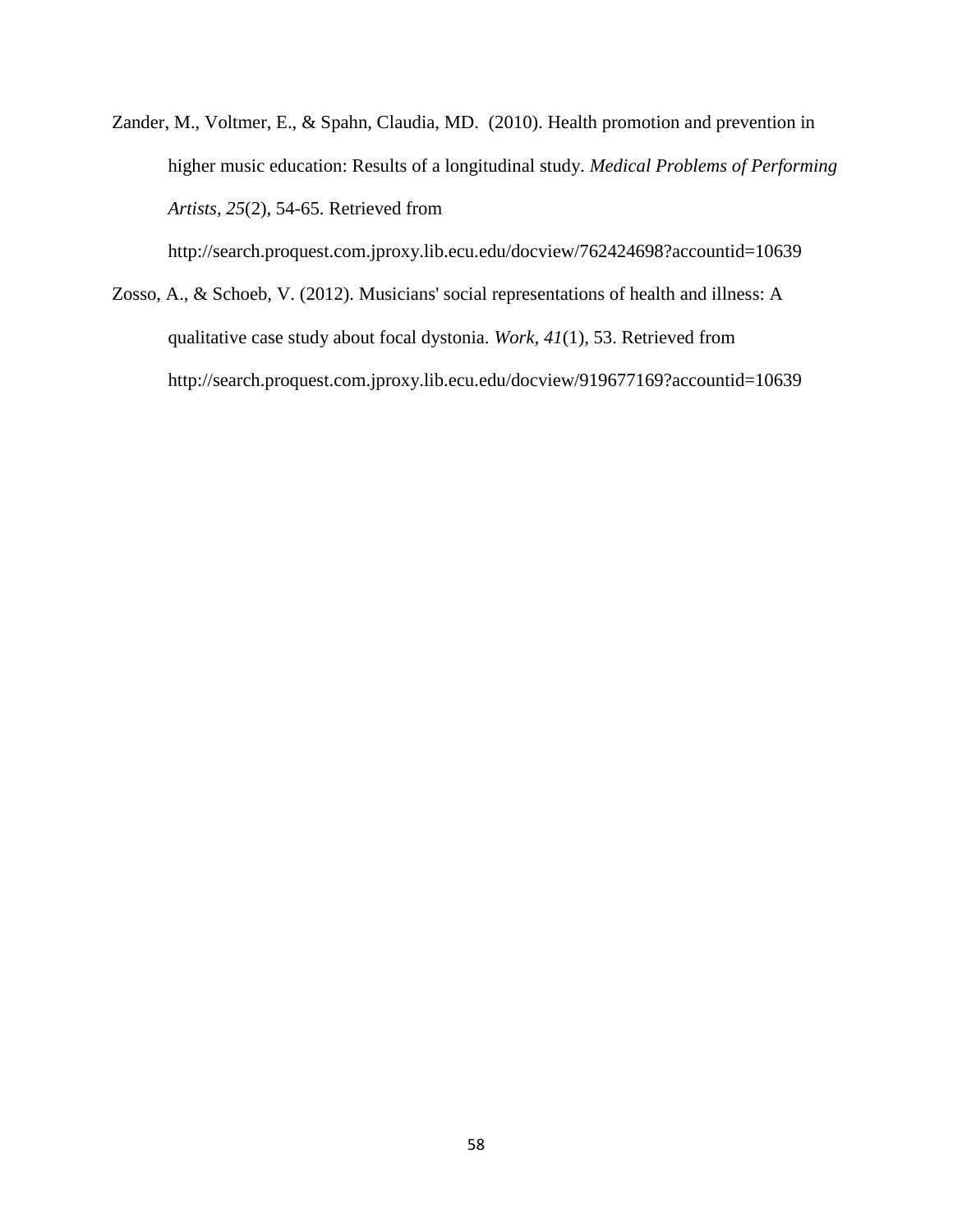Zander, M., Voltmer, E., & Spahn, Claudia, MD. (2010). Health promotion and prevention in higher music education: Results of a longitudinal study. *Medical Problems of Performing Artists, 25*(2), 54-65. Retrieved from http://search.proquest.com.jproxy.lib.ecu.edu/docview/762424698?accountid=10639

Zosso, A., & Schoeb, V. (2012). Musicians' social representations of health and illness: A qualitative case study about focal dystonia. *Work, 41*(1), 53. Retrieved from http://search.proquest.com.jproxy.lib.ecu.edu/docview/919677169?accountid=10639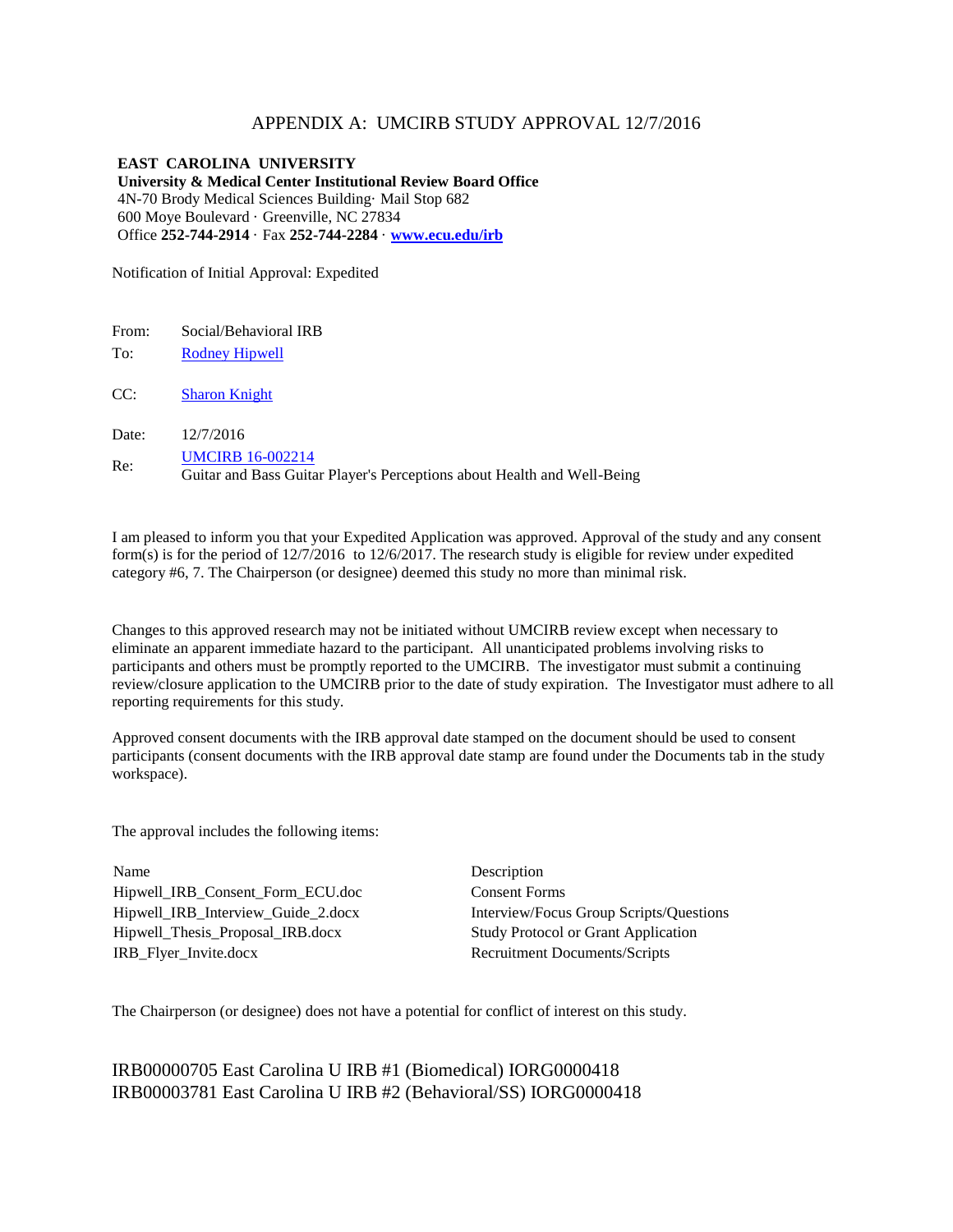# APPENDIX A: UMCIRB STUDY APPROVAL 12/7/2016

**EAST CAROLINA UNIVERSITY**
**University & Medical Center Institutional Review Board Office**
4N-70 Brody Medical Sciences Building· Mail Stop 682
600 Moye Boulevard · Greenville, NC 27834
Office **252-744-2914** · Fax **252-744-2284** · **www.ecu.edu/irb**

Notification of Initial Approval: Expedited

From: Social/Behavioral IRB
To: Rodney Hipwell

CC: Sharon Knight

Date: 12/7/2016

Re: UMCIRB 16-002214
Guitar and Bass Guitar Player's Perceptions about Health and Well-Being

I am pleased to inform you that your Expedited Application was approved. Approval of the study and any consent form(s) is for the period of 12/7/2016 to 12/6/2017. The research study is eligible for review under expedited category #6, 7. The Chairperson (or designee) deemed this study no more than minimal risk.

Changes to this approved research may not be initiated without UMCIRB review except when necessary to eliminate an apparent immediate hazard to the participant. All unanticipated problems involving risks to participants and others must be promptly reported to the UMCIRB. The investigator must submit a continuing review/closure application to the UMCIRB prior to the date of study expiration. The Investigator must adhere to all reporting requirements for this study.

Approved consent documents with the IRB approval date stamped on the document should be used to consent participants (consent documents with the IRB approval date stamp are found under the Documents tab in the study workspace).

The approval includes the following items:

| Name | Description |
|---|---|
| Hipwell_IRB_Consent_Form_ECU.doc | Consent Forms |
| Hipwell_IRB_Interview_Guide_2.docx | Interview/Focus Group Scripts/Questions |
| Hipwell_Thesis_Proposal_IRB.docx | Study Protocol or Grant Application |
| IRB_Flyer_Invite.docx | Recruitment Documents/Scripts |

The Chairperson (or designee) does not have a potential for conflict of interest on this study.

IRB00000705 East Carolina U IRB #1 (Biomedical) IORG0000418
IRB00003781 East Carolina U IRB #2 (Behavioral/SS) IORG0000418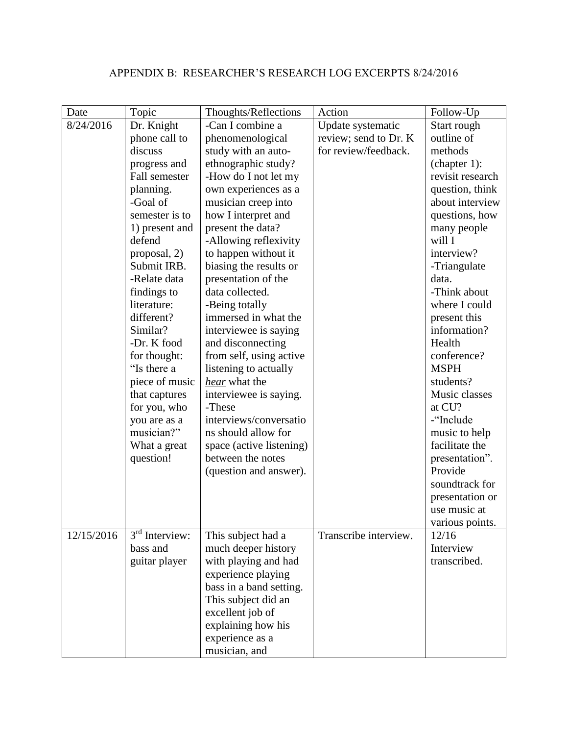# APPENDIX B: RESEARCHER'S RESEARCH LOG EXCERPTS 8/24/2016

| Date | Topic | Thoughts/Reflections | Action | Follow-Up |
|---|---|---|---|---|
| 8/24/2016 | Dr. Knight phone call to discuss progress and Fall semester planning. -Goal of semester is to 1) present and defend proposal, 2) Submit IRB. -Relate data findings to literature: different? Similar? -Dr. K food for thought: "Is there a piece of music that captures for you, who you are as a musician?" What a great question! | -Can I combine a phenomenological study with an auto-ethnographic study? -How do I not let my own experiences as a musician creep into how I interpret and present the data? -Allowing reflexivity to happen without it biasing the results or presentation of the data collected. -Being totally immersed in what the interviewee is saying and disconnecting from self, using active listening to actually *hear* what the interviewee is saying. -These interviews/conversations should allow for space (active listening) between the notes (question and answer). | Update systematic review; send to Dr. K for review/feedback. | Start rough outline of methods (chapter 1): revisit research question, think about interview questions, how many people will I interview? -Triangulate data. -Think about where I could present this information? Health conference? MSPH students? Music classes at CU? -"Include music to help facilitate the presentation". Provide soundtrack for presentation or use music at various points. |
| 12/15/2016 | 3rd Interview: bass and guitar player | This subject had a much deeper history with playing and had experience playing bass in a band setting. This subject did an excellent job of explaining how his experience as a musician, and | Transcribe interview. | 12/16 Interview transcribed. |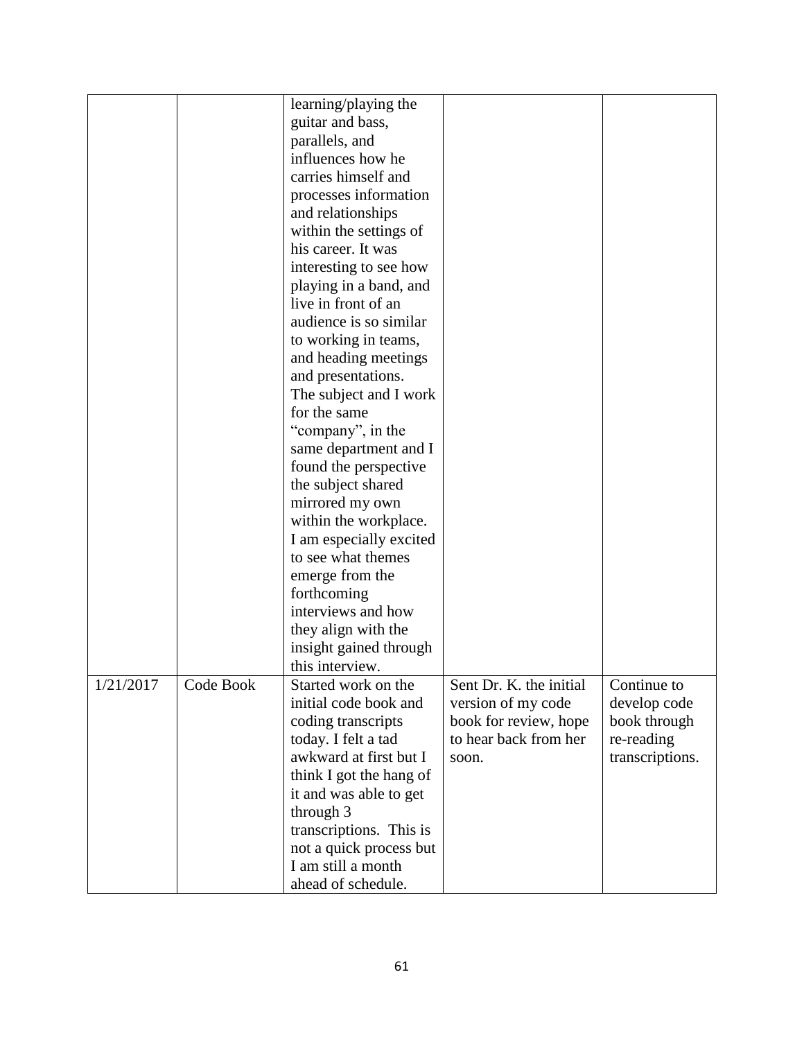| | | | | |
|---|---|---|---|---|
| | | learning/playing the guitar and bass, parallels, and influences how he carries himself and processes information and relationships within the settings of his career. It was interesting to see how playing in a band, and live in front of an audience is so similar to working in teams, and heading meetings and presentations. The subject and I work for the same "company", in the same department and I found the perspective the subject shared mirrored my own within the workplace. I am especially excited to see what themes emerge from the forthcoming interviews and how they align with the insight gained through this interview. | | |
| 1/21/2017 | Code Book | Started work on the initial code book and coding transcripts today. I felt a tad awkward at first but I think I got the hang of it and was able to get through 3 transcriptions. This is not a quick process but I am still a month ahead of schedule. | Sent Dr. K. the initial version of my code book for review, hope to hear back from her soon. | Continue to develop code book through re-reading transcriptions. |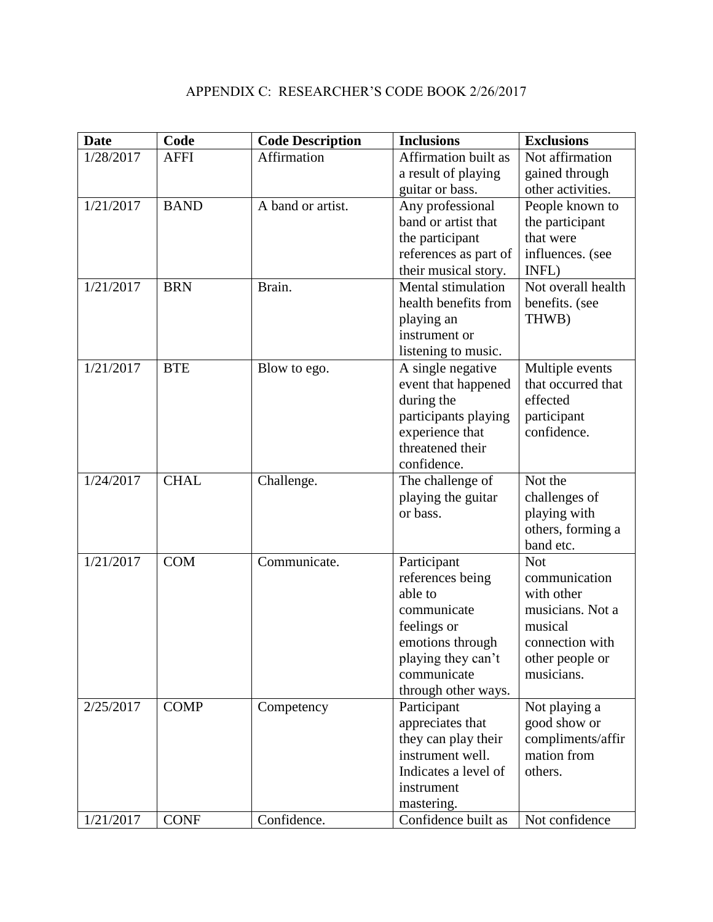# APPENDIX C: RESEARCHER'S CODE BOOK 2/26/2017

| Date | Code | Code Description | Inclusions | Exclusions |
|---|---|---|---|---|
| 1/28/2017 | AFFI | Affirmation | Affirmation built as a result of playing guitar or bass. | Not affirmation gained through other activities. |
| 1/21/2017 | BAND | A band or artist. | Any professional band or artist that the participant references as part of their musical story. | People known to the participant that were influences. (see INFL) |
| 1/21/2017 | BRN | Brain. | Mental stimulation health benefits from playing an instrument or listening to music. | Not overall health benefits. (see THWB) |
| 1/21/2017 | BTE | Blow to ego. | A single negative event that happened during the participants playing experience that threatened their confidence. | Multiple events that occurred that effected participant confidence. |
| 1/24/2017 | CHAL | Challenge. | The challenge of playing the guitar or bass. | Not the challenges of playing with others, forming a band etc. |
| 1/21/2017 | COM | Communicate. | Participant references being able to communicate feelings or emotions through playing they can't communicate through other ways. | Not communication with other musicians. Not a musical connection with other people or musicians. |
| 2/25/2017 | COMP | Competency | Participant appreciates that they can play their instrument well. Indicates a level of instrument mastering. | Not playing a good show or compliments/affirmation from others. |
| 1/21/2017 | CONF | Confidence. | Confidence built as | Not confidence |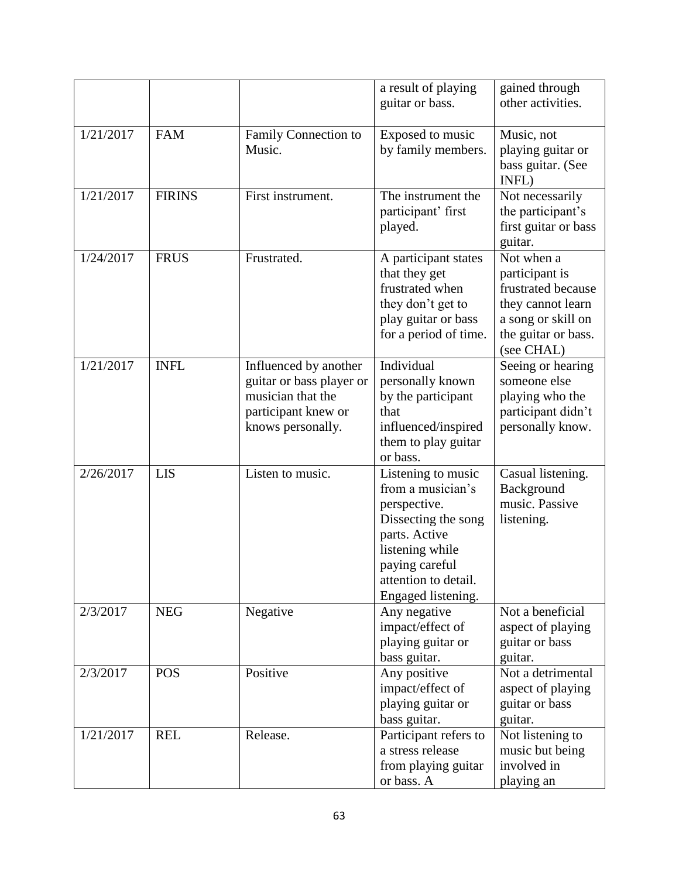| | | | a result of playing guitar or bass. | gained through other activities. |
|---|---|---|---|---|
| 1/21/2017 | FAM | Family Connection to Music. | Exposed to music by family members. | Music, not playing guitar or bass guitar. (See INFL) |
| 1/21/2017 | FIRINS | First instrument. | The instrument the participant' first played. | Not necessarily the participant's first guitar or bass guitar. |
| 1/24/2017 | FRUS | Frustrated. | A participant states that they get frustrated when they don't get to play guitar or bass for a period of time. | Not when a participant is frustrated because they cannot learn a song or skill on the guitar or bass. (see CHAL) |
| 1/21/2017 | INFL | Influenced by another guitar or bass player or musician that the participant knew or knows personally. | Individual personally known by the participant that influenced/inspired them to play guitar or bass. | Seeing or hearing someone else playing who the participant didn't personally know. |
| 2/26/2017 | LIS | Listen to music. | Listening to music from a musician's perspective. Dissecting the song parts. Active listening while paying careful attention to detail. Engaged listening. | Casual listening. Background music. Passive listening. |
| 2/3/2017 | NEG | Negative | Any negative impact/effect of playing guitar or bass guitar. | Not a beneficial aspect of playing guitar or bass guitar. |
| 2/3/2017 | POS | Positive | Any positive impact/effect of playing guitar or bass guitar. | Not a detrimental aspect of playing guitar or bass guitar. |
| 1/21/2017 | REL | Release. | Participant refers to a stress release from playing guitar or bass. A | Not listening to music but being involved in playing an |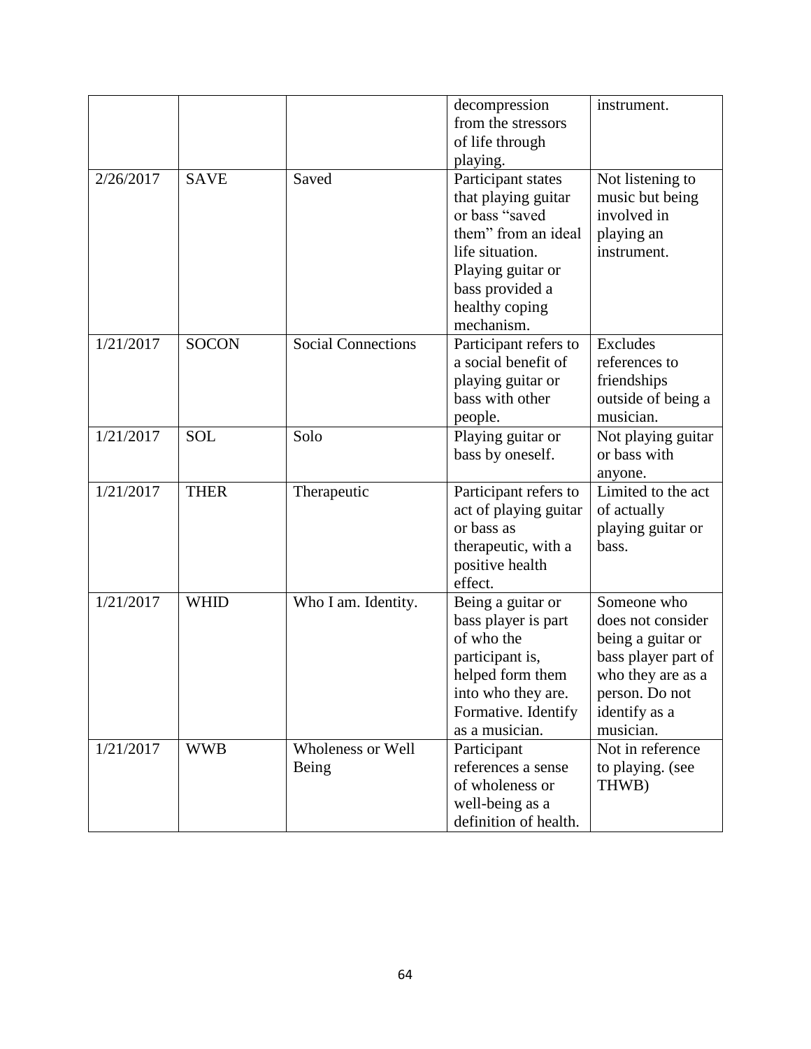| | | | decompression from the stressors of life through playing. | instrument. |
|---|---|---|---|---|
| 2/26/2017 | SAVE | Saved | Participant states that playing guitar or bass “saved them” from an ideal life situation. Playing guitar or bass provided a healthy coping mechanism. | Not listening to music but being involved in playing an instrument. |
| 1/21/2017 | SOCON | Social Connections | Participant refers to a social benefit of playing guitar or bass with other people. | Excludes references to friendships outside of being a musician. |
| 1/21/2017 | SOL | Solo | Playing guitar or bass by oneself. | Not playing guitar or bass with anyone. |
| 1/21/2017 | THER | Therapeutic | Participant refers to act of playing guitar or bass as therapeutic, with a positive health effect. | Limited to the act of actually playing guitar or bass. |
| 1/21/2017 | WHID | Who I am. Identity. | Being a guitar or bass player is part of who the participant is, helped form them into who they are. Formative. Identify as a musician. | Someone who does not consider being a guitar or bass player part of who they are as a person. Do not identify as a musician. |
| 1/21/2017 | WWB | Wholeness or Well Being | Participant references a sense of wholeness or well-being as a definition of health. | Not in reference to playing. (see THWB) |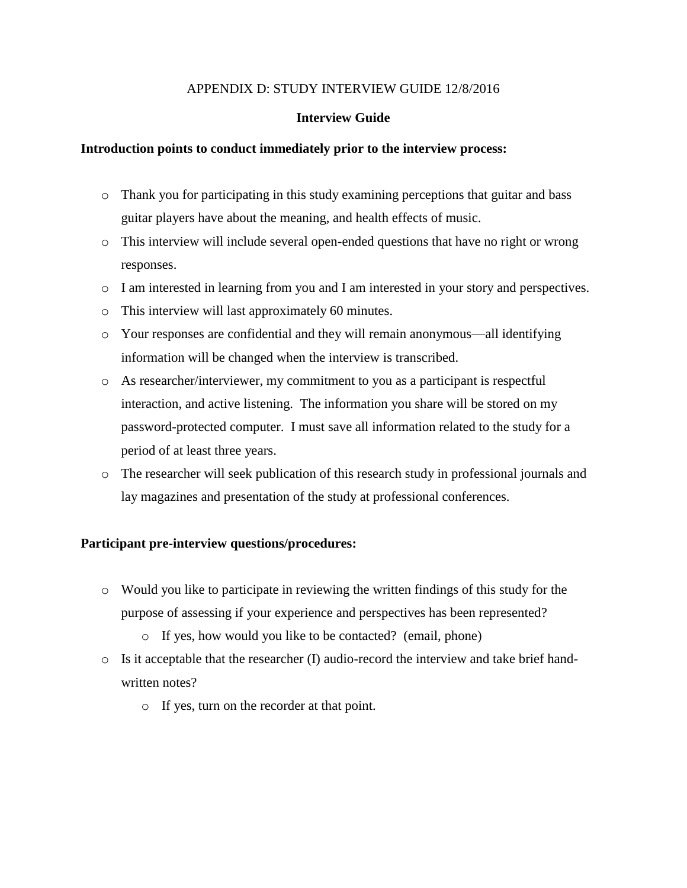APPENDIX D: STUDY INTERVIEW GUIDE 12/8/2016

## Interview Guide

**Introduction points to conduct immediately prior to the interview process:**

- Thank you for participating in this study examining perceptions that guitar and bass guitar players have about the meaning, and health effects of music.
- This interview will include several open-ended questions that have no right or wrong responses.
- I am interested in learning from you and I am interested in your story and perspectives.
- This interview will last approximately 60 minutes.
- Your responses are confidential and they will remain anonymous—all identifying information will be changed when the interview is transcribed.
- As researcher/interviewer, my commitment to you as a participant is respectful interaction, and active listening. The information you share will be stored on my password-protected computer. I must save all information related to the study for a period of at least three years.
- The researcher will seek publication of this research study in professional journals and lay magazines and presentation of the study at professional conferences.

**Participant pre-interview questions/procedures:**

- Would you like to participate in reviewing the written findings of this study for the purpose of assessing if your experience and perspectives has been represented?
  - If yes, how would you like to be contacted? (email, phone)
- Is it acceptable that the researcher (I) audio-record the interview and take brief hand-written notes?
  - If yes, turn on the recorder at that point.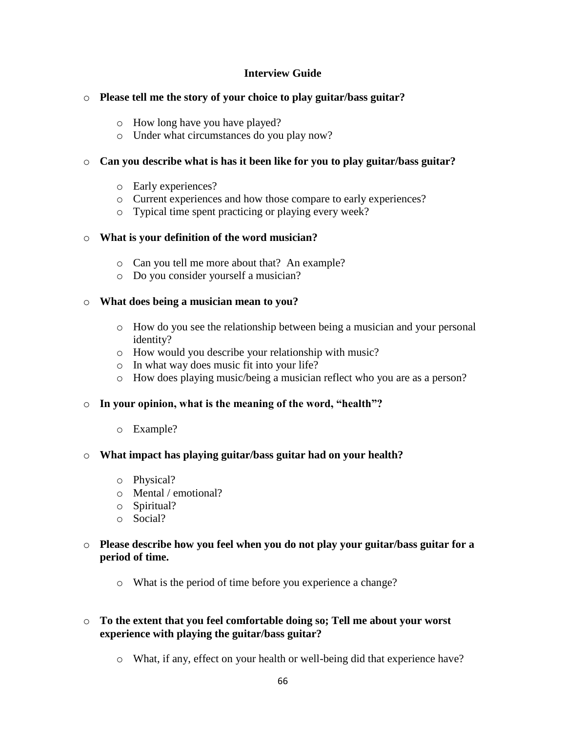## Interview Guide

- **Please tell me the story of your choice to play guitar/bass guitar?**
  - How long have you have played?
  - Under what circumstances do you play now?
- **Can you describe what is has it been like for you to play guitar/bass guitar?**
  - Early experiences?
  - Current experiences and how those compare to early experiences?
  - Typical time spent practicing or playing every week?
- **What is your definition of the word musician?**
  - Can you tell me more about that? An example?
  - Do you consider yourself a musician?
- **What does being a musician mean to you?**
  - How do you see the relationship between being a musician and your personal identity?
  - How would you describe your relationship with music?
  - In what way does music fit into your life?
  - How does playing music/being a musician reflect who you are as a person?
- **In your opinion, what is the meaning of the word, "health"?**
  - Example?
- **What impact has playing guitar/bass guitar had on your health?**
  - Physical?
  - Mental / emotional?
  - Spiritual?
  - Social?
- **Please describe how you feel when you do not play your guitar/bass guitar for a period of time.**
  - What is the period of time before you experience a change?
- **To the extent that you feel comfortable doing so; Tell me about your worst experience with playing the guitar/bass guitar?**
  - What, if any, effect on your health or well-being did that experience have?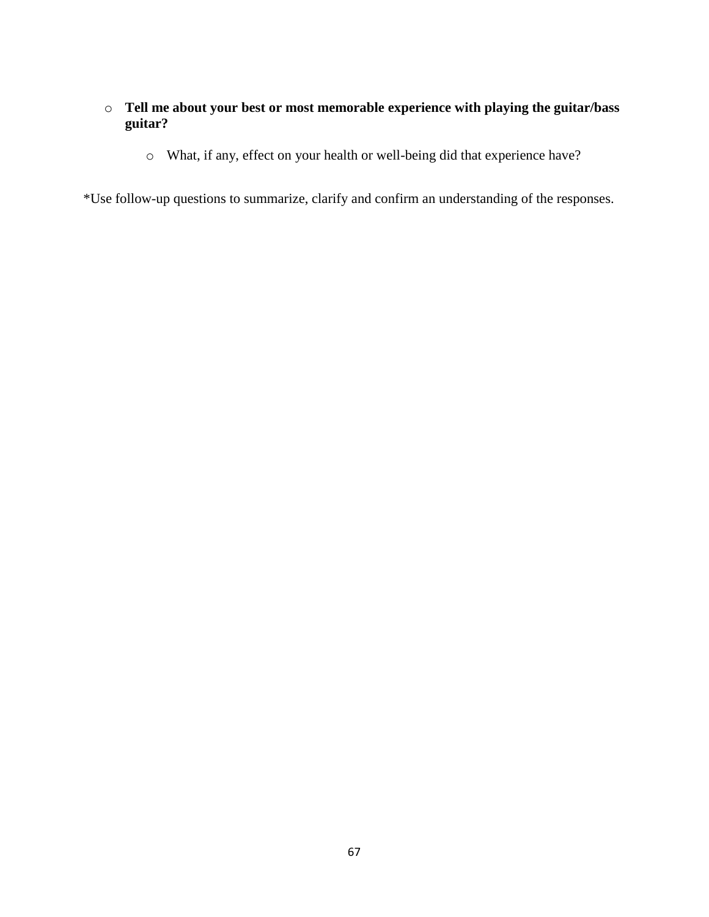- **Tell me about your best or most memorable experience with playing the guitar/bass guitar?**
    - What, if any, effect on your health or well-being did that experience have?

*Use follow-up questions to summarize, clarify and confirm an understanding of the responses.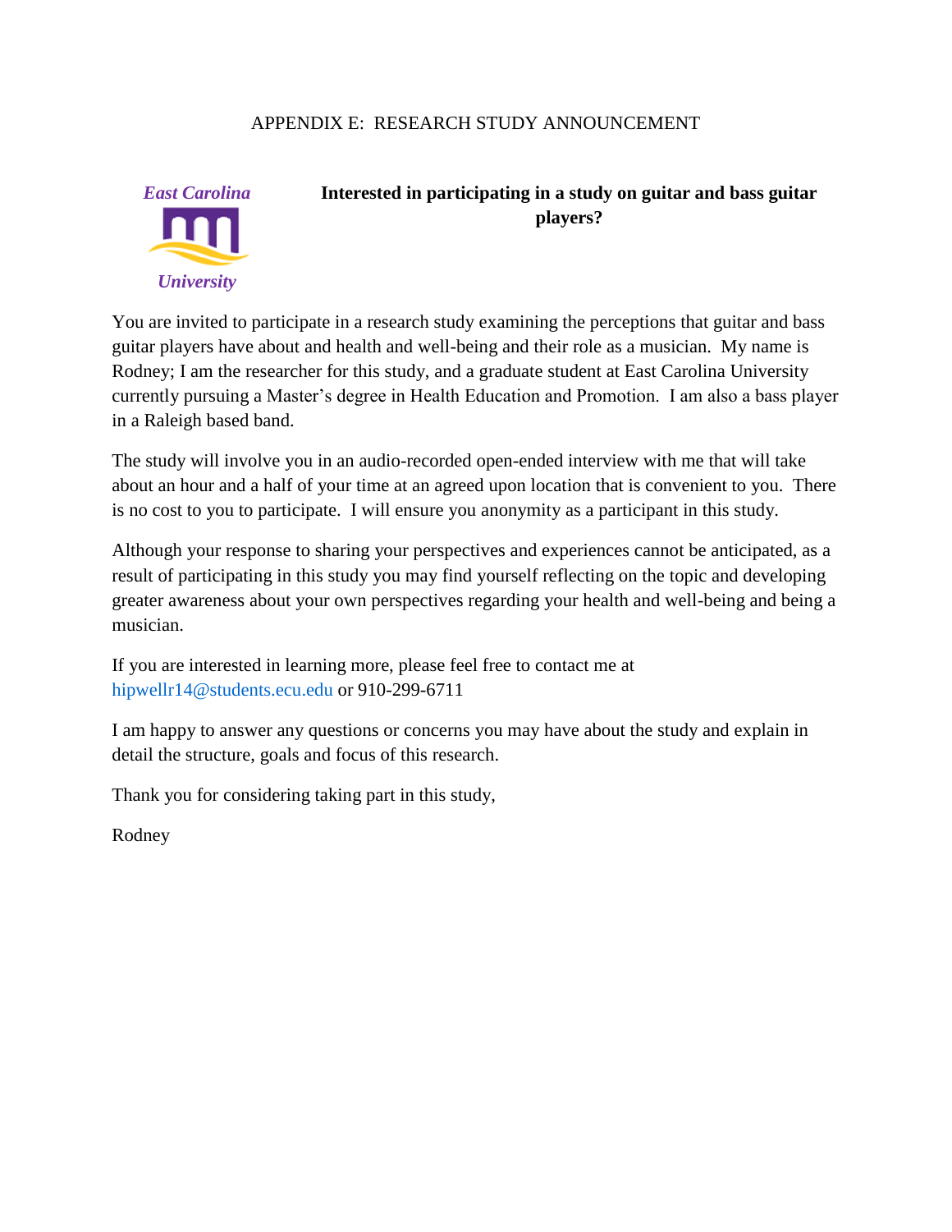# APPENDIX E: RESEARCH STUDY ANNOUNCEMENT

East Carolina University

**Interested in participating in a study on guitar and bass guitar players?**

You are invited to participate in a research study examining the perceptions that guitar and bass guitar players have about and health and well-being and their role as a musician. My name is Rodney; I am the researcher for this study, and a graduate student at East Carolina University currently pursuing a Master's degree in Health Education and Promotion. I am also a bass player in a Raleigh based band.

The study will involve you in an audio-recorded open-ended interview with me that will take about an hour and a half of your time at an agreed upon location that is convenient to you. There is no cost to you to participate. I will ensure you anonymity as a participant in this study.

Although your response to sharing your perspectives and experiences cannot be anticipated, as a result of participating in this study you may find yourself reflecting on the topic and developing greater awareness about your own perspectives regarding your health and well-being and being a musician.

If you are interested in learning more, please feel free to contact me at hipwellr14@students.ecu.edu or 910-299-6711

I am happy to answer any questions or concerns you may have about the study and explain in detail the structure, goals and focus of this research.

Thank you for considering taking part in this study,

Rodney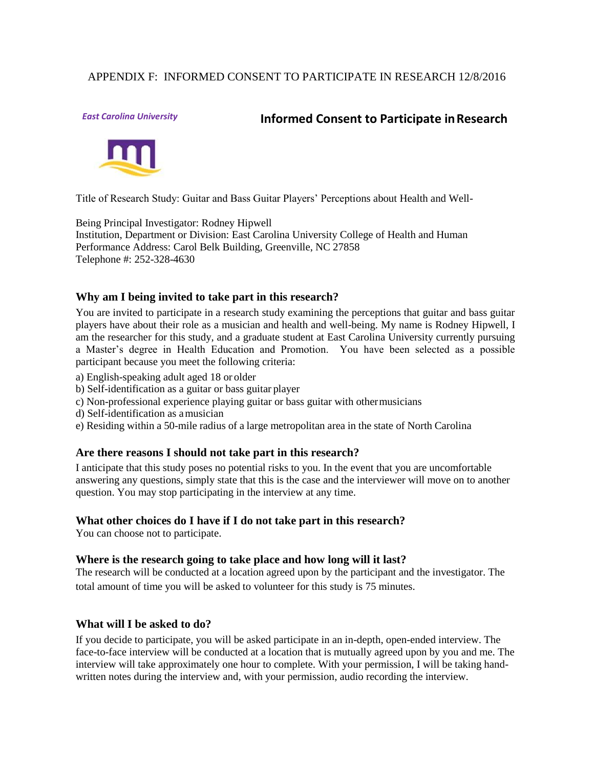APPENDIX F: INFORMED CONSENT TO PARTICIPATE IN RESEARCH 12/8/2016

*East Carolina University*

## Informed Consent to Participate in Research

Title of Research Study: Guitar and Bass Guitar Players' Perceptions about Health and Well-Being

Principal Investigator: Rodney Hipwell
Institution, Department or Division: East Carolina University College of Health and Human Performance
Address: Carol Belk Building, Greenville, NC 27858
Telephone #: 252-328-4630

### Why am I being invited to take part in this research?

You are invited to participate in a research study examining the perceptions that guitar and bass guitar players have about their role as a musician and health and well-being. My name is Rodney Hipwell, I am the researcher for this study, and a graduate student at East Carolina University currently pursuing a Master's degree in Health Education and Promotion. You have been selected as a possible participant because you meet the following criteria:

a) English-speaking adult aged 18 or older
b) Self-identification as a guitar or bass guitar player
c) Non-professional experience playing guitar or bass guitar with other musicians
d) Self-identification as a musician
e) Residing within a 50-mile radius of a large metropolitan area in the state of North Carolina

### Are there reasons I should not take part in this research?

I anticipate that this study poses no potential risks to you. In the event that you are uncomfortable answering any questions, simply state that this is the case and the interviewer will move on to another question. You may stop participating in the interview at any time.

### What other choices do I have if I do not take part in this research?

You can choose not to participate.

### Where is the research going to take place and how long will it last?

The research will be conducted at a location agreed upon by the participant and the investigator. The total amount of time you will be asked to volunteer for this study is 75 minutes.

### What will I be asked to do?

If you decide to participate, you will be asked participate in an in-depth, open-ended interview. The face-to-face interview will be conducted at a location that is mutually agreed upon by you and me. The interview will take approximately one hour to complete. With your permission, I will be taking hand-written notes during the interview and, with your permission, audio recording the interview.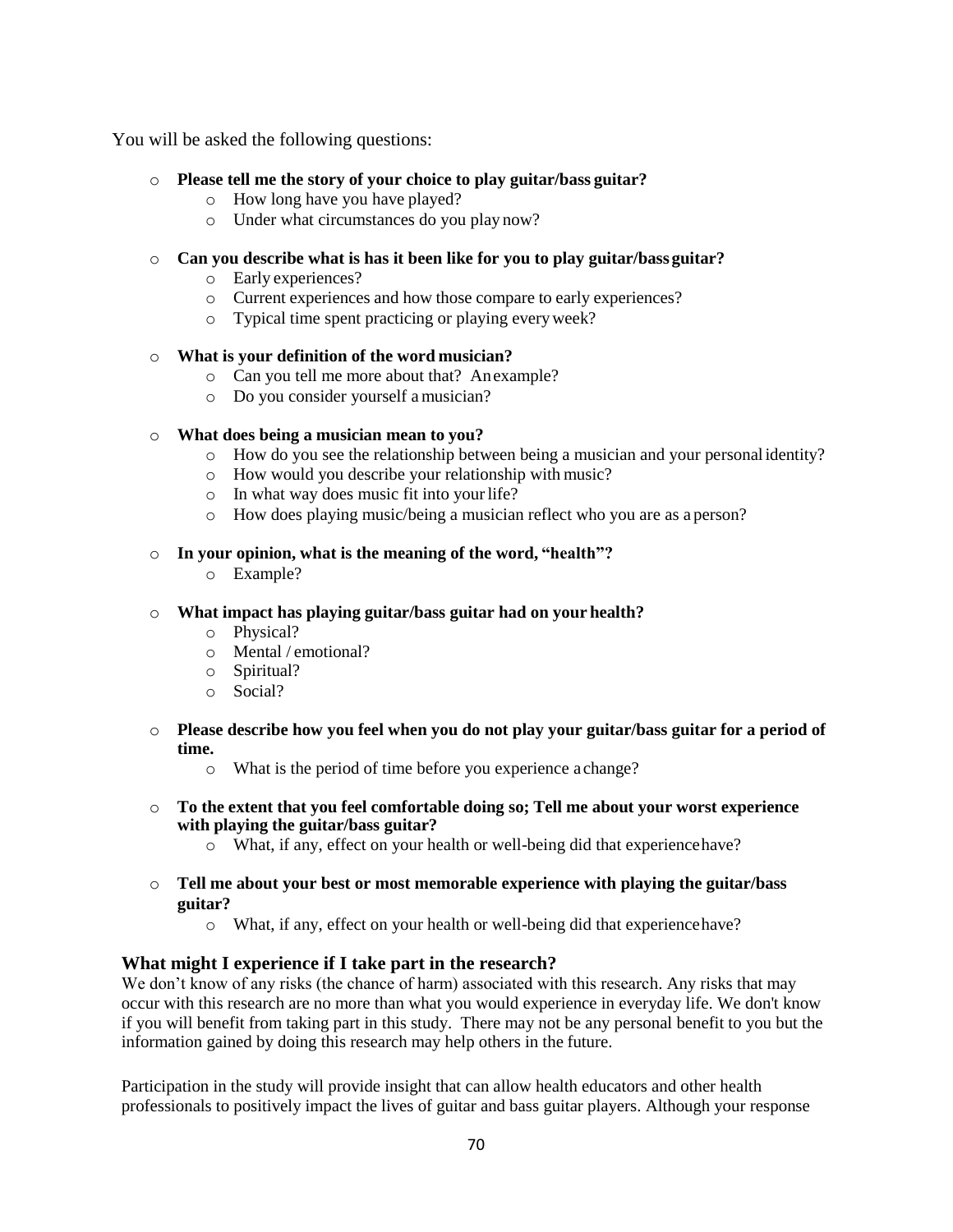You will be asked the following questions:

- **Please tell me the story of your choice to play guitar/bass guitar?**
  - How long have you have played?
  - Under what circumstances do you play now?
- **Can you describe what is has it been like for you to play guitar/bass guitar?**
  - Early experiences?
  - Current experiences and how those compare to early experiences?
  - Typical time spent practicing or playing every week?
- **What is your definition of the word musician?**
  - Can you tell me more about that? An example?
  - Do you consider yourself a musician?
- **What does being a musician mean to you?**
  - How do you see the relationship between being a musician and your personal identity?
  - How would you describe your relationship with music?
  - In what way does music fit into your life?
  - How does playing music/being a musician reflect who you are as a person?
- **In your opinion, what is the meaning of the word, "health"?**
  - Example?
- **What impact has playing guitar/bass guitar had on your health?**
  - Physical?
  - Mental / emotional?
  - Spiritual?
  - Social?
- **Please describe how you feel when you do not play your guitar/bass guitar for a period of time.**
  - What is the period of time before you experience a change?
- **To the extent that you feel comfortable doing so; Tell me about your worst experience with playing the guitar/bass guitar?**
  - What, if any, effect on your health or well-being did that experience have?
- **Tell me about your best or most memorable experience with playing the guitar/bass guitar?**
  - What, if any, effect on your health or well-being did that experience have?

### What might I experience if I take part in the research?

We don't know of any risks (the chance of harm) associated with this research. Any risks that may occur with this research are no more than what you would experience in everyday life. We don't know if you will benefit from taking part in this study. There may not be any personal benefit to you but the information gained by doing this research may help others in the future.

Participation in the study will provide insight that can allow health educators and other health professionals to positively impact the lives of guitar and bass guitar players. Although your response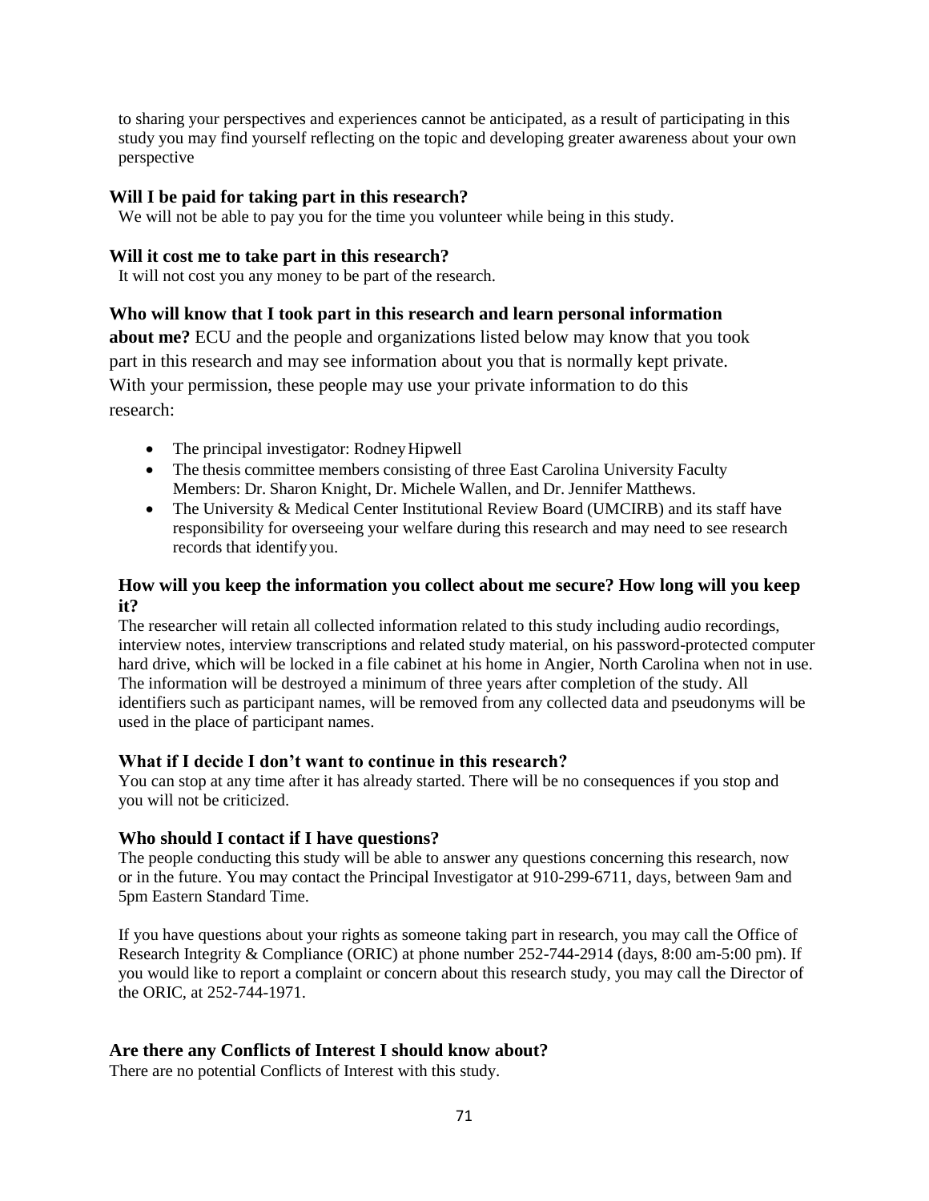to sharing your perspectives and experiences cannot be anticipated, as a result of participating in this study you may find yourself reflecting on the topic and developing greater awareness about your own perspective

### Will I be paid for taking part in this research?

We will not be able to pay you for the time you volunteer while being in this study.

### Will it cost me to take part in this research?

It will not cost you any money to be part of the research.

### Who will know that I took part in this research and learn personal information about me?

ECU and the people and organizations listed below may know that you took part in this research and may see information about you that is normally kept private. With your permission, these people may use your private information to do this research:

- The principal investigator: Rodney Hipwell
- The thesis committee members consisting of three East Carolina University Faculty Members: Dr. Sharon Knight, Dr. Michele Wallen, and Dr. Jennifer Matthews.
- The University & Medical Center Institutional Review Board (UMCIRB) and its staff have responsibility for overseeing your welfare during this research and may need to see research records that identify you.

### How will you keep the information you collect about me secure? How long will you keep it?

The researcher will retain all collected information related to this study including audio recordings, interview notes, interview transcriptions and related study material, on his password-protected computer hard drive, which will be locked in a file cabinet at his home in Angier, North Carolina when not in use. The information will be destroyed a minimum of three years after completion of the study. All identifiers such as participant names, will be removed from any collected data and pseudonyms will be used in the place of participant names.

### What if I decide I don't want to continue in this research?

You can stop at any time after it has already started. There will be no consequences if you stop and you will not be criticized.

### Who should I contact if I have questions?

The people conducting this study will be able to answer any questions concerning this research, now or in the future. You may contact the Principal Investigator at 910-299-6711, days, between 9am and 5pm Eastern Standard Time.

If you have questions about your rights as someone taking part in research, you may call the Office of Research Integrity & Compliance (ORIC) at phone number 252-744-2914 (days, 8:00 am-5:00 pm). If you would like to report a complaint or concern about this research study, you may call the Director of the ORIC, at 252-744-1971.

### Are there any Conflicts of Interest I should know about?

There are no potential Conflicts of Interest with this study.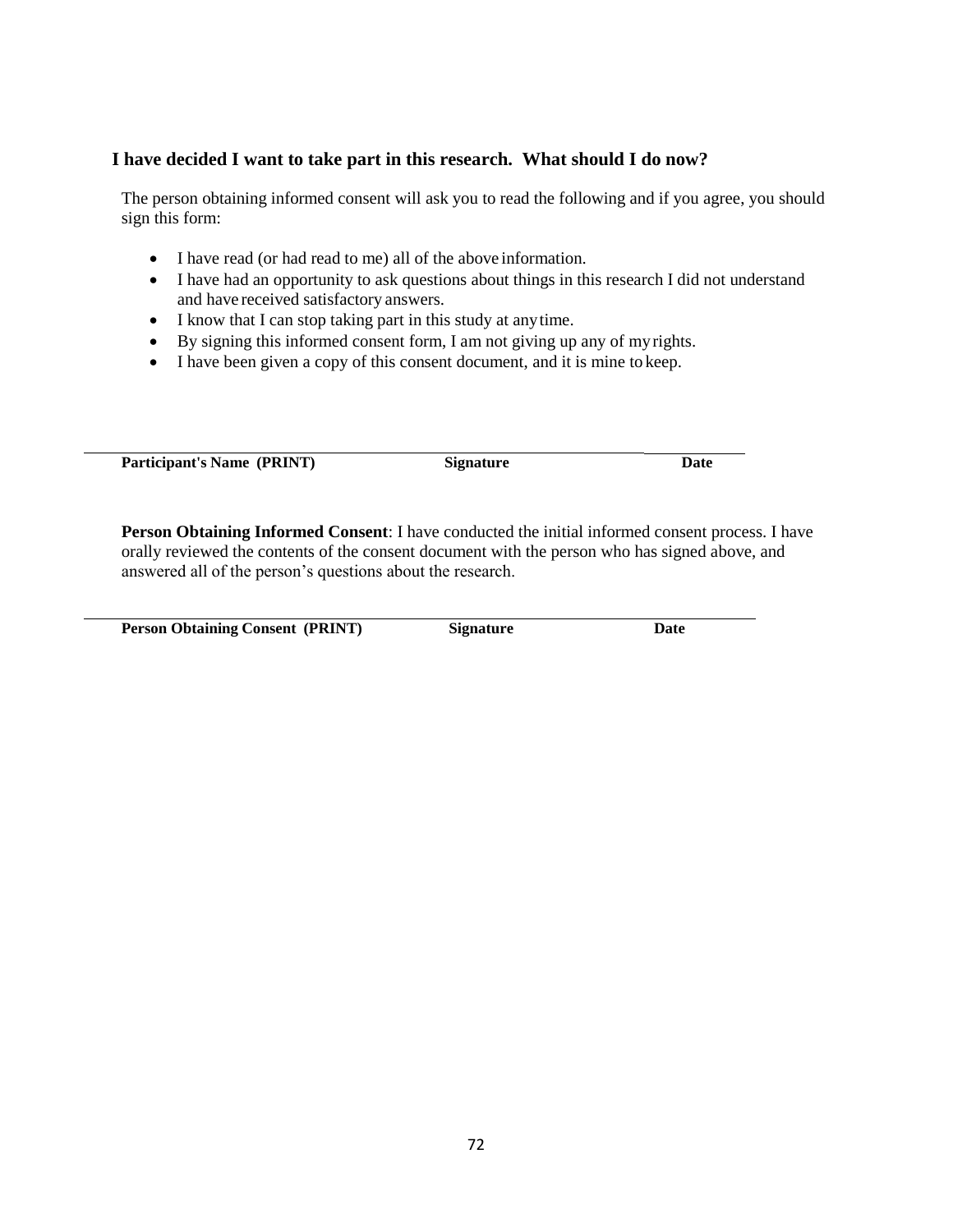## I have decided I want to take part in this research. What should I do now?

The person obtaining informed consent will ask you to read the following and if you agree, you should sign this form:

- I have read (or had read to me) all of the above information.
- I have had an opportunity to ask questions about things in this research I did not understand and have received satisfactory answers.
- I know that I can stop taking part in this study at any time.
- By signing this informed consent form, I am not giving up any of my rights.
- I have been given a copy of this consent document, and it is mine to keep.

| **Participant's Name (PRINT)** | **Signature** | **Date** |
|---|---|---|

**Person Obtaining Informed Consent**: I have conducted the initial informed consent process. I have orally reviewed the contents of the consent document with the person who has signed above, and answered all of the person's questions about the research.

| **Person Obtaining Consent (PRINT)** | **Signature** | **Date** |
|---|---|---|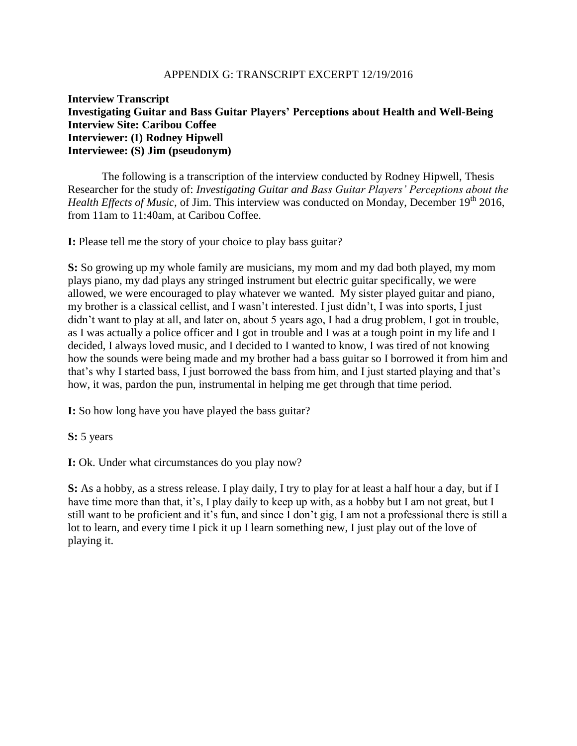APPENDIX G: TRANSCRIPT EXCERPT 12/19/2016

**Interview Transcript**
**Investigating Guitar and Bass Guitar Players' Perceptions about Health and Well-Being**
**Interview Site: Caribou Coffee**
**Interviewer: (I) Rodney Hipwell**
**Interviewee: (S) Jim (pseudonym)**

The following is a transcription of the interview conducted by Rodney Hipwell, Thesis Researcher for the study of: *Investigating Guitar and Bass Guitar Players' Perceptions about the Health Effects of Music,* of Jim. This interview was conducted on Monday, December 19th 2016, from 11am to 11:40am, at Caribou Coffee.

**I:** Please tell me the story of your choice to play bass guitar?

**S:** So growing up my whole family are musicians, my mom and my dad both played, my mom plays piano, my dad plays any stringed instrument but electric guitar specifically, we were allowed, we were encouraged to play whatever we wanted. My sister played guitar and piano, my brother is a classical cellist, and I wasn't interested. I just didn't, I was into sports, I just didn't want to play at all, and later on, about 5 years ago, I had a drug problem, I got in trouble, as I was actually a police officer and I got in trouble and I was at a tough point in my life and I decided, I always loved music, and I decided to I wanted to know, I was tired of not knowing how the sounds were being made and my brother had a bass guitar so I borrowed it from him and that's why I started bass, I just borrowed the bass from him, and I just started playing and that's how, it was, pardon the pun, instrumental in helping me get through that time period.

**I:** So how long have you have played the bass guitar?

**S:** 5 years

**I:** Ok. Under what circumstances do you play now?

**S:** As a hobby, as a stress release. I play daily, I try to play for at least a half hour a day, but if I have time more than that, it's, I play daily to keep up with, as a hobby but I am not great, but I still want to be proficient and it's fun, and since I don't gig, I am not a professional there is still a lot to learn, and every time I pick it up I learn something new, I just play out of the love of playing it.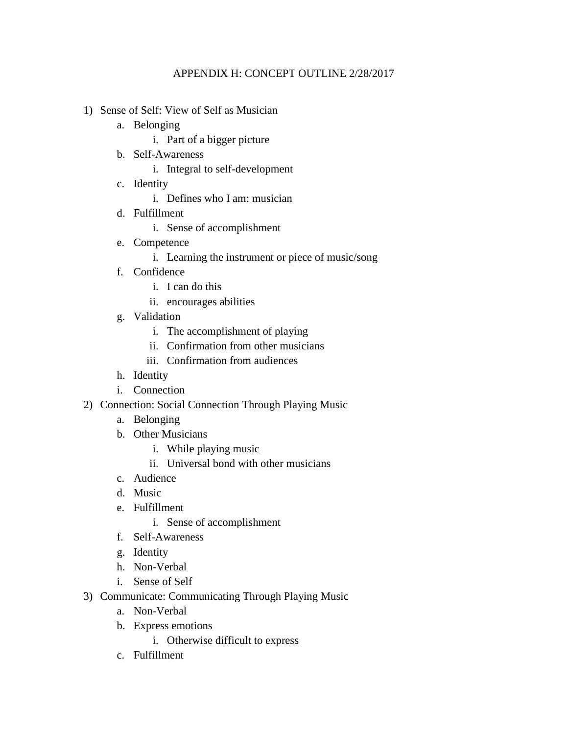# APPENDIX H: CONCEPT OUTLINE 2/28/2017

1) Sense of Self: View of Self as Musician
    a. Belonging
        i. Part of a bigger picture
    b. Self-Awareness
        i. Integral to self-development
    c. Identity
        i. Defines who I am: musician
    d. Fulfillment
        i. Sense of accomplishment
    e. Competence
        i. Learning the instrument or piece of music/song
    f. Confidence
        i. I can do this
        ii. encourages abilities
    g. Validation
        i. The accomplishment of playing
        ii. Confirmation from other musicians
        iii. Confirmation from audiences
    h. Identity
    i. Connection
2) Connection: Social Connection Through Playing Music
    a. Belonging
    b. Other Musicians
        i. While playing music
        ii. Universal bond with other musicians
    c. Audience
    d. Music
    e. Fulfillment
        i. Sense of accomplishment
    f. Self-Awareness
    g. Identity
    h. Non-Verbal
    i. Sense of Self
3) Communicate: Communicating Through Playing Music
    a. Non-Verbal
    b. Express emotions
        i. Otherwise difficult to express
    c. Fulfillment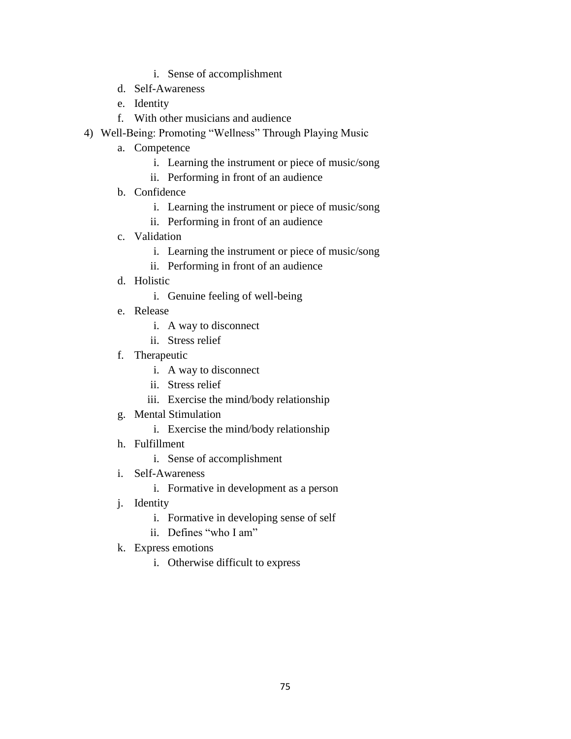i. Sense of accomplishment
   d. Self-Awareness
   e. Identity
   f. With other musicians and audience

4) Well-Being: Promoting "Wellness" Through Playing Music
   a. Competence
      i. Learning the instrument or piece of music/song
      ii. Performing in front of an audience
   b. Confidence
      i. Learning the instrument or piece of music/song
      ii. Performing in front of an audience
   c. Validation
      i. Learning the instrument or piece of music/song
      ii. Performing in front of an audience
   d. Holistic
      i. Genuine feeling of well-being
   e. Release
      i. A way to disconnect
      ii. Stress relief
   f. Therapeutic
      i. A way to disconnect
      ii. Stress relief
      iii. Exercise the mind/body relationship
   g. Mental Stimulation
      i. Exercise the mind/body relationship
   h. Fulfillment
      i. Sense of accomplishment
   i. Self-Awareness
      i. Formative in development as a person
   j. Identity
      i. Formative in developing sense of self
      ii. Defines "who I am"
   k. Express emotions
      i. Otherwise difficult to express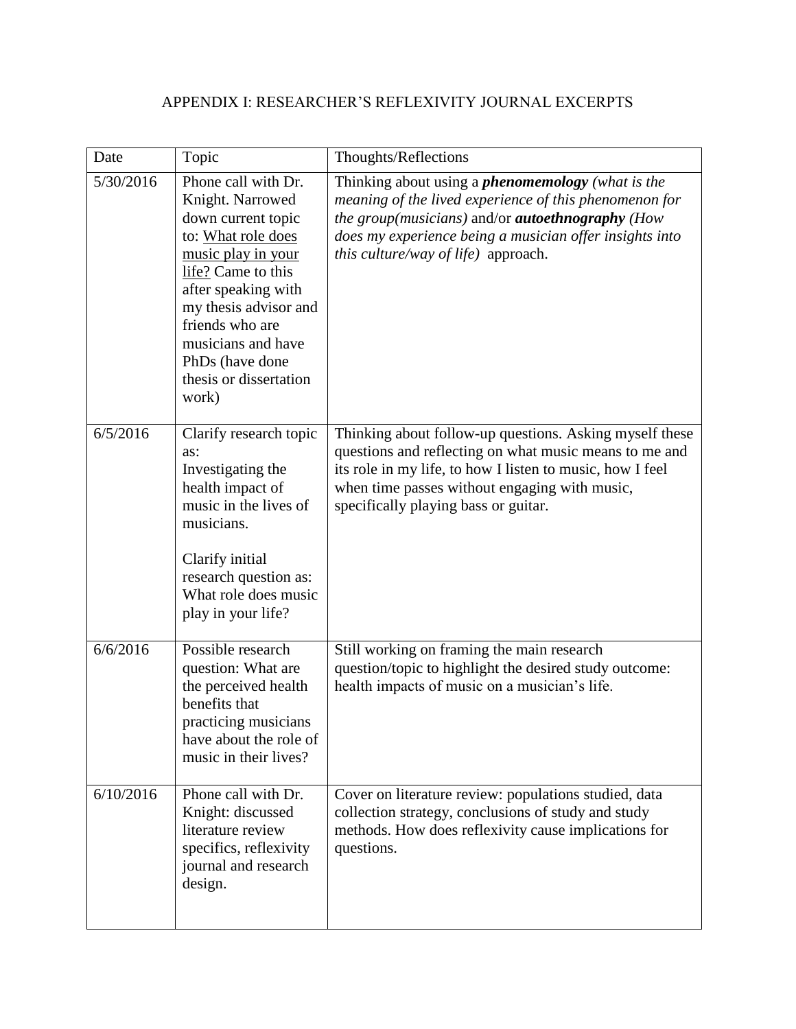# APPENDIX I: RESEARCHER'S REFLEXIVITY JOURNAL EXCERPTS

| Date | Topic | Thoughts/Reflections |
|---|---|---|
| 5/30/2016 | Phone call with Dr. Knight. Narrowed down current topic to: What role does music play in your life? Came to this after speaking with my thesis advisor and friends who are musicians and have PhDs (have done thesis or dissertation work) | Thinking about using a ***phenomemology*** *(what is the meaning of the lived experience of this phenomenon for the group(musicians)* and/or ***autoethnography*** *(How does my experience being a musician offer insights into this culture/way of life)* approach. |
| 6/5/2016 | Clarify research topic as: Investigating the health impact of music in the lives of musicians. Clarify initial research question as: What role does music play in your life? | Thinking about follow-up questions. Asking myself these questions and reflecting on what music means to me and its role in my life, to how I listen to music, how I feel when time passes without engaging with music, specifically playing bass or guitar. |
| 6/6/2016 | Possible research question: What are the perceived health benefits that practicing musicians have about the role of music in their lives? | Still working on framing the main research question/topic to highlight the desired study outcome: health impacts of music on a musician's life. |
| 6/10/2016 | Phone call with Dr. Knight: discussed literature review specifics, reflexivity journal and research design. | Cover on literature review: populations studied, data collection strategy, conclusions of study and study methods. How does reflexivity cause implications for questions. |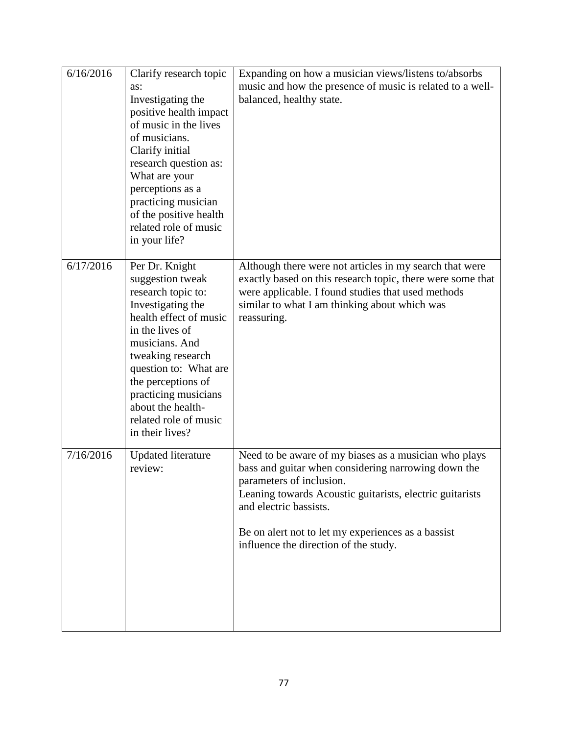| | | |
|---|---|---|
| 6/16/2016 | Clarify research topic as: Investigating the positive health impact of music in the lives of musicians. Clarify initial research question as: What are your perceptions as a practicing musician of the positive health related role of music in your life? | Expanding on how a musician views/listens to/absorbs music and how the presence of music is related to a well-balanced, healthy state. |
| 6/17/2016 | Per Dr. Knight suggestion tweak research topic to: Investigating the health effect of music in the lives of musicians. And tweaking research question to: What are the perceptions of practicing musicians about the health-related role of music in their lives? | Although there were not articles in my search that were exactly based on this research topic, there were some that were applicable. I found studies that used methods similar to what I am thinking about which was reassuring. |
| 7/16/2016 | Updated literature review: | Need to be aware of my biases as a musician who plays bass and guitar when considering narrowing down the parameters of inclusion.<br>Leaning towards Acoustic guitarists, electric guitarists and electric bassists.<br><br>Be on alert not to let my experiences as a bassist influence the direction of the study. |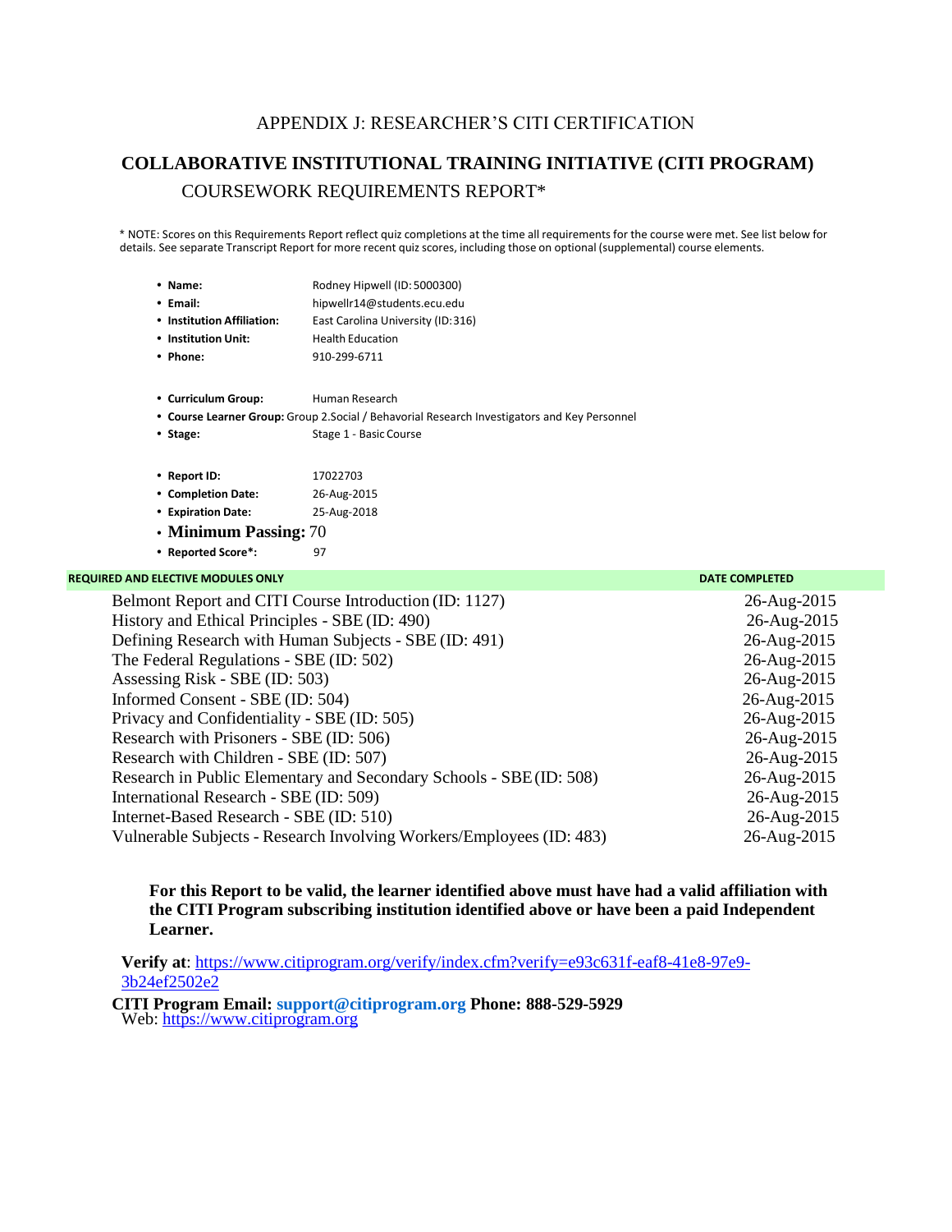# APPENDIX J: RESEARCHER'S CITI CERTIFICATION

## COLLABORATIVE INSTITUTIONAL TRAINING INITIATIVE (CITI PROGRAM)

### COURSEWORK REQUIREMENTS REPORT*

* NOTE: Scores on this Requirements Report reflect quiz completions at the time all requirements for the course were met. See list below for details. See separate Transcript Report for more recent quiz scores, including those on optional (supplemental) course elements.

- **Name:** Rodney Hipwell (ID: 5000300)
- **Email:** hipwellr14@students.ecu.edu
- **Institution Affiliation:** East Carolina University (ID: 316)
- **Institution Unit:** Health Education
- **Phone:** 910-299-6711

- **Curriculum Group:** Human Research
- **Course Learner Group:** Group 2.Social / Behavorial Research Investigators and Key Personnel
- **Stage:** Stage 1 - Basic Course

- **Report ID:** 17022703
- **Completion Date:** 26-Aug-2015
- **Expiration Date:** 25-Aug-2018
- **Minimum Passing:** 70
- **Reported Score*:** 97

| REQUIRED AND ELECTIVE MODULES ONLY | DATE COMPLETED |
|---|---|
| Belmont Report and CITI Course Introduction (ID: 1127) | 26-Aug-2015 |
| History and Ethical Principles - SBE (ID: 490) | 26-Aug-2015 |
| Defining Research with Human Subjects - SBE (ID: 491) | 26-Aug-2015 |
| The Federal Regulations - SBE (ID: 502) | 26-Aug-2015 |
| Assessing Risk - SBE (ID: 503) | 26-Aug-2015 |
| Informed Consent - SBE (ID: 504) | 26-Aug-2015 |
| Privacy and Confidentiality - SBE (ID: 505) | 26-Aug-2015 |
| Research with Prisoners - SBE (ID: 506) | 26-Aug-2015 |
| Research with Children - SBE (ID: 507) | 26-Aug-2015 |
| Research in Public Elementary and Secondary Schools - SBE (ID: 508) | 26-Aug-2015 |
| International Research - SBE (ID: 509) | 26-Aug-2015 |
| Internet-Based Research - SBE (ID: 510) | 26-Aug-2015 |
| Vulnerable Subjects - Research Involving Workers/Employees (ID: 483) | 26-Aug-2015 |

**For this Report to be valid, the learner identified above must have had a valid affiliation with the CITI Program subscribing institution identified above or have been a paid Independent Learner.**

**Verify at**: https://www.citiprogram.org/verify/index.cfm?verify=e93c631f-eaf8-41e8-97e9-3b24ef2502e2

**CITI Program Email: support@citiprogram.org Phone: 888-529-5929**
Web: https://www.citiprogram.org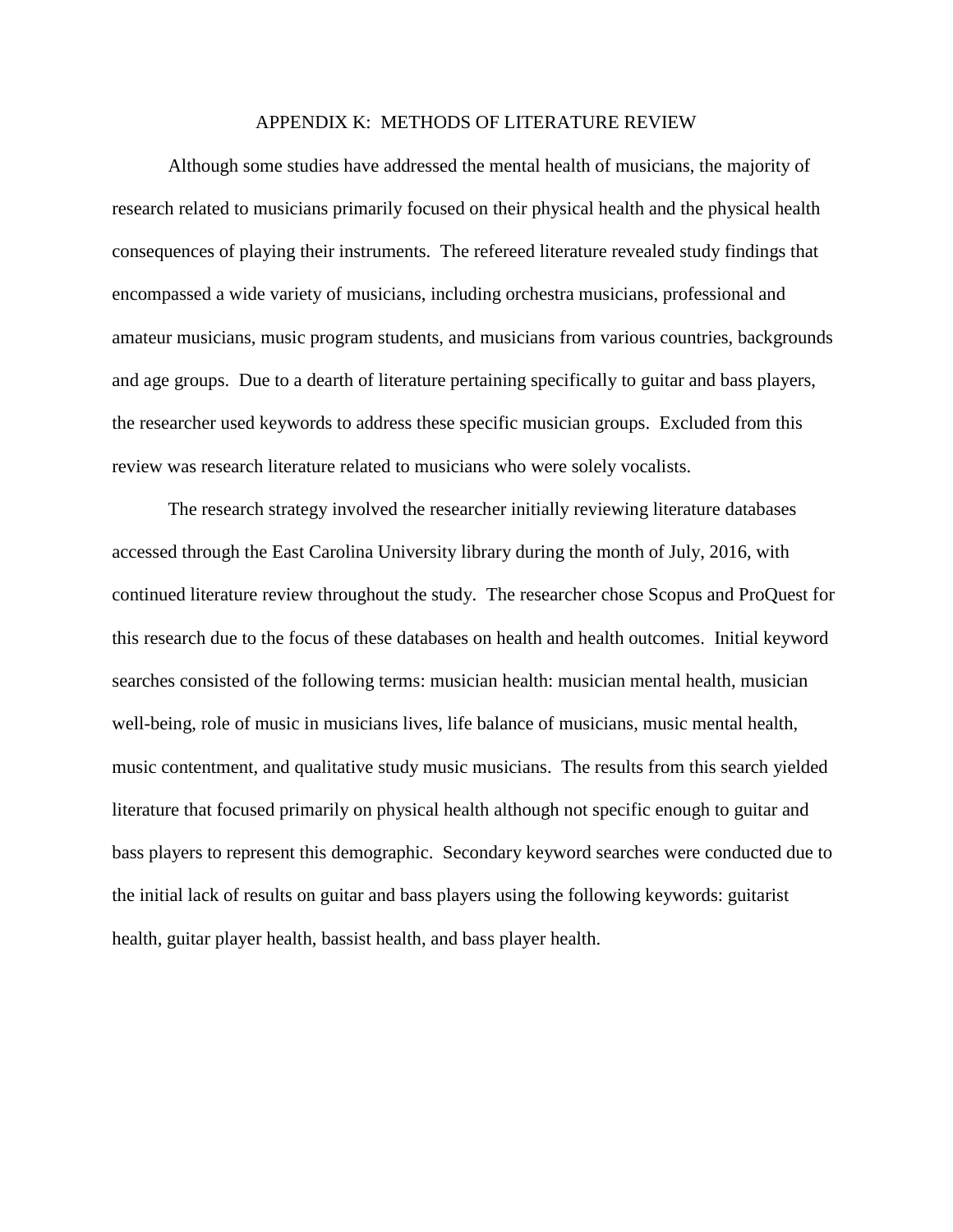# APPENDIX K: METHODS OF LITERATURE REVIEW

Although some studies have addressed the mental health of musicians, the majority of research related to musicians primarily focused on their physical health and the physical health consequences of playing their instruments. The refereed literature revealed study findings that encompassed a wide variety of musicians, including orchestra musicians, professional and amateur musicians, music program students, and musicians from various countries, backgrounds and age groups. Due to a dearth of literature pertaining specifically to guitar and bass players, the researcher used keywords to address these specific musician groups. Excluded from this review was research literature related to musicians who were solely vocalists.

The research strategy involved the researcher initially reviewing literature databases accessed through the East Carolina University library during the month of July, 2016, with continued literature review throughout the study. The researcher chose Scopus and ProQuest for this research due to the focus of these databases on health and health outcomes. Initial keyword searches consisted of the following terms: musician health: musician mental health, musician well-being, role of music in musicians lives, life balance of musicians, music mental health, music contentment, and qualitative study music musicians. The results from this search yielded literature that focused primarily on physical health although not specific enough to guitar and bass players to represent this demographic. Secondary keyword searches were conducted due to the initial lack of results on guitar and bass players using the following keywords: guitarist health, guitar player health, bassist health, and bass player health.